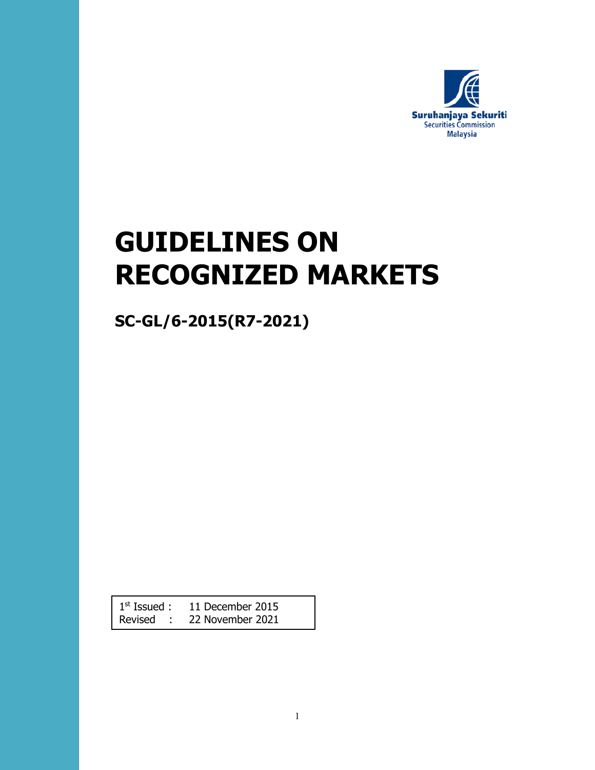Suruhanjaya Sekuriti
Securities Commission
Malaysia

# GUIDELINES ON RECOGNIZED MARKETS

## SC-GL/6-2015(R7-2021)

| | | |
|---|---|---|
| 1st Issued | : | 11 December 2015 |
| Revised | : | 22 November 2021 |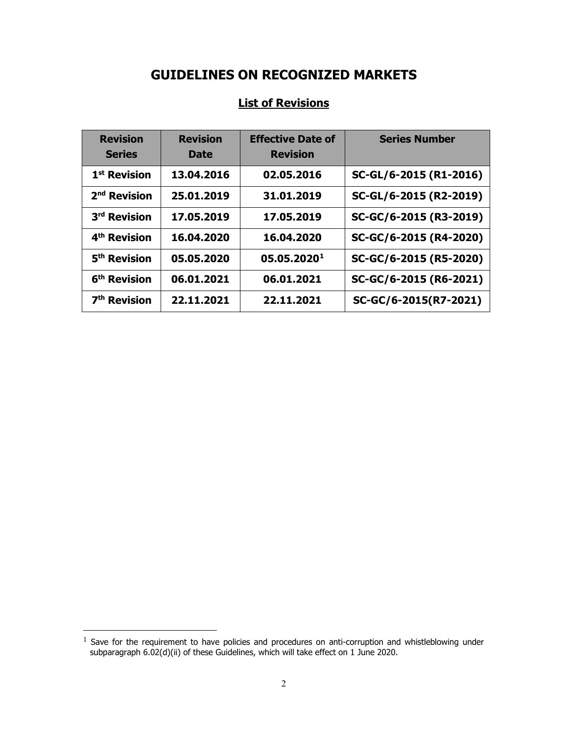# GUIDELINES ON RECOGNIZED MARKETS

## List of Revisions

| Revision Series | Revision Date | Effective Date of Revision | Series Number |
|---|---|---|---|
| 1st Revision | 13.04.2016 | 02.05.2016 | SC-GL/6-2015 (R1-2016) |
| 2nd Revision | 25.01.2019 | 31.01.2019 | SC-GL/6-2015 (R2-2019) |
| 3rd Revision | 17.05.2019 | 17.05.2019 | SC-GC/6-2015 (R3-2019) |
| 4th Revision | 16.04.2020 | 16.04.2020 | SC-GC/6-2015 (R4-2020) |
| 5th Revision | 05.05.2020 | 05.05.2020[1] | SC-GC/6-2015 (R5-2020) |
| 6th Revision | 06.01.2021 | 06.01.2021 | SC-GC/6-2015 (R6-2021) |
| 7th Revision | 22.11.2021 | 22.11.2021 | SC-GC/6-2015(R7-2021) |

[1] Save for the requirement to have policies and procedures on anti-corruption and whistleblowing under subparagraph 6.02(d)(ii) of these Guidelines, which will take effect on 1 June 2020.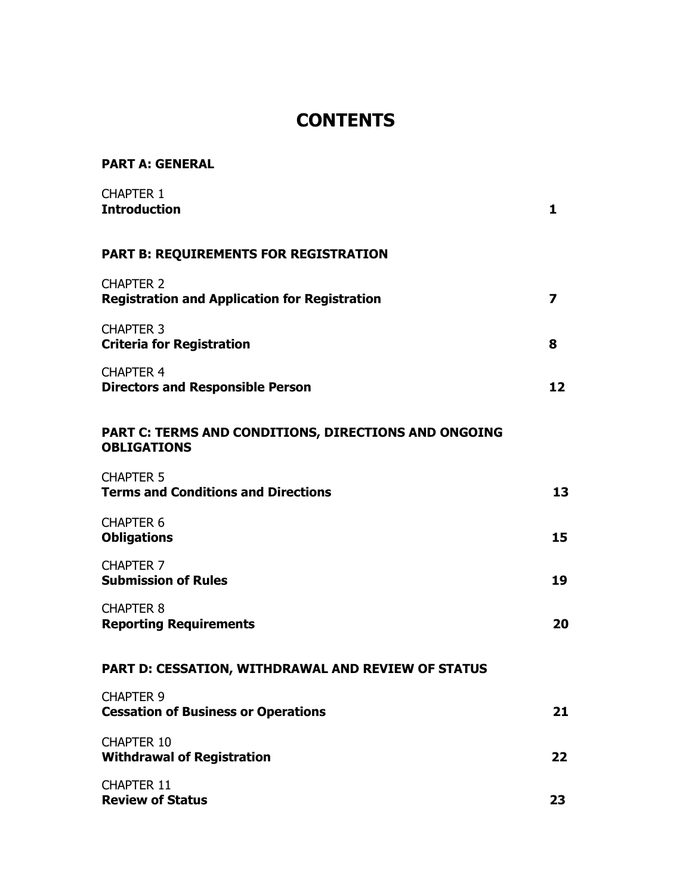# CONTENTS

**PART A: GENERAL**

| | |
|---|---|
| CHAPTER 1<br>**Introduction** | **1** |

**PART B: REQUIREMENTS FOR REGISTRATION**

| | |
|---|---|
| CHAPTER 2<br>**Registration and Application for Registration** | **7** |
| CHAPTER 3<br>**Criteria for Registration** | **8** |
| CHAPTER 4<br>**Directors and Responsible Person** | **12** |

**PART C: TERMS AND CONDITIONS, DIRECTIONS AND ONGOING OBLIGATIONS**

| | |
|---|---|
| CHAPTER 5<br>**Terms and Conditions and Directions** | **13** |
| CHAPTER 6<br>**Obligations** | **15** |
| CHAPTER 7<br>**Submission of Rules** | **19** |
| CHAPTER 8<br>**Reporting Requirements** | **20** |

**PART D: CESSATION, WITHDRAWAL AND REVIEW OF STATUS**

| | |
|---|---|
| CHAPTER 9<br>**Cessation of Business or Operations** | **21** |
| CHAPTER 10<br>**Withdrawal of Registration** | **22** |
| CHAPTER 11<br>**Review of Status** | **23** |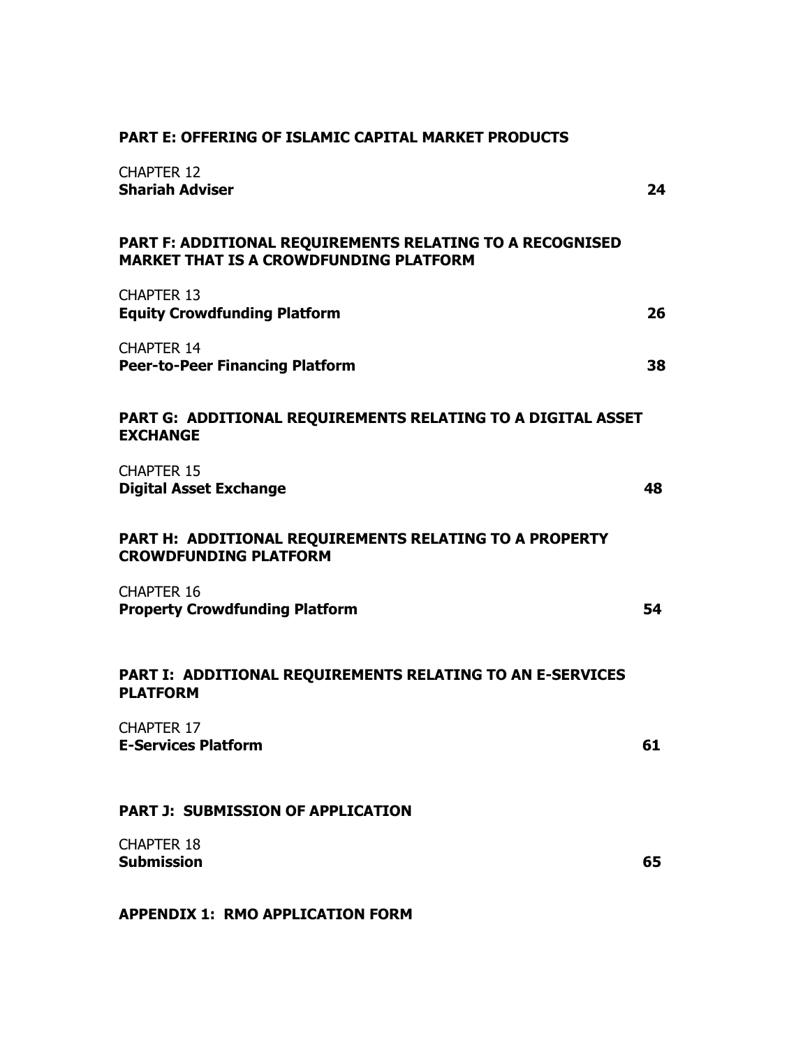**PART E: OFFERING OF ISLAMIC CAPITAL MARKET PRODUCTS**

| | |
|---|---|
| CHAPTER 12<br>**Shariah Adviser** | **24** |

**PART F: ADDITIONAL REQUIREMENTS RELATING TO A RECOGNISED MARKET THAT IS A CROWDFUNDING PLATFORM**

| | |
|---|---|
| CHAPTER 13<br>**Equity Crowdfunding Platform** | **26** |
| CHAPTER 14<br>**Peer-to-Peer Financing Platform** | **38** |

**PART G: ADDITIONAL REQUIREMENTS RELATING TO A DIGITAL ASSET EXCHANGE**

| | |
|---|---|
| CHAPTER 15<br>**Digital Asset Exchange** | **48** |

**PART H: ADDITIONAL REQUIREMENTS RELATING TO A PROPERTY CROWDFUNDING PLATFORM**

| | |
|---|---|
| CHAPTER 16<br>**Property Crowdfunding Platform** | **54** |

**PART I: ADDITIONAL REQUIREMENTS RELATING TO AN E-SERVICES PLATFORM**

| | |
|---|---|
| CHAPTER 17<br>**E-Services Platform** | **61** |

**PART J: SUBMISSION OF APPLICATION**

| | |
|---|---|
| CHAPTER 18<br>**Submission** | **65** |

**APPENDIX 1: RMO APPLICATION FORM**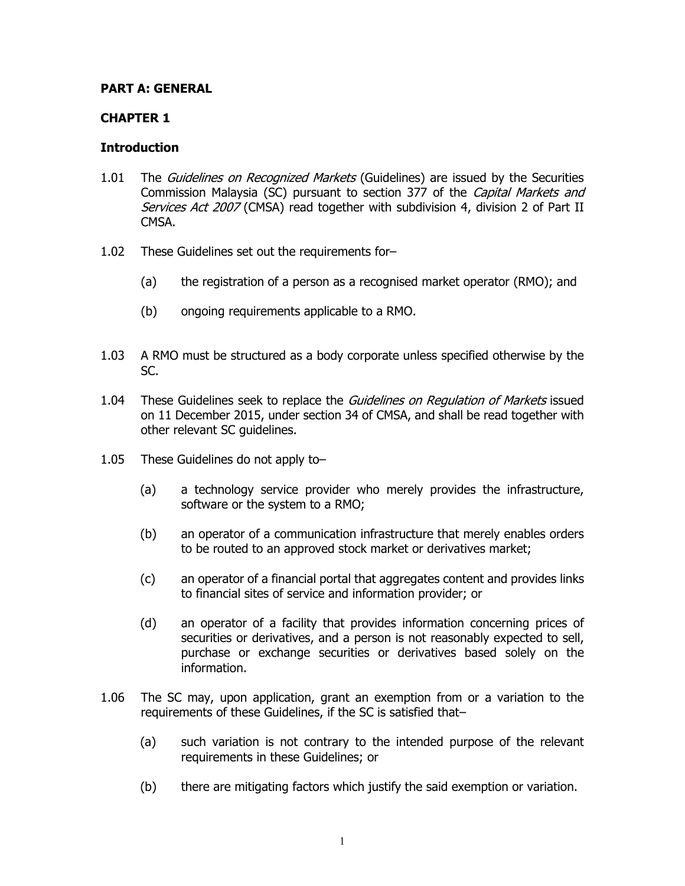## PART A: GENERAL

## CHAPTER 1

### Introduction

1.01 The *Guidelines on Recognized Markets* (Guidelines) are issued by the Securities Commission Malaysia (SC) pursuant to section 377 of the *Capital Markets and Services Act 2007* (CMSA) read together with subdivision 4, division 2 of Part II CMSA.

1.02 These Guidelines set out the requirements for–

(a) the registration of a person as a recognised market operator (RMO); and

(b) ongoing requirements applicable to a RMO.

1.03 A RMO must be structured as a body corporate unless specified otherwise by the SC.

1.04 These Guidelines seek to replace the *Guidelines on Regulation of Markets* issued on 11 December 2015, under section 34 of CMSA, and shall be read together with other relevant SC guidelines.

1.05 These Guidelines do not apply to–

(a) a technology service provider who merely provides the infrastructure, software or the system to a RMO;

(b) an operator of a communication infrastructure that merely enables orders to be routed to an approved stock market or derivatives market;

(c) an operator of a financial portal that aggregates content and provides links to financial sites of service and information provider; or

(d) an operator of a facility that provides information concerning prices of securities or derivatives, and a person is not reasonably expected to sell, purchase or exchange securities or derivatives based solely on the information.

1.06 The SC may, upon application, grant an exemption from or a variation to the requirements of these Guidelines, if the SC is satisfied that–

(a) such variation is not contrary to the intended purpose of the relevant requirements in these Guidelines; or

(b) there are mitigating factors which justify the said exemption or variation.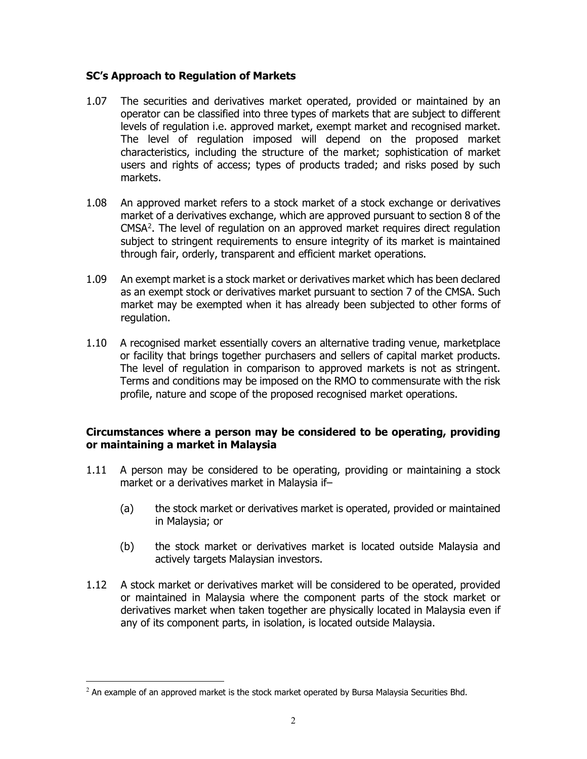### SC's Approach to Regulation of Markets

1.07 The securities and derivatives market operated, provided or maintained by an operator can be classified into three types of markets that are subject to different levels of regulation i.e. approved market, exempt market and recognised market. The level of regulation imposed will depend on the proposed market characteristics, including the structure of the market; sophistication of market users and rights of access; types of products traded; and risks posed by such markets.

1.08 An approved market refers to a stock market of a stock exchange or derivatives market of a derivatives exchange, which are approved pursuant to section 8 of the CMSA[2]. The level of regulation on an approved market requires direct regulation subject to stringent requirements to ensure integrity of its market is maintained through fair, orderly, transparent and efficient market operations.

1.09 An exempt market is a stock market or derivatives market which has been declared as an exempt stock or derivatives market pursuant to section 7 of the CMSA. Such market may be exempted when it has already been subjected to other forms of regulation.

1.10 A recognised market essentially covers an alternative trading venue, marketplace or facility that brings together purchasers and sellers of capital market products. The level of regulation in comparison to approved markets is not as stringent. Terms and conditions may be imposed on the RMO to commensurate with the risk profile, nature and scope of the proposed recognised market operations.

### Circumstances where a person may be considered to be operating, providing or maintaining a market in Malaysia

1.11 A person may be considered to be operating, providing or maintaining a stock market or a derivatives market in Malaysia if–

- (a) the stock market or derivatives market is operated, provided or maintained in Malaysia; or
- (b) the stock market or derivatives market is located outside Malaysia and actively targets Malaysian investors.

1.12 A stock market or derivatives market will be considered to be operated, provided or maintained in Malaysia where the component parts of the stock market or derivatives market when taken together are physically located in Malaysia even if any of its component parts, in isolation, is located outside Malaysia.

---

[2] An example of an approved market is the stock market operated by Bursa Malaysia Securities Bhd.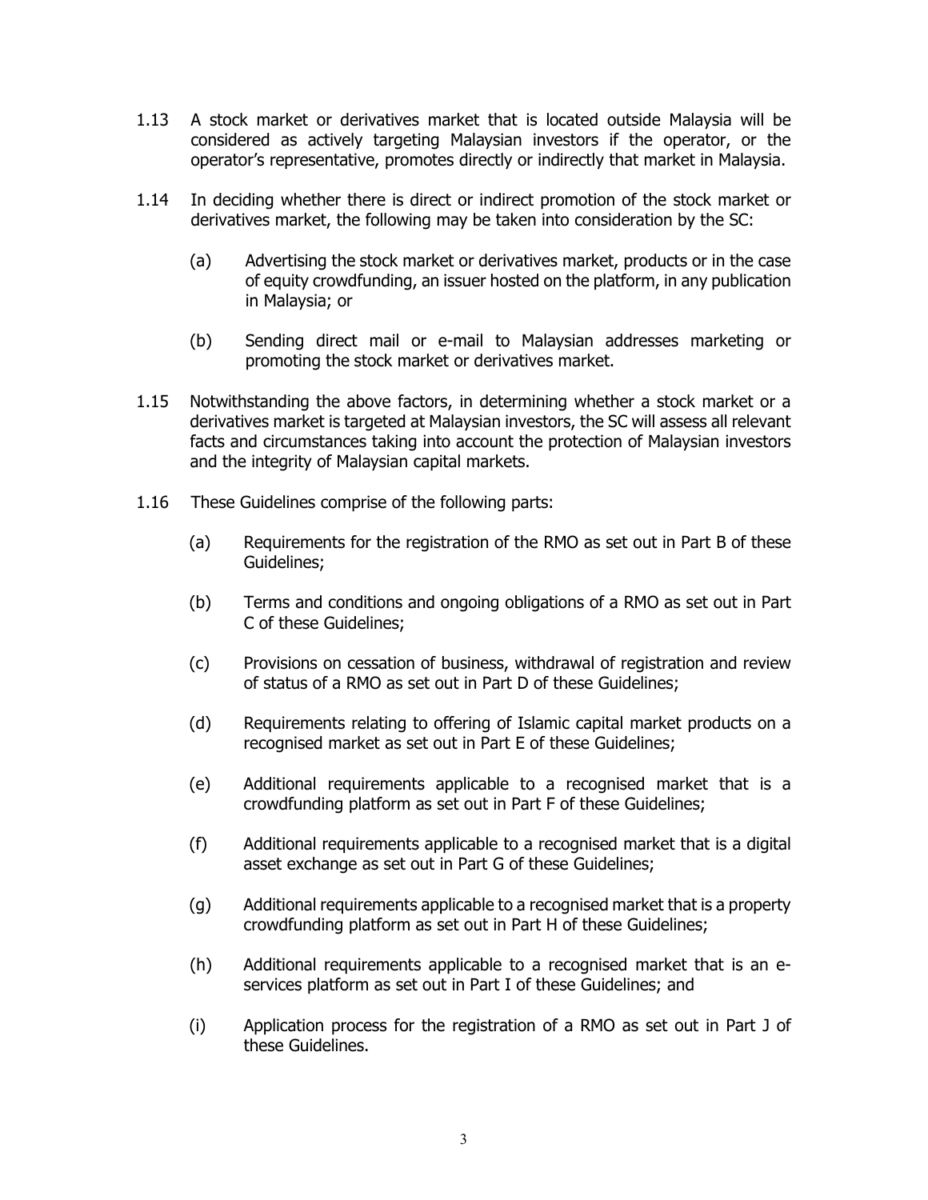1.13 A stock market or derivatives market that is located outside Malaysia will be considered as actively targeting Malaysian investors if the operator, or the operator's representative, promotes directly or indirectly that market in Malaysia.

1.14 In deciding whether there is direct or indirect promotion of the stock market or derivatives market, the following may be taken into consideration by the SC:

(a) Advertising the stock market or derivatives market, products or in the case of equity crowdfunding, an issuer hosted on the platform, in any publication in Malaysia; or

(b) Sending direct mail or e-mail to Malaysian addresses marketing or promoting the stock market or derivatives market.

1.15 Notwithstanding the above factors, in determining whether a stock market or a derivatives market is targeted at Malaysian investors, the SC will assess all relevant facts and circumstances taking into account the protection of Malaysian investors and the integrity of Malaysian capital markets.

1.16 These Guidelines comprise of the following parts:

(a) Requirements for the registration of the RMO as set out in Part B of these Guidelines;

(b) Terms and conditions and ongoing obligations of a RMO as set out in Part C of these Guidelines;

(c) Provisions on cessation of business, withdrawal of registration and review of status of a RMO as set out in Part D of these Guidelines;

(d) Requirements relating to offering of Islamic capital market products on a recognised market as set out in Part E of these Guidelines;

(e) Additional requirements applicable to a recognised market that is a crowdfunding platform as set out in Part F of these Guidelines;

(f) Additional requirements applicable to a recognised market that is a digital asset exchange as set out in Part G of these Guidelines;

(g) Additional requirements applicable to a recognised market that is a property crowdfunding platform as set out in Part H of these Guidelines;

(h) Additional requirements applicable to a recognised market that is an e-services platform as set out in Part I of these Guidelines; and

(i) Application process for the registration of a RMO as set out in Part J of these Guidelines.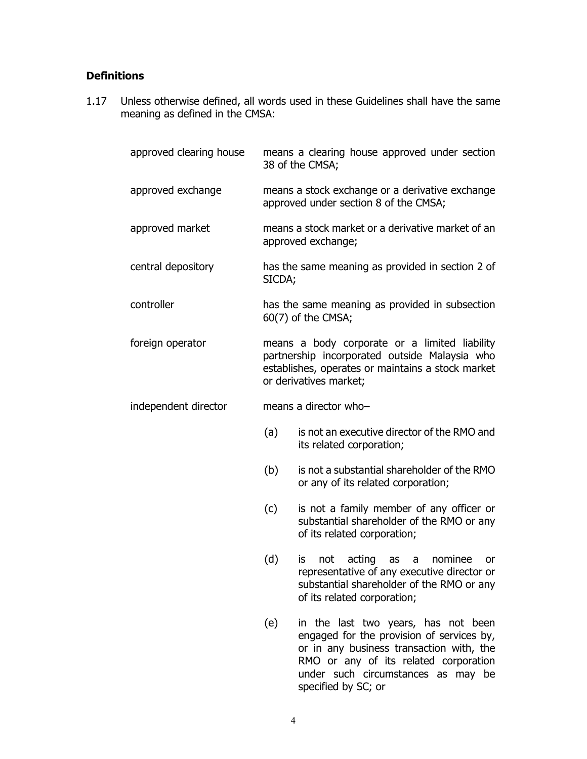### Definitions

1.17 Unless otherwise defined, all words used in these Guidelines shall have the same meaning as defined in the CMSA:

| | |
|---|---|
| approved clearing house | means a clearing house approved under section 38 of the CMSA; |
| approved exchange | means a stock exchange or a derivative exchange approved under section 8 of the CMSA; |
| approved market | means a stock market or a derivative market of an approved exchange; |
| central depository | has the same meaning as provided in section 2 of SICDA; |
| controller | has the same meaning as provided in subsection 60(7) of the CMSA; |
| foreign operator | means a body corporate or a limited liability partnership incorporated outside Malaysia who establishes, operates or maintains a stock market or derivatives market; |
| independent director | means a director who– |

(a) is not an executive director of the RMO and its related corporation;

(b) is not a substantial shareholder of the RMO or any of its related corporation;

(c) is not a family member of any officer or substantial shareholder of the RMO or any of its related corporation;

(d) is not acting as a nominee or representative of any executive director or substantial shareholder of the RMO or any of its related corporation;

(e) in the last two years, has not been engaged for the provision of services by, or in any business transaction with, the RMO or any of its related corporation under such circumstances as may be specified by SC; or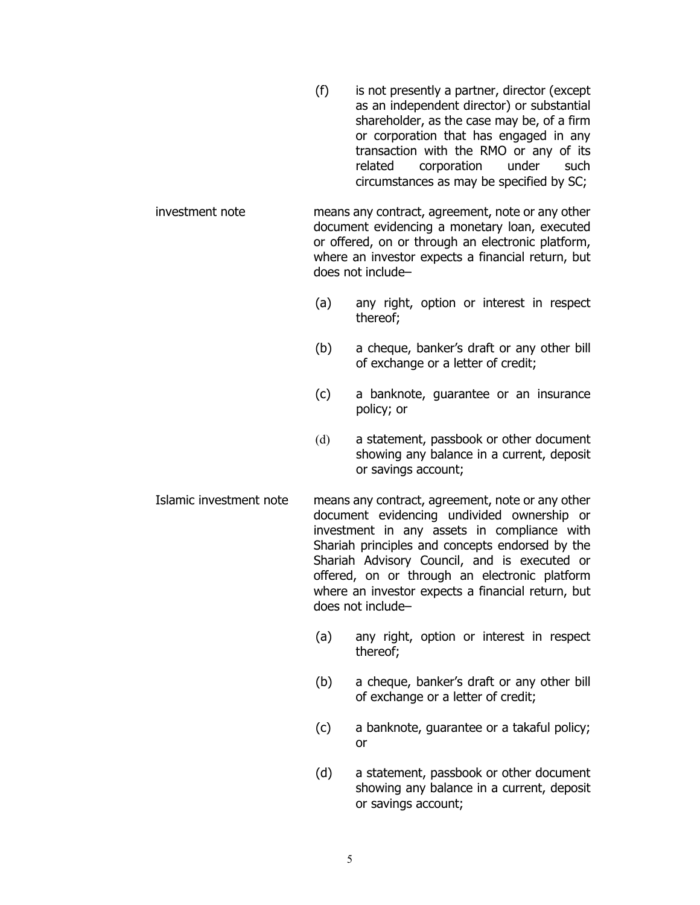(f) is not presently a partner, director (except as an independent director) or substantial shareholder, as the case may be, of a firm or corporation that has engaged in any transaction with the RMO or any of its related corporation under such circumstances as may be specified by SC;

**investment note** means any contract, agreement, note or any other document evidencing a monetary loan, executed or offered, on or through an electronic platform, where an investor expects a financial return, but does not include–

(a) any right, option or interest in respect thereof;

(b) a cheque, banker's draft or any other bill of exchange or a letter of credit;

(c) a banknote, guarantee or an insurance policy; or

(d) a statement, passbook or other document showing any balance in a current, deposit or savings account;

**Islamic investment note** means any contract, agreement, note or any other document evidencing undivided ownership or investment in any assets in compliance with Shariah principles and concepts endorsed by the Shariah Advisory Council, and is executed or offered, on or through an electronic platform where an investor expects a financial return, but does not include–

(a) any right, option or interest in respect thereof;

(b) a cheque, banker's draft or any other bill of exchange or a letter of credit;

(c) a banknote, guarantee or a takaful policy; or

(d) a statement, passbook or other document showing any balance in a current, deposit or savings account;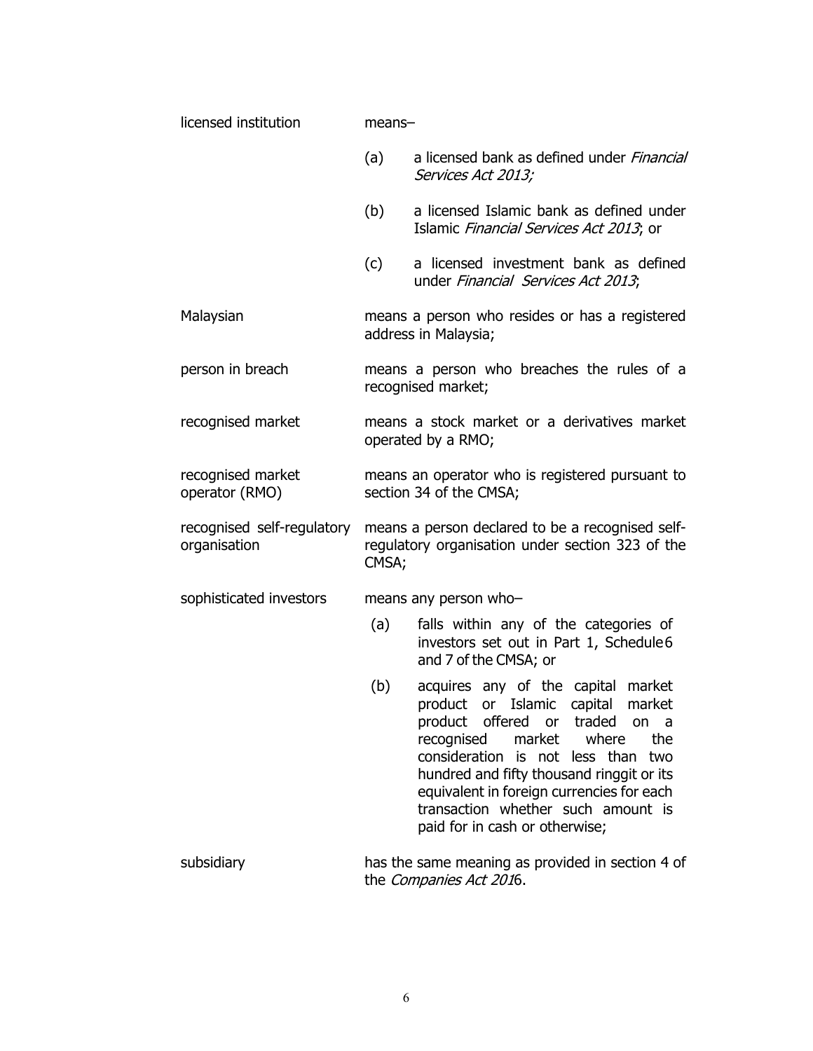| | |
|---|---|
| licensed institution | means–<br><br>(a) a licensed bank as defined under *Financial Services Act 2013;*<br><br>(b) a licensed Islamic bank as defined under Islamic *Financial Services Act 2013*; or<br><br>(c) a licensed investment bank as defined under *Financial Services Act 2013*; |
| Malaysian | means a person who resides or has a registered address in Malaysia; |
| person in breach | means a person who breaches the rules of a recognised market; |
| recognised market | means a stock market or a derivatives market operated by a RMO; |
| recognised market operator (RMO) | means an operator who is registered pursuant to section 34 of the CMSA; |
| recognised self-regulatory organisation | means a person declared to be a recognised self-regulatory organisation under section 323 of the CMSA; |
| sophisticated investors | means any person who–<br><br>(a) falls within any of the categories of investors set out in Part 1, Schedule 6 and 7 of the CMSA; or<br><br>(b) acquires any of the capital market product or Islamic capital market product offered or traded on a recognised market where the consideration is not less than two hundred and fifty thousand ringgit or its equivalent in foreign currencies for each transaction whether such amount is paid for in cash or otherwise; |
| subsidiary | has the same meaning as provided in section 4 of the *Companies Act 2016*. |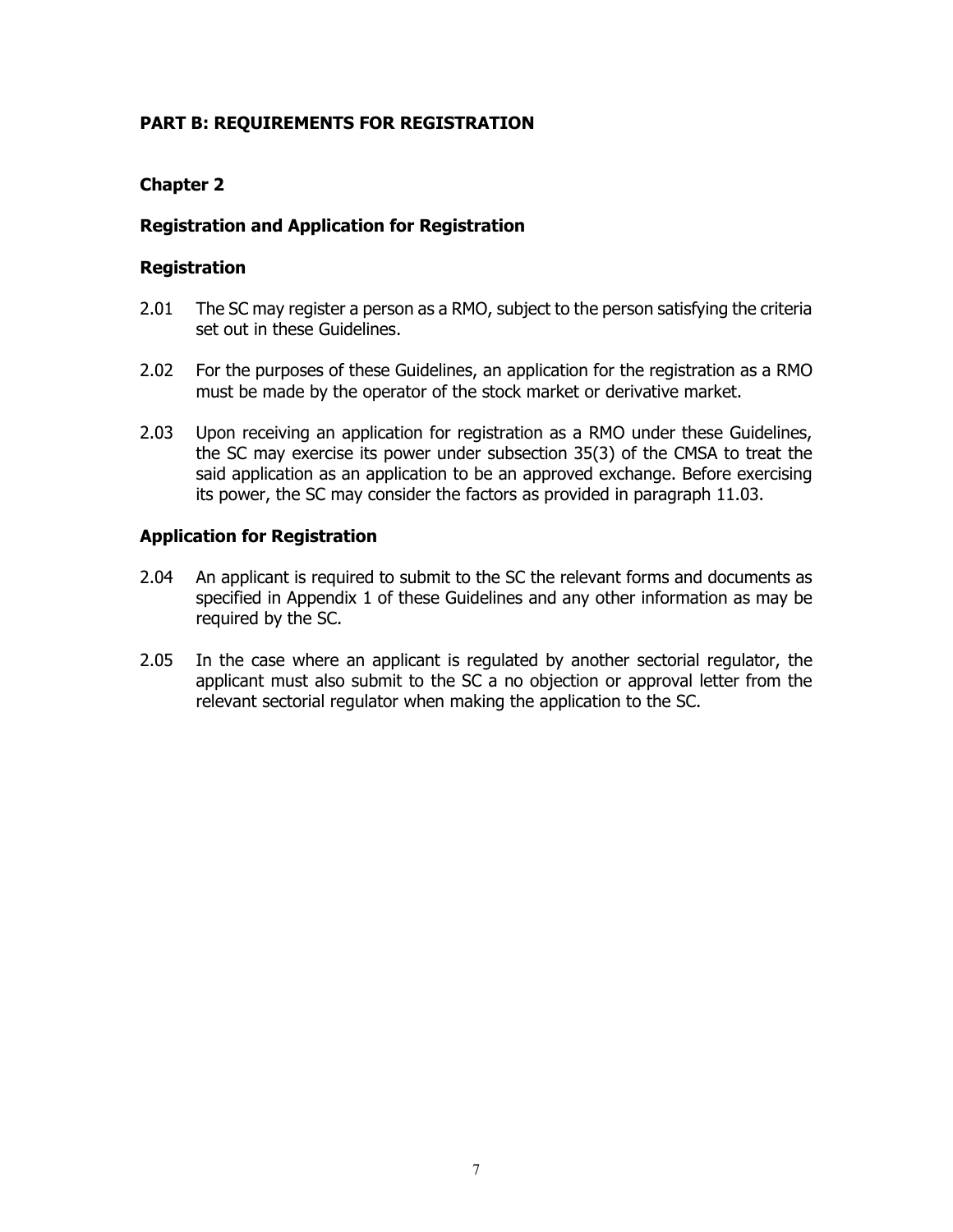## PART B: REQUIREMENTS FOR REGISTRATION

### Chapter 2

### Registration and Application for Registration

#### Registration

2.01 The SC may register a person as a RMO, subject to the person satisfying the criteria set out in these Guidelines.

2.02 For the purposes of these Guidelines, an application for the registration as a RMO must be made by the operator of the stock market or derivative market.

2.03 Upon receiving an application for registration as a RMO under these Guidelines, the SC may exercise its power under subsection 35(3) of the CMSA to treat the said application as an application to be an approved exchange. Before exercising its power, the SC may consider the factors as provided in paragraph 11.03.

#### Application for Registration

2.04 An applicant is required to submit to the SC the relevant forms and documents as specified in Appendix 1 of these Guidelines and any other information as may be required by the SC.

2.05 In the case where an applicant is regulated by another sectorial regulator, the applicant must also submit to the SC a no objection or approval letter from the relevant sectorial regulator when making the application to the SC.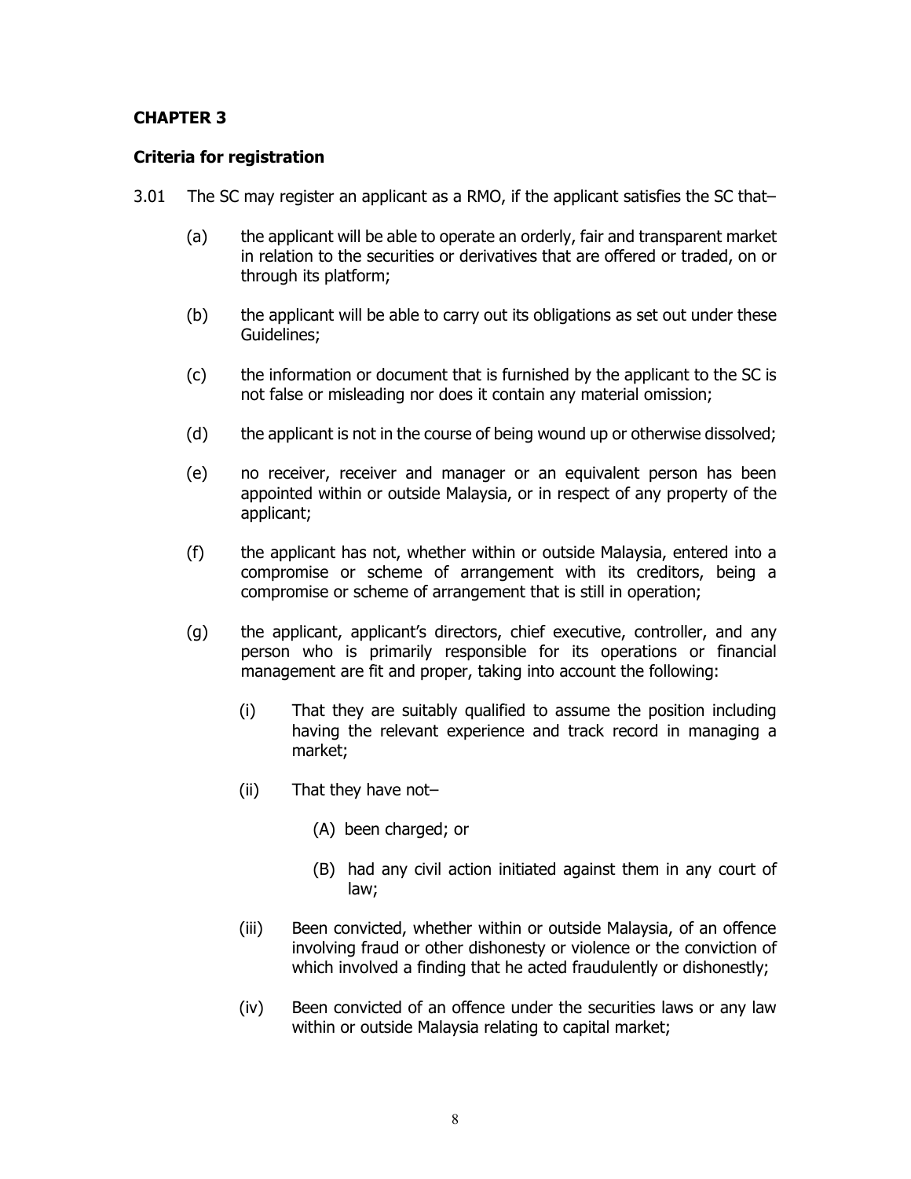**CHAPTER 3**

**Criteria for registration**

3.01 The SC may register an applicant as a RMO, if the applicant satisfies the SC that–

(a) the applicant will be able to operate an orderly, fair and transparent market in relation to the securities or derivatives that are offered or traded, on or through its platform;

(b) the applicant will be able to carry out its obligations as set out under these Guidelines;

(c) the information or document that is furnished by the applicant to the SC is not false or misleading nor does it contain any material omission;

(d) the applicant is not in the course of being wound up or otherwise dissolved;

(e) no receiver, receiver and manager or an equivalent person has been appointed within or outside Malaysia, or in respect of any property of the applicant;

(f) the applicant has not, whether within or outside Malaysia, entered into a compromise or scheme of arrangement with its creditors, being a compromise or scheme of arrangement that is still in operation;

(g) the applicant, applicant's directors, chief executive, controller, and any person who is primarily responsible for its operations or financial management are fit and proper, taking into account the following:

  (i) That they are suitably qualified to assume the position including having the relevant experience and track record in managing a market;

  (ii) That they have not–

    (A) been charged; or

    (B) had any civil action initiated against them in any court of law;

  (iii) Been convicted, whether within or outside Malaysia, of an offence involving fraud or other dishonesty or violence or the conviction of which involved a finding that he acted fraudulently or dishonestly;

  (iv) Been convicted of an offence under the securities laws or any law within or outside Malaysia relating to capital market;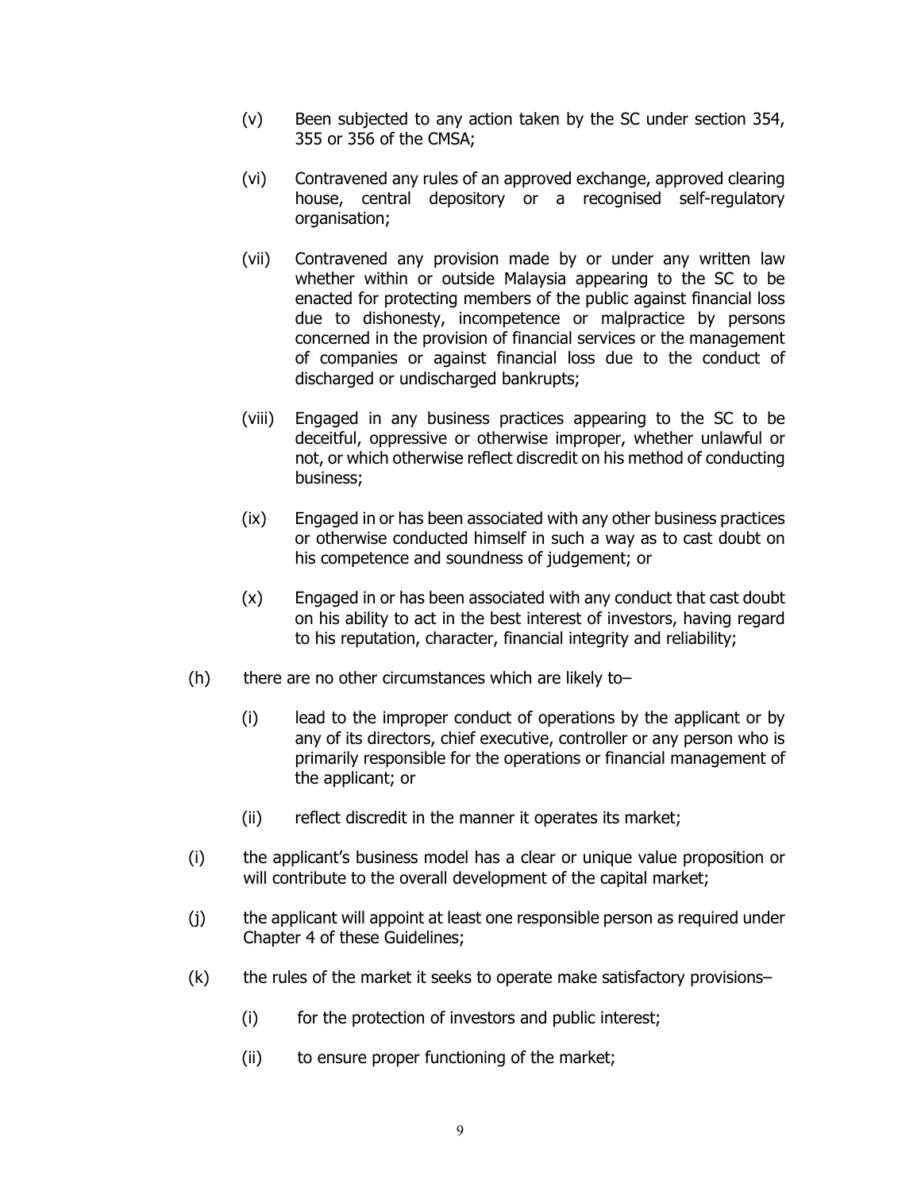(v) Been subjected to any action taken by the SC under section 354, 355 or 356 of the CMSA;

(vi) Contravened any rules of an approved exchange, approved clearing house, central depository or a recognised self-regulatory organisation;

(vii) Contravened any provision made by or under any written law whether within or outside Malaysia appearing to the SC to be enacted for protecting members of the public against financial loss due to dishonesty, incompetence or malpractice by persons concerned in the provision of financial services or the management of companies or against financial loss due to the conduct of discharged or undischarged bankrupts;

(viii) Engaged in any business practices appearing to the SC to be deceitful, oppressive or otherwise improper, whether unlawful or not, or which otherwise reflect discredit on his method of conducting business;

(ix) Engaged in or has been associated with any other business practices or otherwise conducted himself in such a way as to cast doubt on his competence and soundness of judgement; or

(x) Engaged in or has been associated with any conduct that cast doubt on his ability to act in the best interest of investors, having regard to his reputation, character, financial integrity and reliability;

(h) there are no other circumstances which are likely to–

(i) lead to the improper conduct of operations by the applicant or by any of its directors, chief executive, controller or any person who is primarily responsible for the operations or financial management of the applicant; or

(ii) reflect discredit in the manner it operates its market;

(i) the applicant's business model has a clear or unique value proposition or will contribute to the overall development of the capital market;

(j) the applicant will appoint at least one responsible person as required under Chapter 4 of these Guidelines;

(k) the rules of the market it seeks to operate make satisfactory provisions–

(i) for the protection of investors and public interest;

(ii) to ensure proper functioning of the market;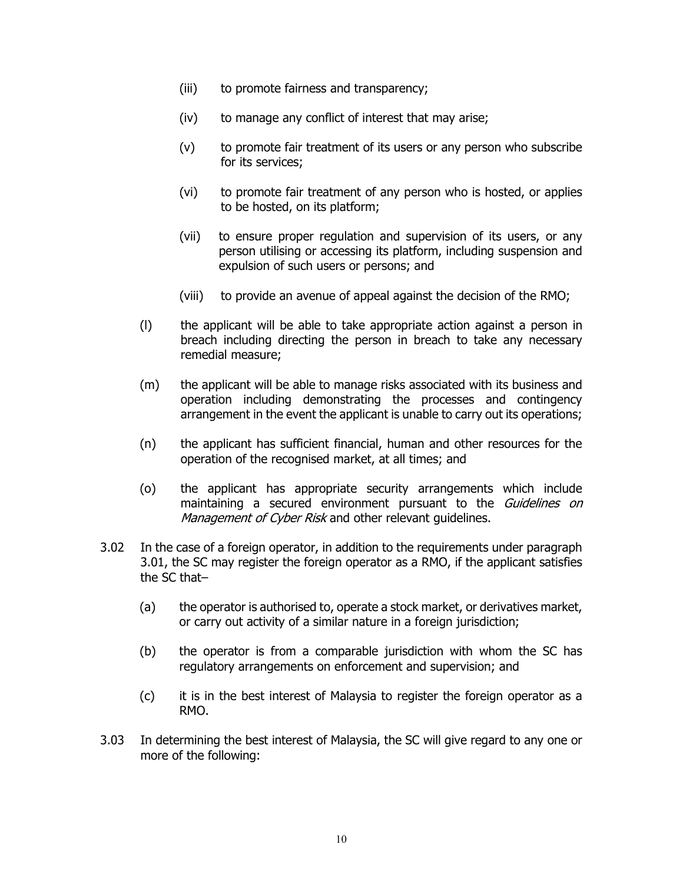(iii) to promote fairness and transparency;

(iv) to manage any conflict of interest that may arise;

(v) to promote fair treatment of its users or any person who subscribe for its services;

(vi) to promote fair treatment of any person who is hosted, or applies to be hosted, on its platform;

(vii) to ensure proper regulation and supervision of its users, or any person utilising or accessing its platform, including suspension and expulsion of such users or persons; and

(viii) to provide an avenue of appeal against the decision of the RMO;

(l) the applicant will be able to take appropriate action against a person in breach including directing the person in breach to take any necessary remedial measure;

(m) the applicant will be able to manage risks associated with its business and operation including demonstrating the processes and contingency arrangement in the event the applicant is unable to carry out its operations;

(n) the applicant has sufficient financial, human and other resources for the operation of the recognised market, at all times; and

(o) the applicant has appropriate security arrangements which include maintaining a secured environment pursuant to the *Guidelines on Management of Cyber Risk* and other relevant guidelines.

3.02 In the case of a foreign operator, in addition to the requirements under paragraph 3.01, the SC may register the foreign operator as a RMO, if the applicant satisfies the SC that–

(a) the operator is authorised to, operate a stock market, or derivatives market, or carry out activity of a similar nature in a foreign jurisdiction;

(b) the operator is from a comparable jurisdiction with whom the SC has regulatory arrangements on enforcement and supervision; and

(c) it is in the best interest of Malaysia to register the foreign operator as a RMO.

3.03 In determining the best interest of Malaysia, the SC will give regard to any one or more of the following: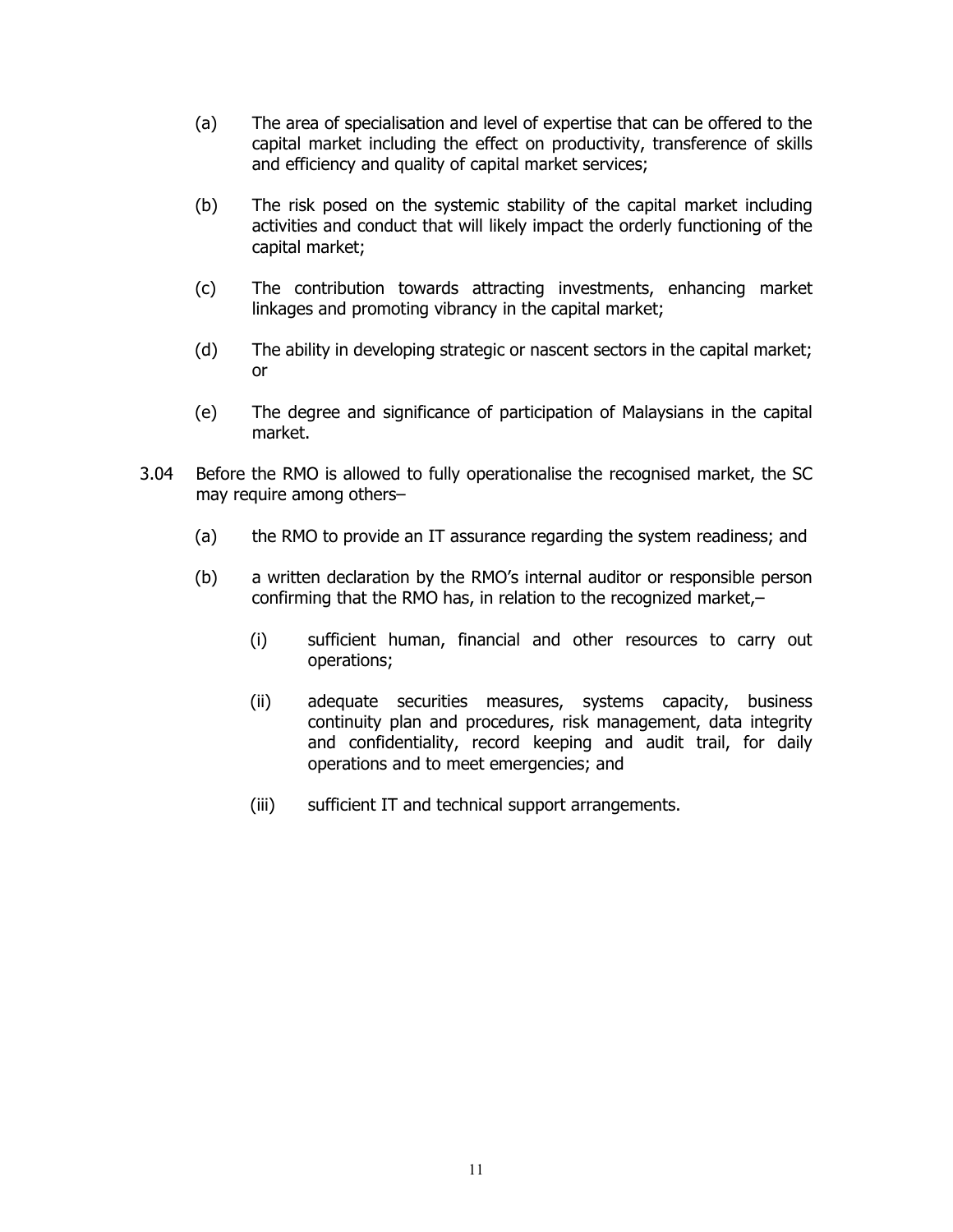(a) The area of specialisation and level of expertise that can be offered to the capital market including the effect on productivity, transference of skills and efficiency and quality of capital market services;

(b) The risk posed on the systemic stability of the capital market including activities and conduct that will likely impact the orderly functioning of the capital market;

(c) The contribution towards attracting investments, enhancing market linkages and promoting vibrancy in the capital market;

(d) The ability in developing strategic or nascent sectors in the capital market; or

(e) The degree and significance of participation of Malaysians in the capital market.

3.04 Before the RMO is allowed to fully operationalise the recognised market, the SC may require among others–

(a) the RMO to provide an IT assurance regarding the system readiness; and

(b) a written declaration by the RMO's internal auditor or responsible person confirming that the RMO has, in relation to the recognized market,–

(i) sufficient human, financial and other resources to carry out operations;

(ii) adequate securities measures, systems capacity, business continuity plan and procedures, risk management, data integrity and confidentiality, record keeping and audit trail, for daily operations and to meet emergencies; and

(iii) sufficient IT and technical support arrangements.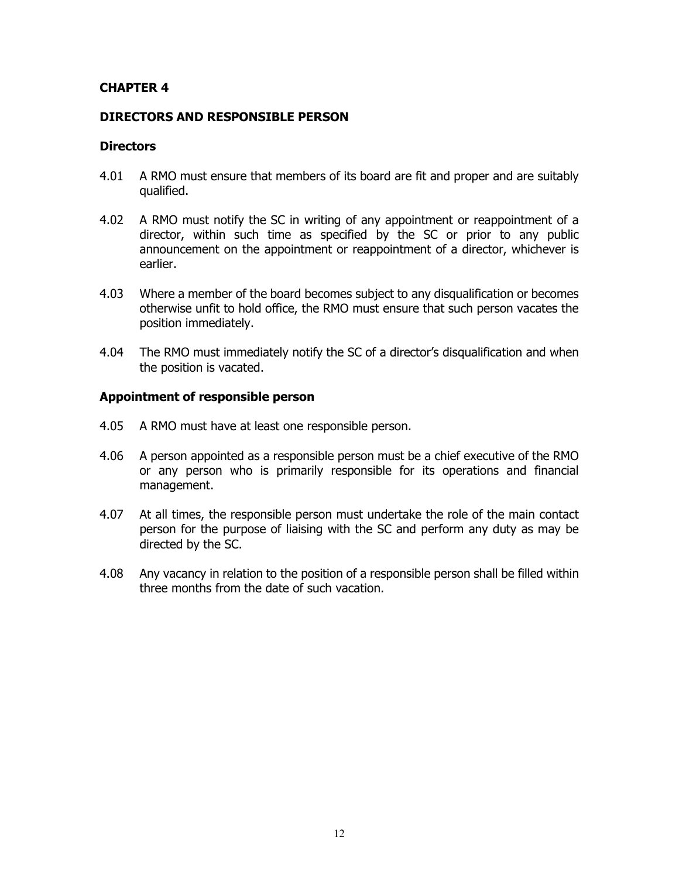## CHAPTER 4

## DIRECTORS AND RESPONSIBLE PERSON

### Directors

4.01 A RMO must ensure that members of its board are fit and proper and are suitably qualified.

4.02 A RMO must notify the SC in writing of any appointment or reappointment of a director, within such time as specified by the SC or prior to any public announcement on the appointment or reappointment of a director, whichever is earlier.

4.03 Where a member of the board becomes subject to any disqualification or becomes otherwise unfit to hold office, the RMO must ensure that such person vacates the position immediately.

4.04 The RMO must immediately notify the SC of a director's disqualification and when the position is vacated.

### Appointment of responsible person

4.05 A RMO must have at least one responsible person.

4.06 A person appointed as a responsible person must be a chief executive of the RMO or any person who is primarily responsible for its operations and financial management.

4.07 At all times, the responsible person must undertake the role of the main contact person for the purpose of liaising with the SC and perform any duty as may be directed by the SC.

4.08 Any vacancy in relation to the position of a responsible person shall be filled within three months from the date of such vacation.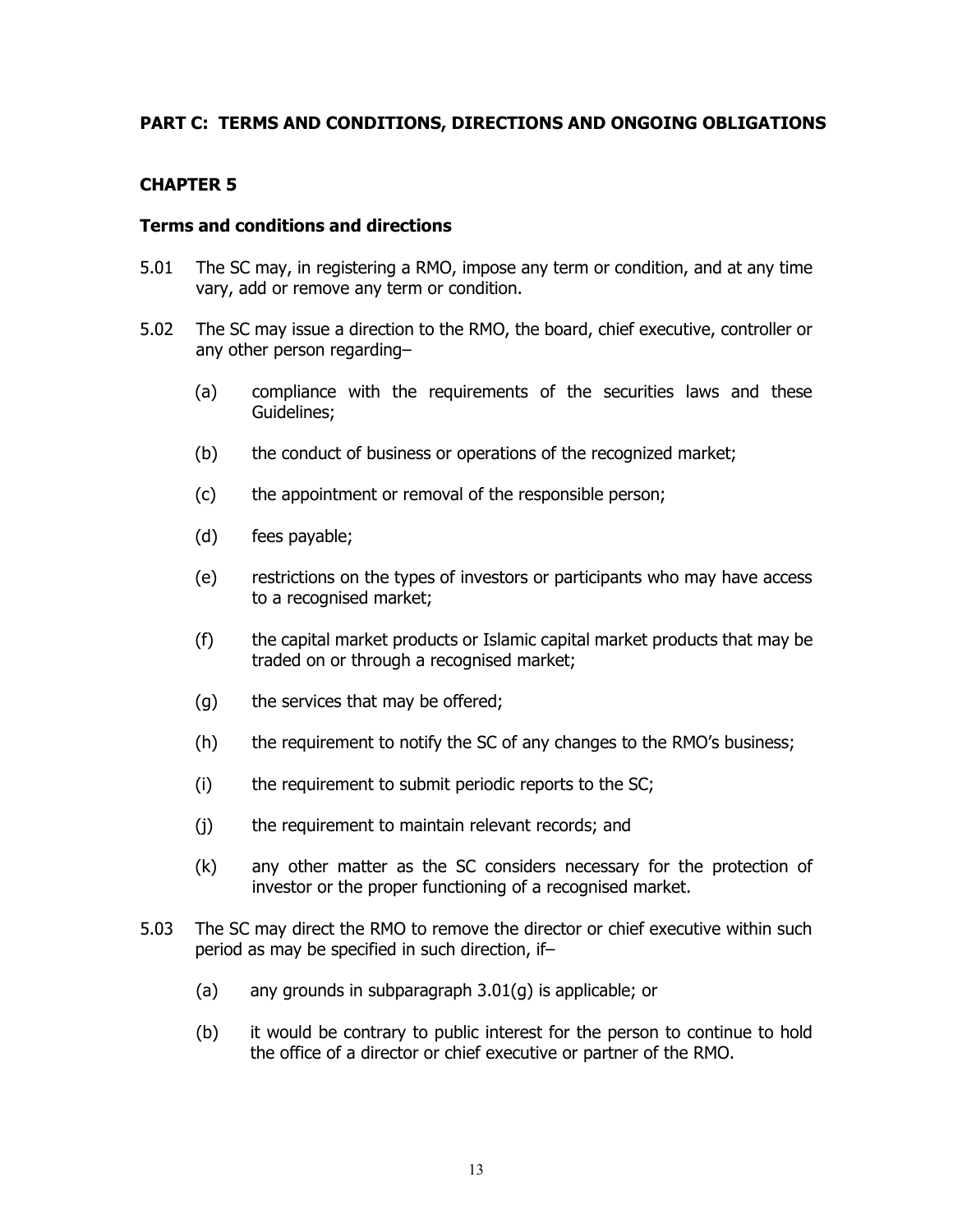## PART C: TERMS AND CONDITIONS, DIRECTIONS AND ONGOING OBLIGATIONS

## CHAPTER 5

### Terms and conditions and directions

5.01 The SC may, in registering a RMO, impose any term or condition, and at any time vary, add or remove any term or condition.

5.02 The SC may issue a direction to the RMO, the board, chief executive, controller or any other person regarding–

(a) compliance with the requirements of the securities laws and these Guidelines;

(b) the conduct of business or operations of the recognized market;

(c) the appointment or removal of the responsible person;

(d) fees payable;

(e) restrictions on the types of investors or participants who may have access to a recognised market;

(f) the capital market products or Islamic capital market products that may be traded on or through a recognised market;

(g) the services that may be offered;

(h) the requirement to notify the SC of any changes to the RMO's business;

(i) the requirement to submit periodic reports to the SC;

(j) the requirement to maintain relevant records; and

(k) any other matter as the SC considers necessary for the protection of investor or the proper functioning of a recognised market.

5.03 The SC may direct the RMO to remove the director or chief executive within such period as may be specified in such direction, if–

(a) any grounds in subparagraph 3.01(g) is applicable; or

(b) it would be contrary to public interest for the person to continue to hold the office of a director or chief executive or partner of the RMO.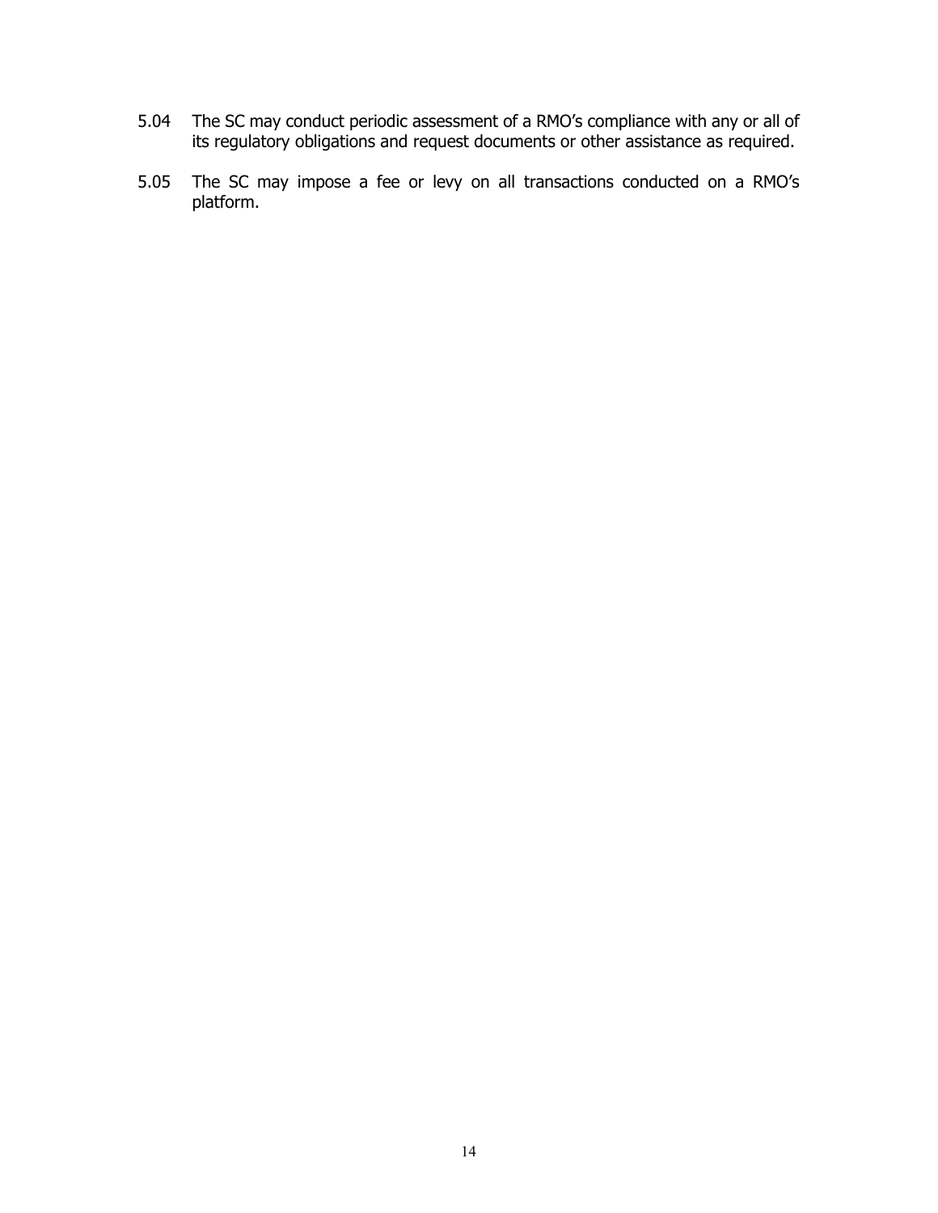5.04 The SC may conduct periodic assessment of a RMO's compliance with any or all of its regulatory obligations and request documents or other assistance as required.

5.05 The SC may impose a fee or levy on all transactions conducted on a RMO's platform.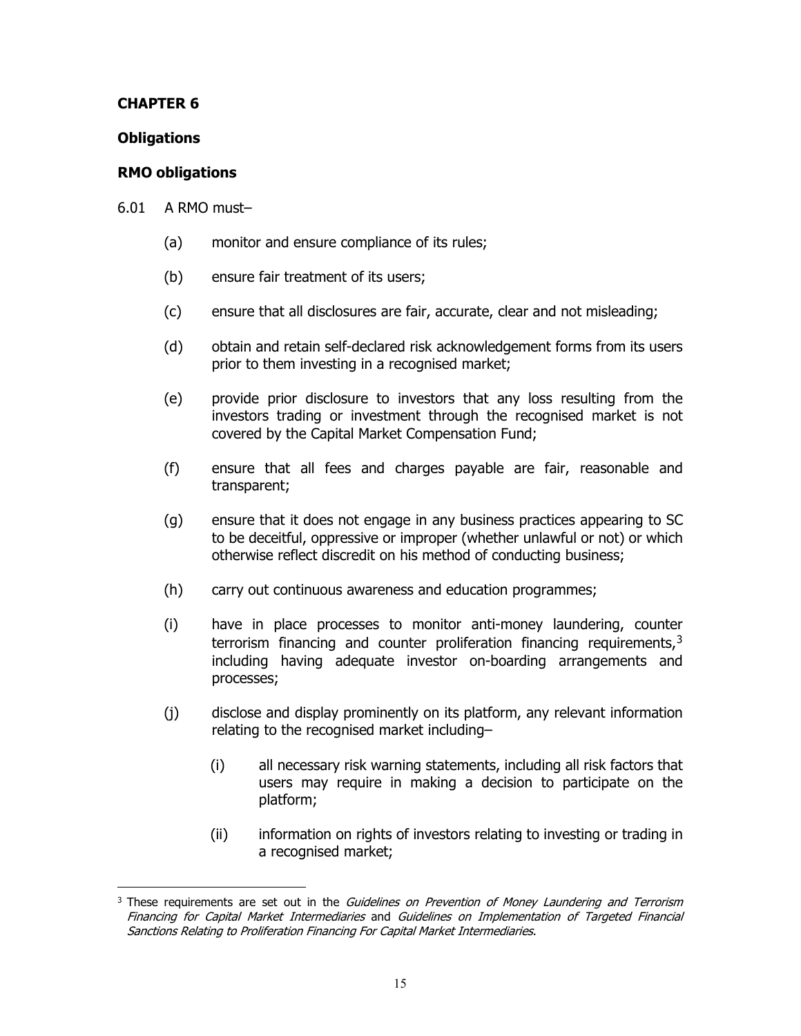**CHAPTER 6**

**Obligations**

**RMO obligations**

6.01 A RMO must–

(a) monitor and ensure compliance of its rules;

(b) ensure fair treatment of its users;

(c) ensure that all disclosures are fair, accurate, clear and not misleading;

(d) obtain and retain self-declared risk acknowledgement forms from its users prior to them investing in a recognised market;

(e) provide prior disclosure to investors that any loss resulting from the investors trading or investment through the recognised market is not covered by the Capital Market Compensation Fund;

(f) ensure that all fees and charges payable are fair, reasonable and transparent;

(g) ensure that it does not engage in any business practices appearing to SC to be deceitful, oppressive or improper (whether unlawful or not) or which otherwise reflect discredit on his method of conducting business;

(h) carry out continuous awareness and education programmes;

(i) have in place processes to monitor anti-money laundering, counter terrorism financing and counter proliferation financing requirements,[3] including having adequate investor on-boarding arrangements and processes;

(j) disclose and display prominently on its platform, any relevant information relating to the recognised market including–

(i) all necessary risk warning statements, including all risk factors that users may require in making a decision to participate on the platform;

(ii) information on rights of investors relating to investing or trading in a recognised market;

---

[3] These requirements are set out in the *Guidelines on Prevention of Money Laundering and Terrorism Financing for Capital Market Intermediaries* and *Guidelines on Implementation of Targeted Financial Sanctions Relating to Proliferation Financing For Capital Market Intermediaries.*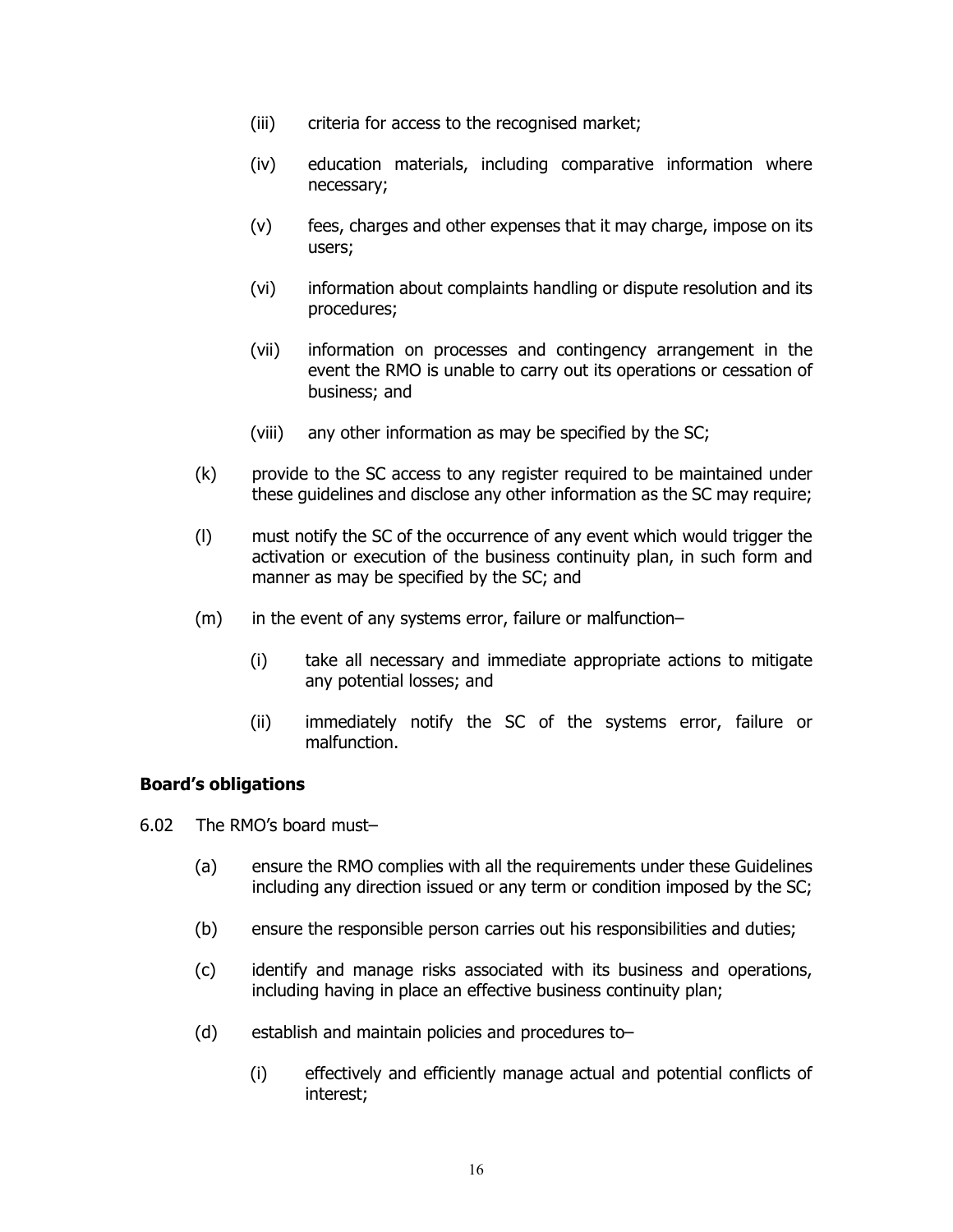(iii) criteria for access to the recognised market;

(iv) education materials, including comparative information where necessary;

(v) fees, charges and other expenses that it may charge, impose on its users;

(vi) information about complaints handling or dispute resolution and its procedures;

(vii) information on processes and contingency arrangement in the event the RMO is unable to carry out its operations or cessation of business; and

(viii) any other information as may be specified by the SC;

(k) provide to the SC access to any register required to be maintained under these guidelines and disclose any other information as the SC may require;

(l) must notify the SC of the occurrence of any event which would trigger the activation or execution of the business continuity plan, in such form and manner as may be specified by the SC; and

(m) in the event of any systems error, failure or malfunction–

(i) take all necessary and immediate appropriate actions to mitigate any potential losses; and

(ii) immediately notify the SC of the systems error, failure or malfunction.

**Board's obligations**

6.02 The RMO's board must–

(a) ensure the RMO complies with all the requirements under these Guidelines including any direction issued or any term or condition imposed by the SC;

(b) ensure the responsible person carries out his responsibilities and duties;

(c) identify and manage risks associated with its business and operations, including having in place an effective business continuity plan;

(d) establish and maintain policies and procedures to–

(i) effectively and efficiently manage actual and potential conflicts of interest;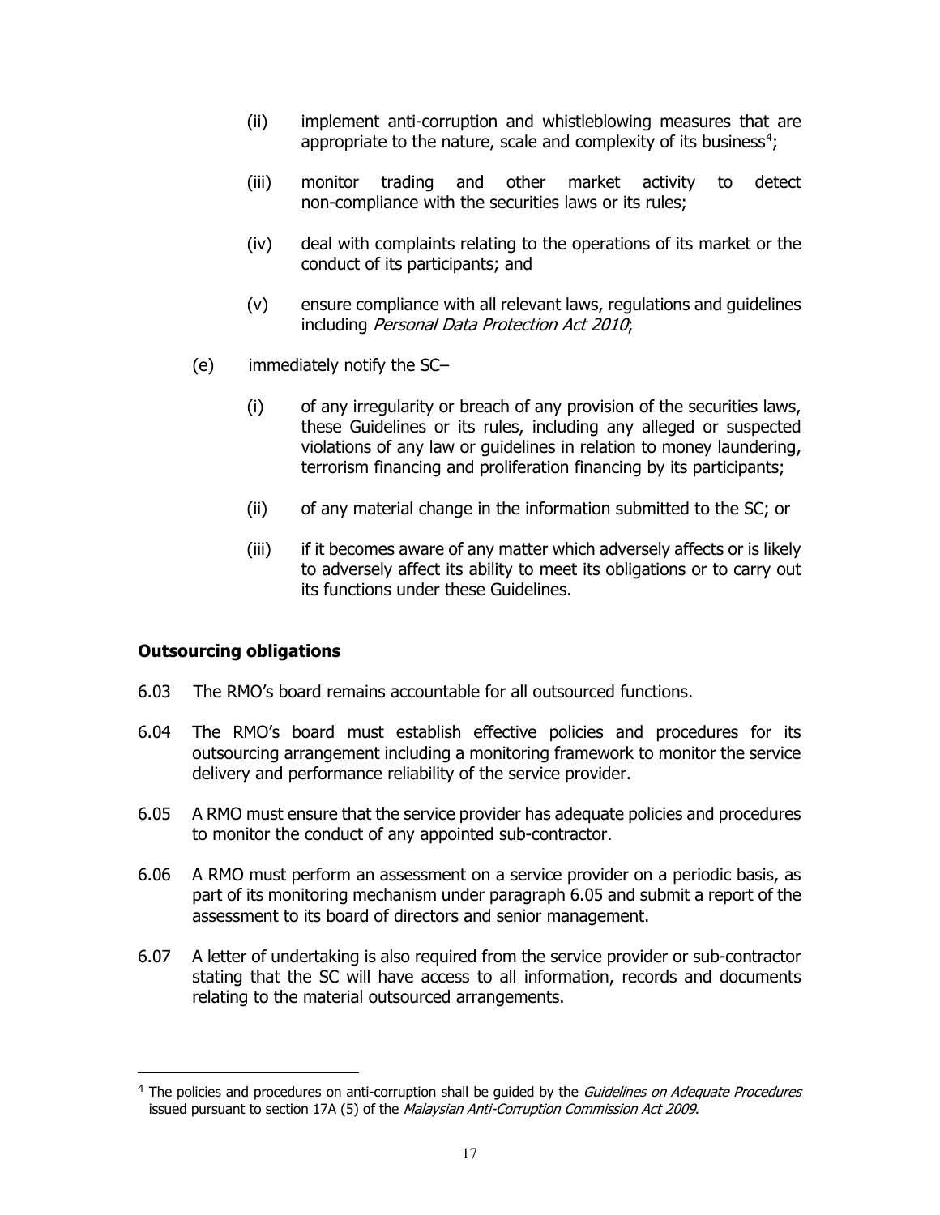(ii) implement anti-corruption and whistleblowing measures that are appropriate to the nature, scale and complexity of its business[4];

(iii) monitor trading and other market activity to detect non-compliance with the securities laws or its rules;

(iv) deal with complaints relating to the operations of its market or the conduct of its participants; and

(v) ensure compliance with all relevant laws, regulations and guidelines including *Personal Data Protection Act 2010*;

(e) immediately notify the SC–

(i) of any irregularity or breach of any provision of the securities laws, these Guidelines or its rules, including any alleged or suspected violations of any law or guidelines in relation to money laundering, terrorism financing and proliferation financing by its participants;

(ii) of any material change in the information submitted to the SC; or

(iii) if it becomes aware of any matter which adversely affects or is likely to adversely affect its ability to meet its obligations or to carry out its functions under these Guidelines.

**Outsourcing obligations**

6.03 The RMO's board remains accountable for all outsourced functions.

6.04 The RMO's board must establish effective policies and procedures for its outsourcing arrangement including a monitoring framework to monitor the service delivery and performance reliability of the service provider.

6.05 A RMO must ensure that the service provider has adequate policies and procedures to monitor the conduct of any appointed sub-contractor.

6.06 A RMO must perform an assessment on a service provider on a periodic basis, as part of its monitoring mechanism under paragraph 6.05 and submit a report of the assessment to its board of directors and senior management.

6.07 A letter of undertaking is also required from the service provider or sub-contractor stating that the SC will have access to all information, records and documents relating to the material outsourced arrangements.

---

[4] The policies and procedures on anti-corruption shall be guided by the *Guidelines on Adequate Procedures* issued pursuant to section 17A (5) of the *Malaysian Anti-Corruption Commission Act 2009*.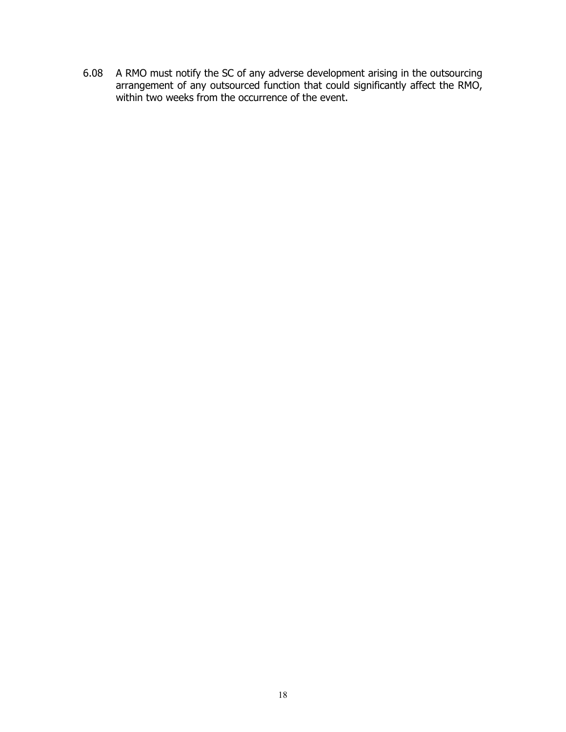6.08 A RMO must notify the SC of any adverse development arising in the outsourcing arrangement of any outsourced function that could significantly affect the RMO, within two weeks from the occurrence of the event.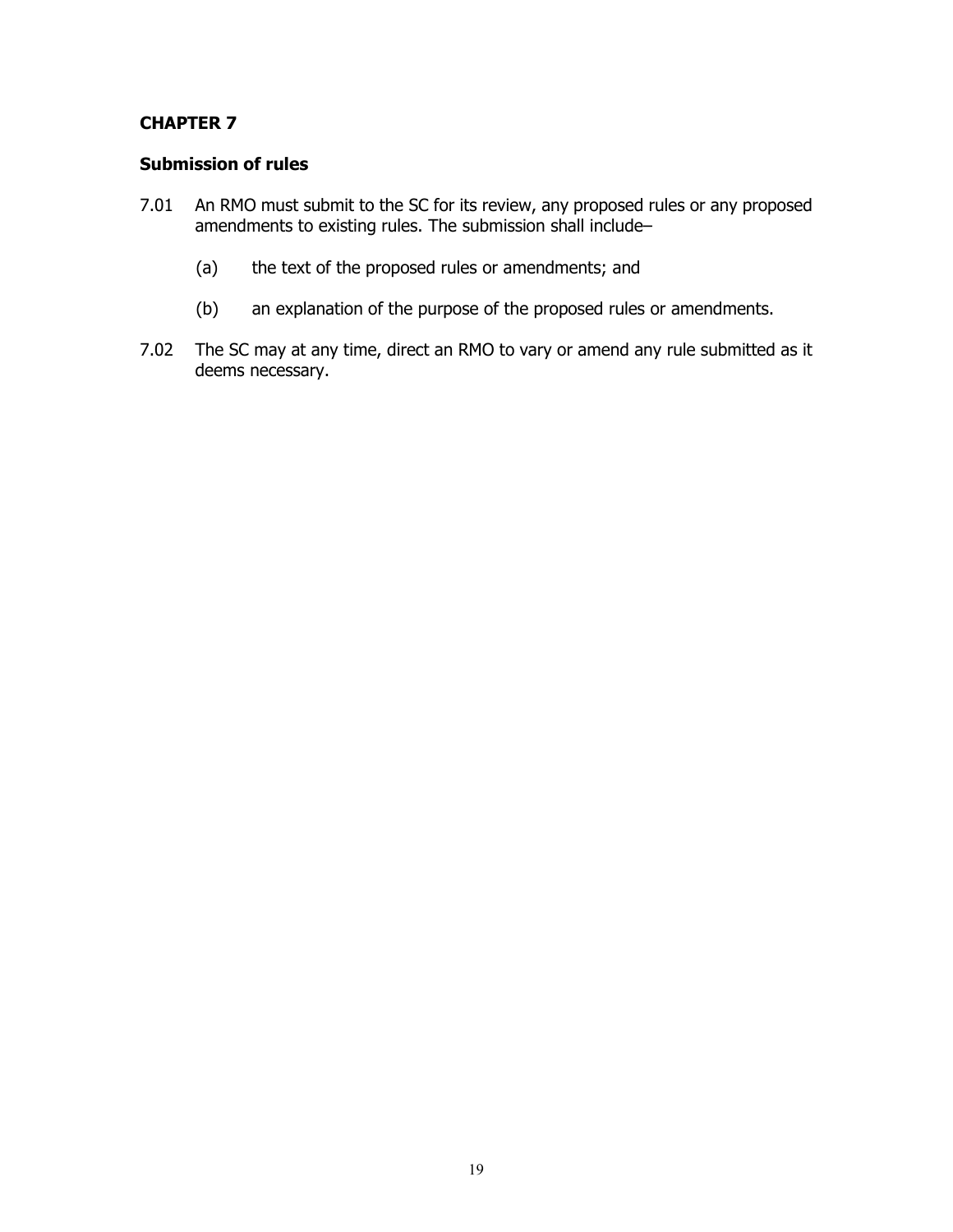## CHAPTER 7

### Submission of rules

7.01 An RMO must submit to the SC for its review, any proposed rules or any proposed amendments to existing rules. The submission shall include–

(a) the text of the proposed rules or amendments; and

(b) an explanation of the purpose of the proposed rules or amendments.

7.02 The SC may at any time, direct an RMO to vary or amend any rule submitted as it deems necessary.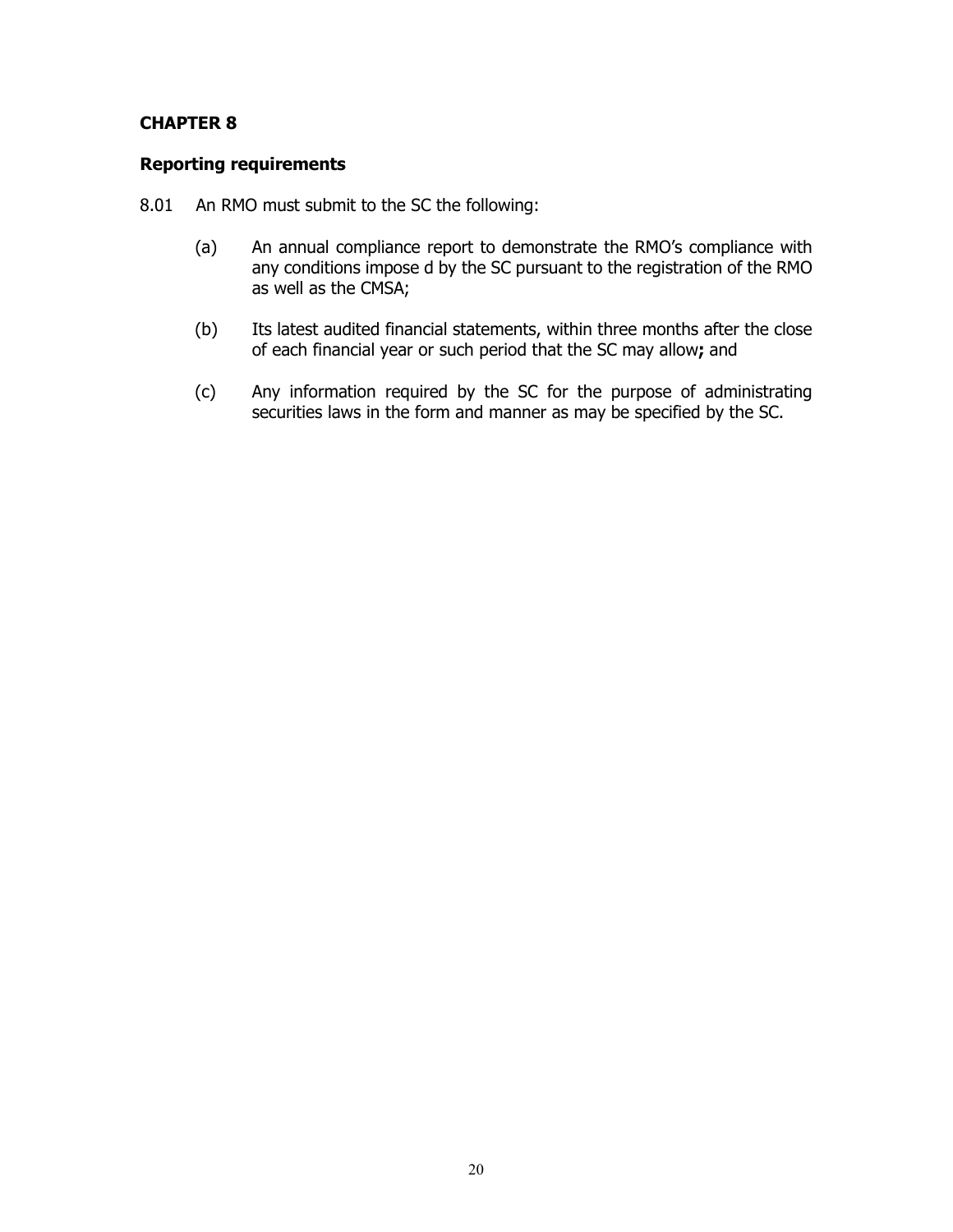**CHAPTER 8**

**Reporting requirements**

8.01 An RMO must submit to the SC the following:

(a) An annual compliance report to demonstrate the RMO's compliance with any conditions impose d by the SC pursuant to the registration of the RMO as well as the CMSA;

(b) Its latest audited financial statements, within three months after the close of each financial year or such period that the SC may allow**;** and

(c) Any information required by the SC for the purpose of administrating securities laws in the form and manner as may be specified by the SC.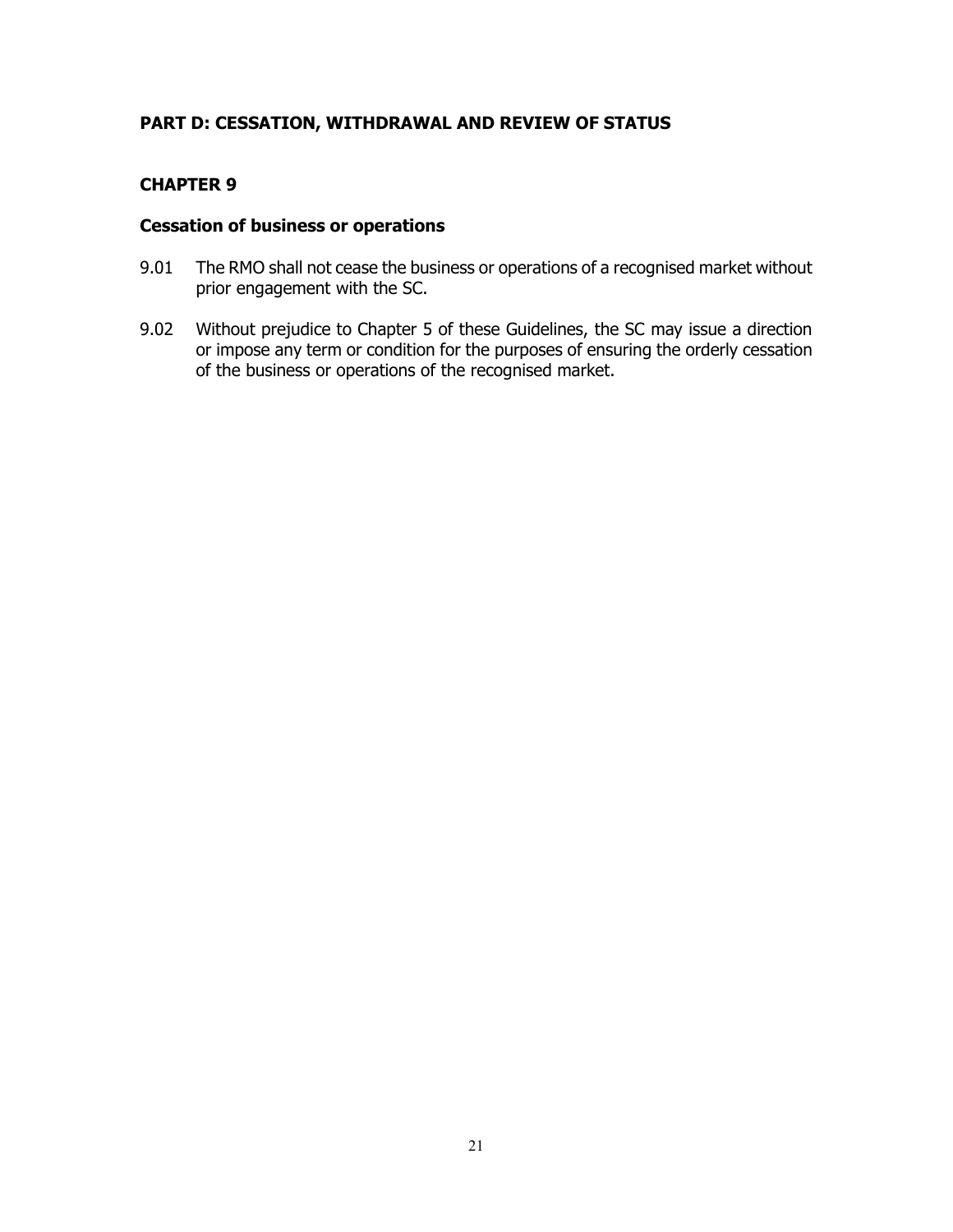## PART D: CESSATION, WITHDRAWAL AND REVIEW OF STATUS

## CHAPTER 9

### Cessation of business or operations

9.01 The RMO shall not cease the business or operations of a recognised market without prior engagement with the SC.

9.02 Without prejudice to Chapter 5 of these Guidelines, the SC may issue a direction or impose any term or condition for the purposes of ensuring the orderly cessation of the business or operations of the recognised market.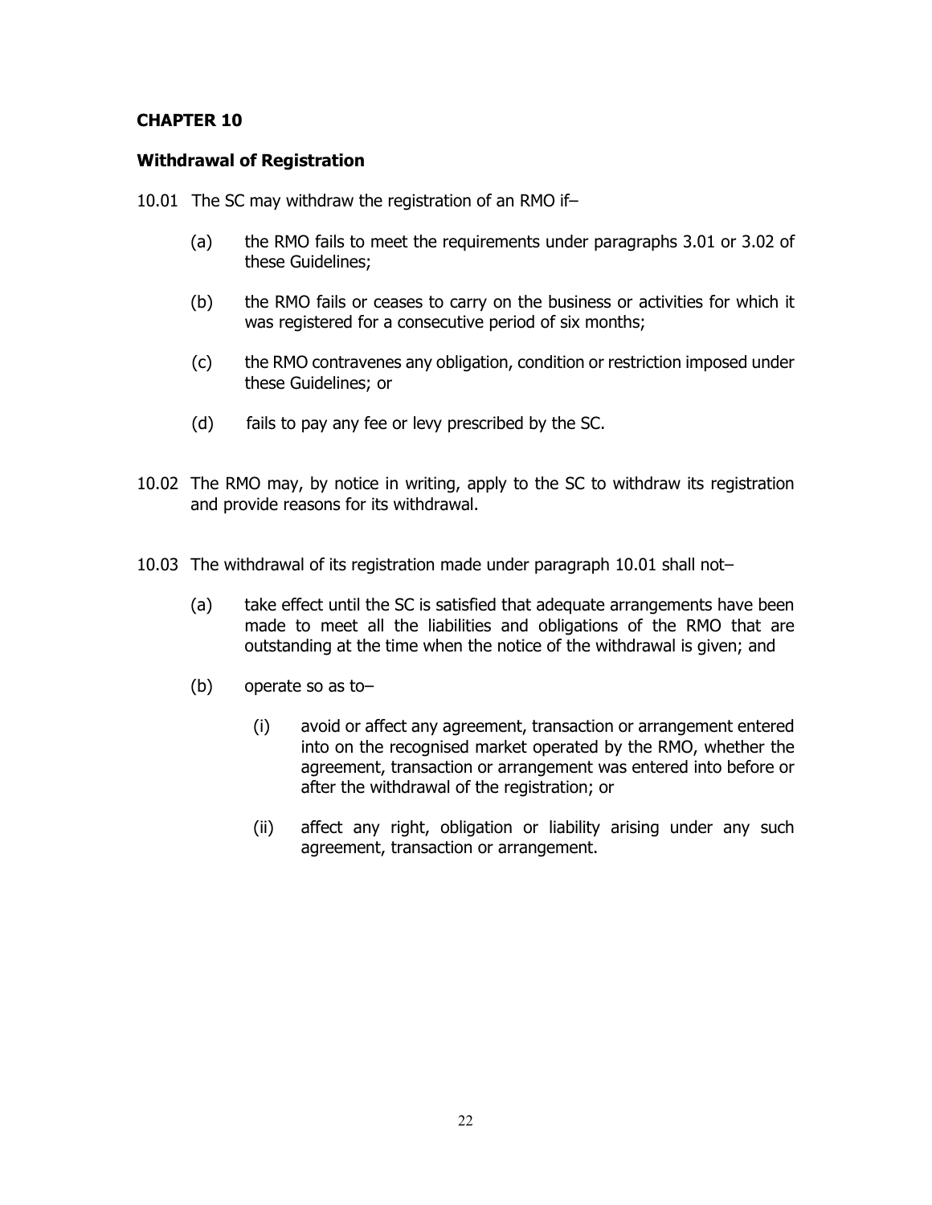## CHAPTER 10

### Withdrawal of Registration

10.01 The SC may withdraw the registration of an RMO if–

(a) the RMO fails to meet the requirements under paragraphs 3.01 or 3.02 of these Guidelines;

(b) the RMO fails or ceases to carry on the business or activities for which it was registered for a consecutive period of six months;

(c) the RMO contravenes any obligation, condition or restriction imposed under these Guidelines; or

(d) fails to pay any fee or levy prescribed by the SC.

10.02 The RMO may, by notice in writing, apply to the SC to withdraw its registration and provide reasons for its withdrawal.

10.03 The withdrawal of its registration made under paragraph 10.01 shall not–

(a) take effect until the SC is satisfied that adequate arrangements have been made to meet all the liabilities and obligations of the RMO that are outstanding at the time when the notice of the withdrawal is given; and

(b) operate so as to–

(i) avoid or affect any agreement, transaction or arrangement entered into on the recognised market operated by the RMO, whether the agreement, transaction or arrangement was entered into before or after the withdrawal of the registration; or

(ii) affect any right, obligation or liability arising under any such agreement, transaction or arrangement.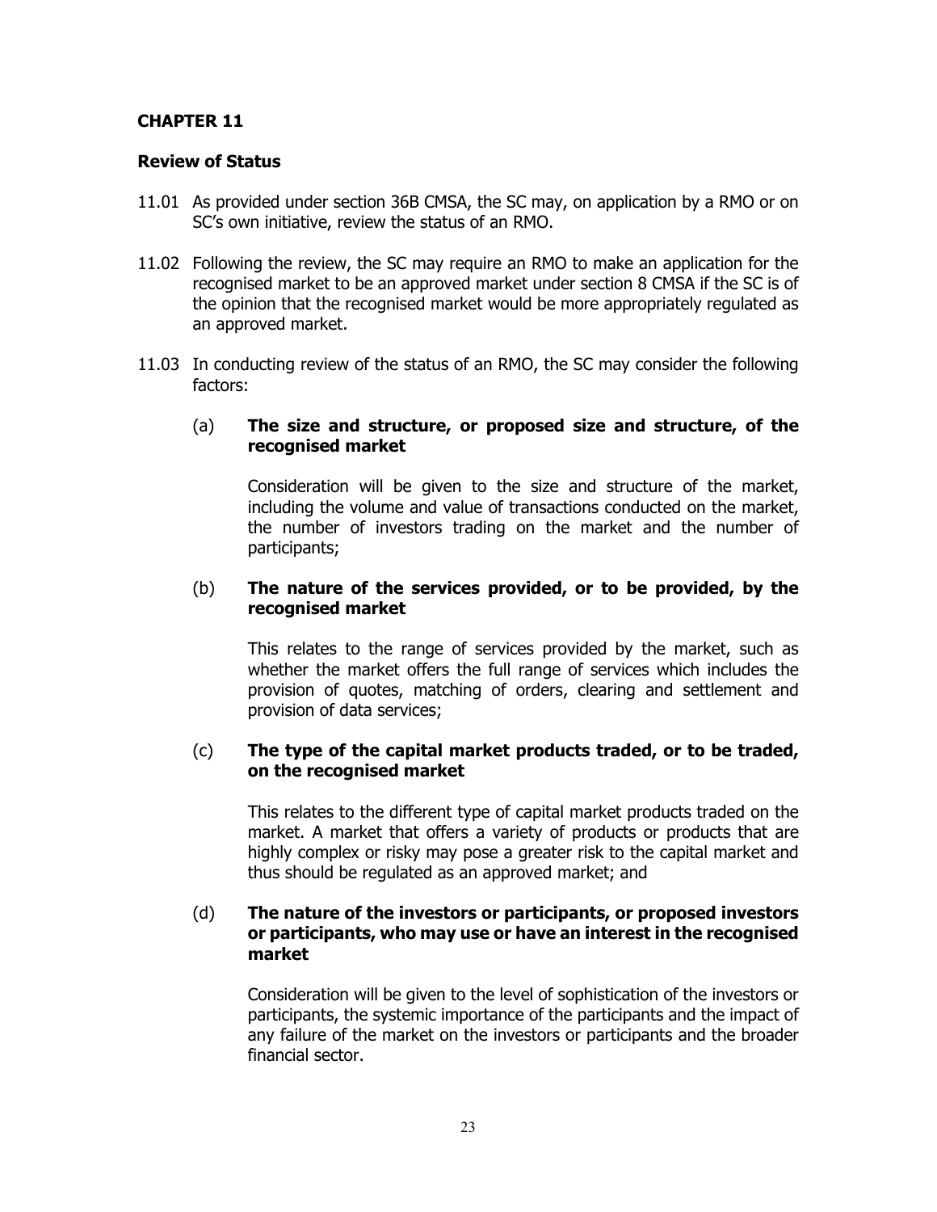## CHAPTER 11

### Review of Status

11.01 As provided under section 36B CMSA, the SC may, on application by a RMO or on SC's own initiative, review the status of an RMO.

11.02 Following the review, the SC may require an RMO to make an application for the recognised market to be an approved market under section 8 CMSA if the SC is of the opinion that the recognised market would be more appropriately regulated as an approved market.

11.03 In conducting review of the status of an RMO, the SC may consider the following factors:

(a) **The size and structure, or proposed size and structure, of the recognised market**

Consideration will be given to the size and structure of the market, including the volume and value of transactions conducted on the market, the number of investors trading on the market and the number of participants;

(b) **The nature of the services provided, or to be provided, by the recognised market**

This relates to the range of services provided by the market, such as whether the market offers the full range of services which includes the provision of quotes, matching of orders, clearing and settlement and provision of data services;

(c) **The type of the capital market products traded, or to be traded, on the recognised market**

This relates to the different type of capital market products traded on the market. A market that offers a variety of products or products that are highly complex or risky may pose a greater risk to the capital market and thus should be regulated as an approved market; and

(d) **The nature of the investors or participants, or proposed investors or participants, who may use or have an interest in the recognised market**

Consideration will be given to the level of sophistication of the investors or participants, the systemic importance of the participants and the impact of any failure of the market on the investors or participants and the broader financial sector.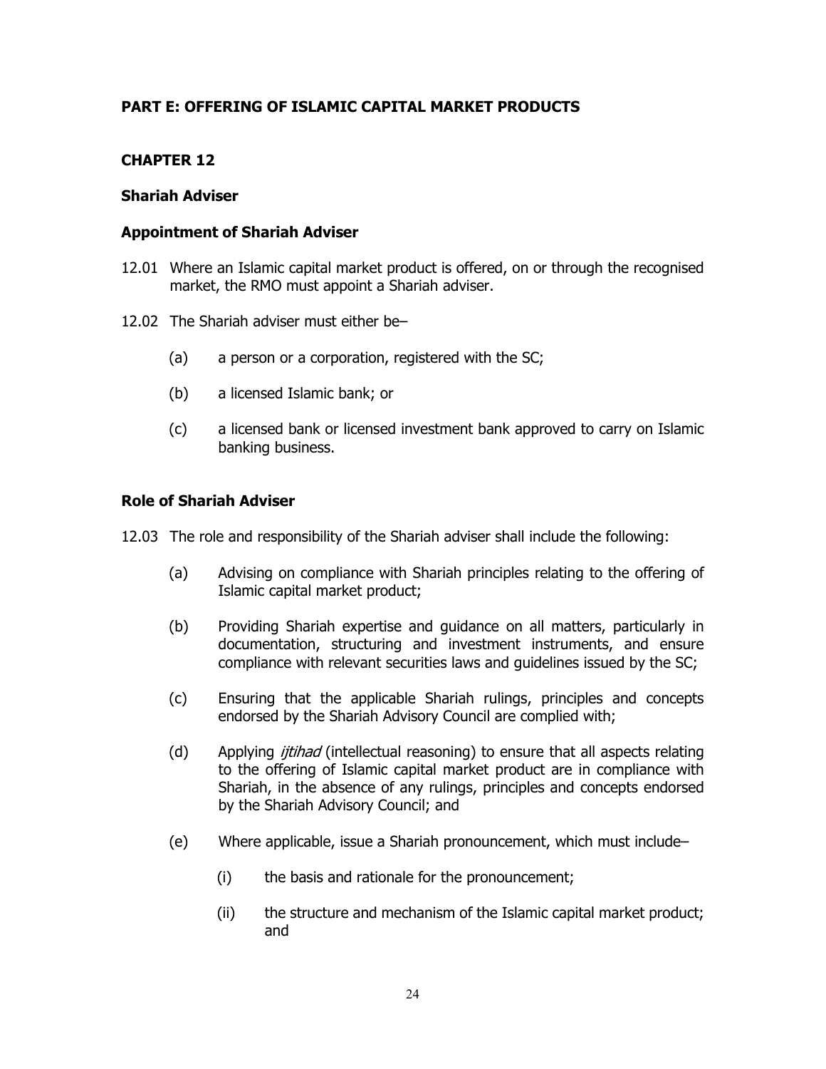## PART E: OFFERING OF ISLAMIC CAPITAL MARKET PRODUCTS

## CHAPTER 12

### Shariah Adviser

### Appointment of Shariah Adviser

12.01 Where an Islamic capital market product is offered, on or through the recognised market, the RMO must appoint a Shariah adviser.

12.02 The Shariah adviser must either be–

(a) a person or a corporation, registered with the SC;

(b) a licensed Islamic bank; or

(c) a licensed bank or licensed investment bank approved to carry on Islamic banking business.

### Role of Shariah Adviser

12.03 The role and responsibility of the Shariah adviser shall include the following:

(a) Advising on compliance with Shariah principles relating to the offering of Islamic capital market product;

(b) Providing Shariah expertise and guidance on all matters, particularly in documentation, structuring and investment instruments, and ensure compliance with relevant securities laws and guidelines issued by the SC;

(c) Ensuring that the applicable Shariah rulings, principles and concepts endorsed by the Shariah Advisory Council are complied with;

(d) Applying *ijtihad* (intellectual reasoning) to ensure that all aspects relating to the offering of Islamic capital market product are in compliance with Shariah, in the absence of any rulings, principles and concepts endorsed by the Shariah Advisory Council; and

(e) Where applicable, issue a Shariah pronouncement, which must include–

(i) the basis and rationale for the pronouncement;

(ii) the structure and mechanism of the Islamic capital market product; and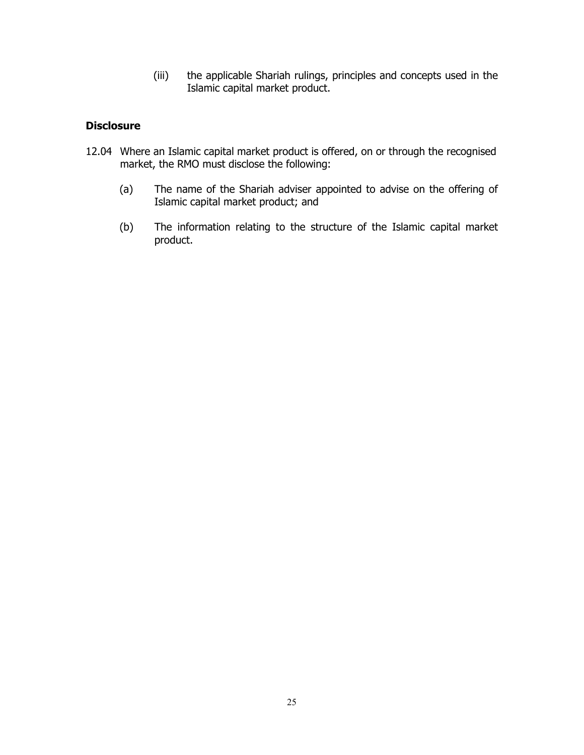(iii) the applicable Shariah rulings, principles and concepts used in the Islamic capital market product.

**Disclosure**

12.04 Where an Islamic capital market product is offered, on or through the recognised market, the RMO must disclose the following:

(a) The name of the Shariah adviser appointed to advise on the offering of Islamic capital market product; and

(b) The information relating to the structure of the Islamic capital market product.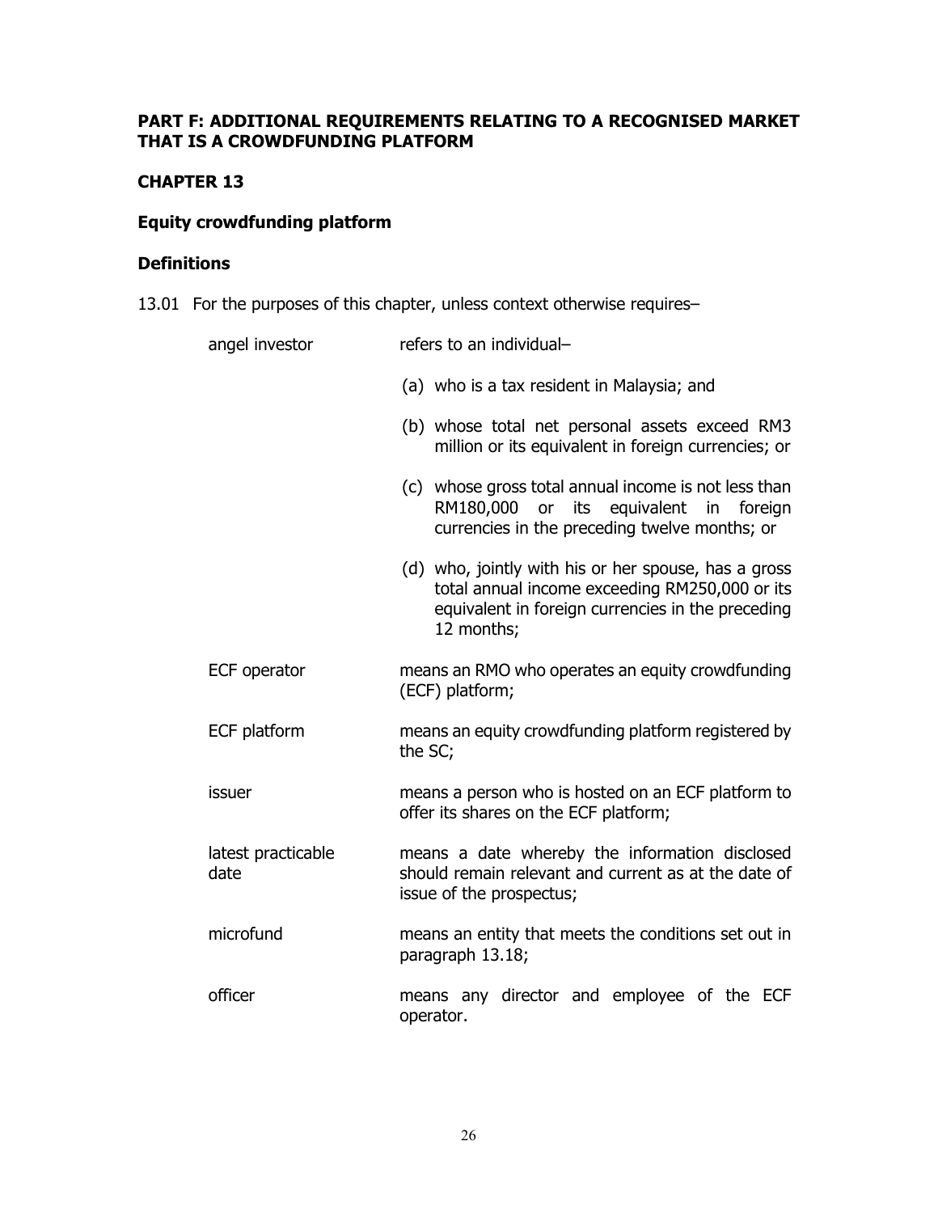## PART F: ADDITIONAL REQUIREMENTS RELATING TO A RECOGNISED MARKET THAT IS A CROWDFUNDING PLATFORM

### CHAPTER 13

### Equity crowdfunding platform

#### Definitions

13.01 For the purposes of this chapter, unless context otherwise requires–

| | |
|---|---|
| angel investor | refers to an individual–<br>(a) who is a tax resident in Malaysia; and<br>(b) whose total net personal assets exceed RM3 million or its equivalent in foreign currencies; or<br>(c) whose gross total annual income is not less than RM180,000 or its equivalent in foreign currencies in the preceding twelve months; or<br>(d) who, jointly with his or her spouse, has a gross total annual income exceeding RM250,000 or its equivalent in foreign currencies in the preceding 12 months; |
| ECF operator | means an RMO who operates an equity crowdfunding (ECF) platform; |
| ECF platform | means an equity crowdfunding platform registered by the SC; |
| issuer | means a person who is hosted on an ECF platform to offer its shares on the ECF platform; |
| latest practicable date | means a date whereby the information disclosed should remain relevant and current as at the date of issue of the prospectus; |
| microfund | means an entity that meets the conditions set out in paragraph 13.18; |
| officer | means any director and employee of the ECF operator. |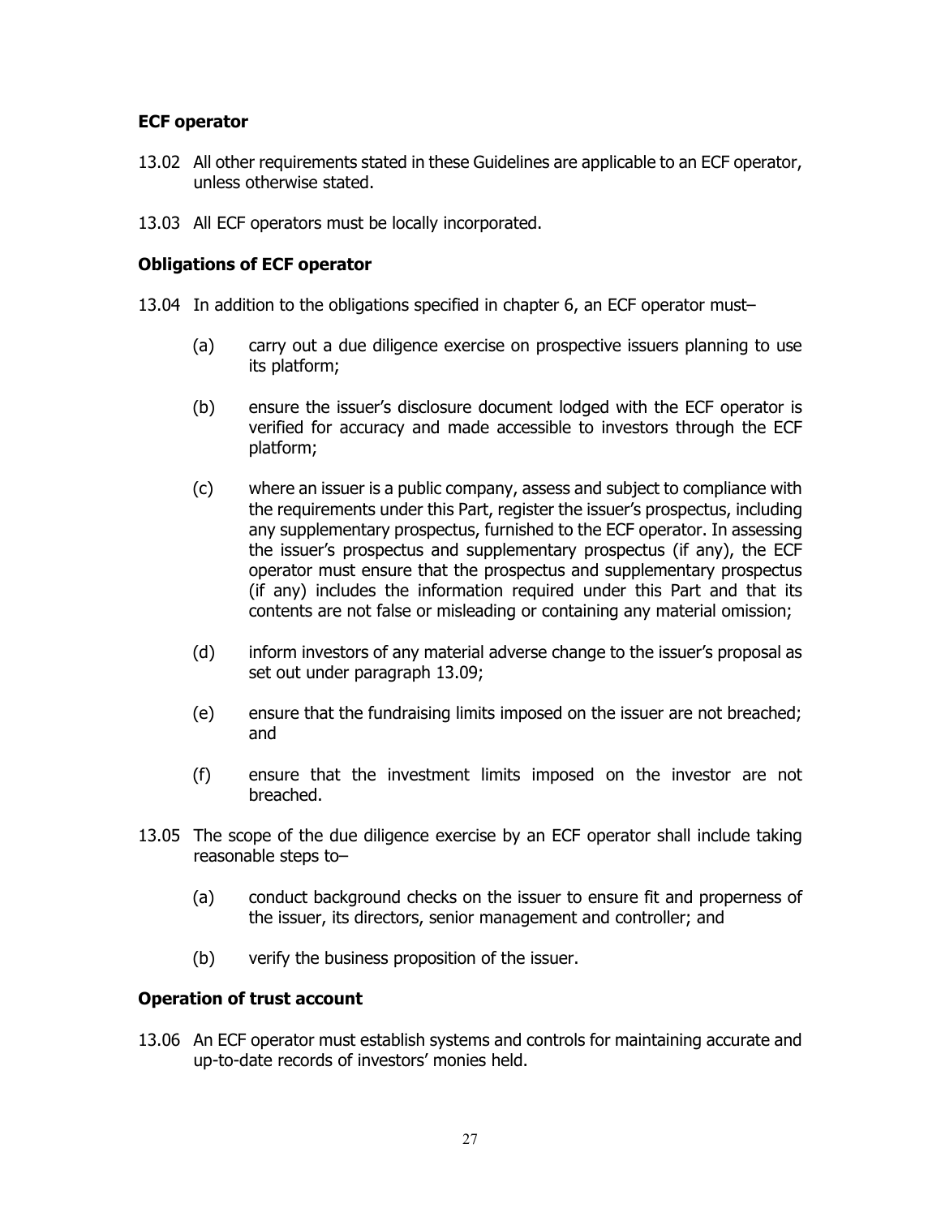### ECF operator

13.02 All other requirements stated in these Guidelines are applicable to an ECF operator, unless otherwise stated.

13.03 All ECF operators must be locally incorporated.

### Obligations of ECF operator

13.04 In addition to the obligations specified in chapter 6, an ECF operator must–

(a) carry out a due diligence exercise on prospective issuers planning to use its platform;

(b) ensure the issuer's disclosure document lodged with the ECF operator is verified for accuracy and made accessible to investors through the ECF platform;

(c) where an issuer is a public company, assess and subject to compliance with the requirements under this Part, register the issuer's prospectus, including any supplementary prospectus, furnished to the ECF operator. In assessing the issuer's prospectus and supplementary prospectus (if any), the ECF operator must ensure that the prospectus and supplementary prospectus (if any) includes the information required under this Part and that its contents are not false or misleading or containing any material omission;

(d) inform investors of any material adverse change to the issuer's proposal as set out under paragraph 13.09;

(e) ensure that the fundraising limits imposed on the issuer are not breached; and

(f) ensure that the investment limits imposed on the investor are not breached.

13.05 The scope of the due diligence exercise by an ECF operator shall include taking reasonable steps to–

(a) conduct background checks on the issuer to ensure fit and properness of the issuer, its directors, senior management and controller; and

(b) verify the business proposition of the issuer.

### Operation of trust account

13.06 An ECF operator must establish systems and controls for maintaining accurate and up-to-date records of investors' monies held.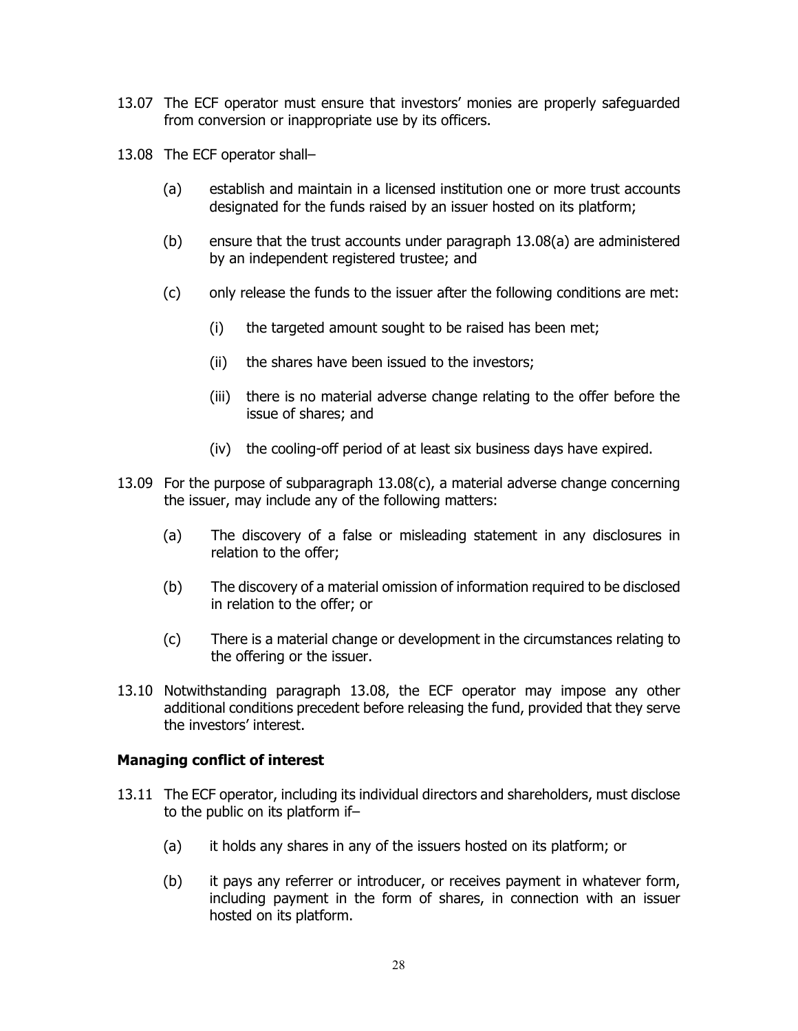13.07 The ECF operator must ensure that investors' monies are properly safeguarded from conversion or inappropriate use by its officers.

13.08 The ECF operator shall–

(a) establish and maintain in a licensed institution one or more trust accounts designated for the funds raised by an issuer hosted on its platform;

(b) ensure that the trust accounts under paragraph 13.08(a) are administered by an independent registered trustee; and

(c) only release the funds to the issuer after the following conditions are met:

(i) the targeted amount sought to be raised has been met;

(ii) the shares have been issued to the investors;

(iii) there is no material adverse change relating to the offer before the issue of shares; and

(iv) the cooling-off period of at least six business days have expired.

13.09 For the purpose of subparagraph 13.08(c), a material adverse change concerning the issuer, may include any of the following matters:

(a) The discovery of a false or misleading statement in any disclosures in relation to the offer;

(b) The discovery of a material omission of information required to be disclosed in relation to the offer; or

(c) There is a material change or development in the circumstances relating to the offering or the issuer.

13.10 Notwithstanding paragraph 13.08, the ECF operator may impose any other additional conditions precedent before releasing the fund, provided that they serve the investors' interest.

**Managing conflict of interest**

13.11 The ECF operator, including its individual directors and shareholders, must disclose to the public on its platform if–

(a) it holds any shares in any of the issuers hosted on its platform; or

(b) it pays any referrer or introducer, or receives payment in whatever form, including payment in the form of shares, in connection with an issuer hosted on its platform.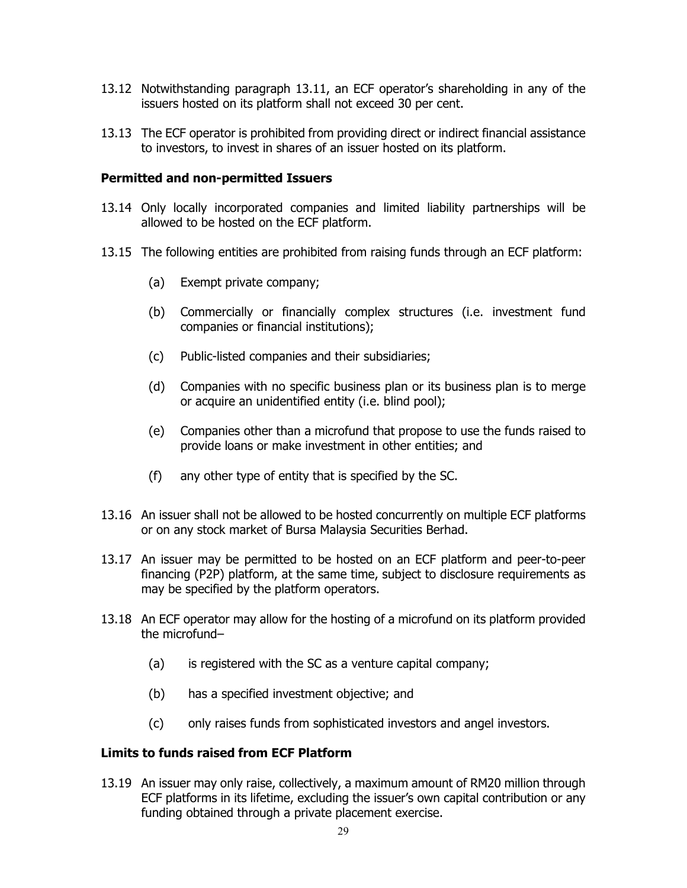13.12 Notwithstanding paragraph 13.11, an ECF operator's shareholding in any of the issuers hosted on its platform shall not exceed 30 per cent.

13.13 The ECF operator is prohibited from providing direct or indirect financial assistance to investors, to invest in shares of an issuer hosted on its platform.

### Permitted and non-permitted Issuers

13.14 Only locally incorporated companies and limited liability partnerships will be allowed to be hosted on the ECF platform.

13.15 The following entities are prohibited from raising funds through an ECF platform:

(a) Exempt private company;

(b) Commercially or financially complex structures (i.e. investment fund companies or financial institutions);

(c) Public-listed companies and their subsidiaries;

(d) Companies with no specific business plan or its business plan is to merge or acquire an unidentified entity (i.e. blind pool);

(e) Companies other than a microfund that propose to use the funds raised to provide loans or make investment in other entities; and

(f) any other type of entity that is specified by the SC.

13.16 An issuer shall not be allowed to be hosted concurrently on multiple ECF platforms or on any stock market of Bursa Malaysia Securities Berhad.

13.17 An issuer may be permitted to be hosted on an ECF platform and peer-to-peer financing (P2P) platform, at the same time, subject to disclosure requirements as may be specified by the platform operators.

13.18 An ECF operator may allow for the hosting of a microfund on its platform provided the microfund–

(a) is registered with the SC as a venture capital company;

(b) has a specified investment objective; and

(c) only raises funds from sophisticated investors and angel investors.

### Limits to funds raised from ECF Platform

13.19 An issuer may only raise, collectively, a maximum amount of RM20 million through ECF platforms in its lifetime, excluding the issuer's own capital contribution or any funding obtained through a private placement exercise.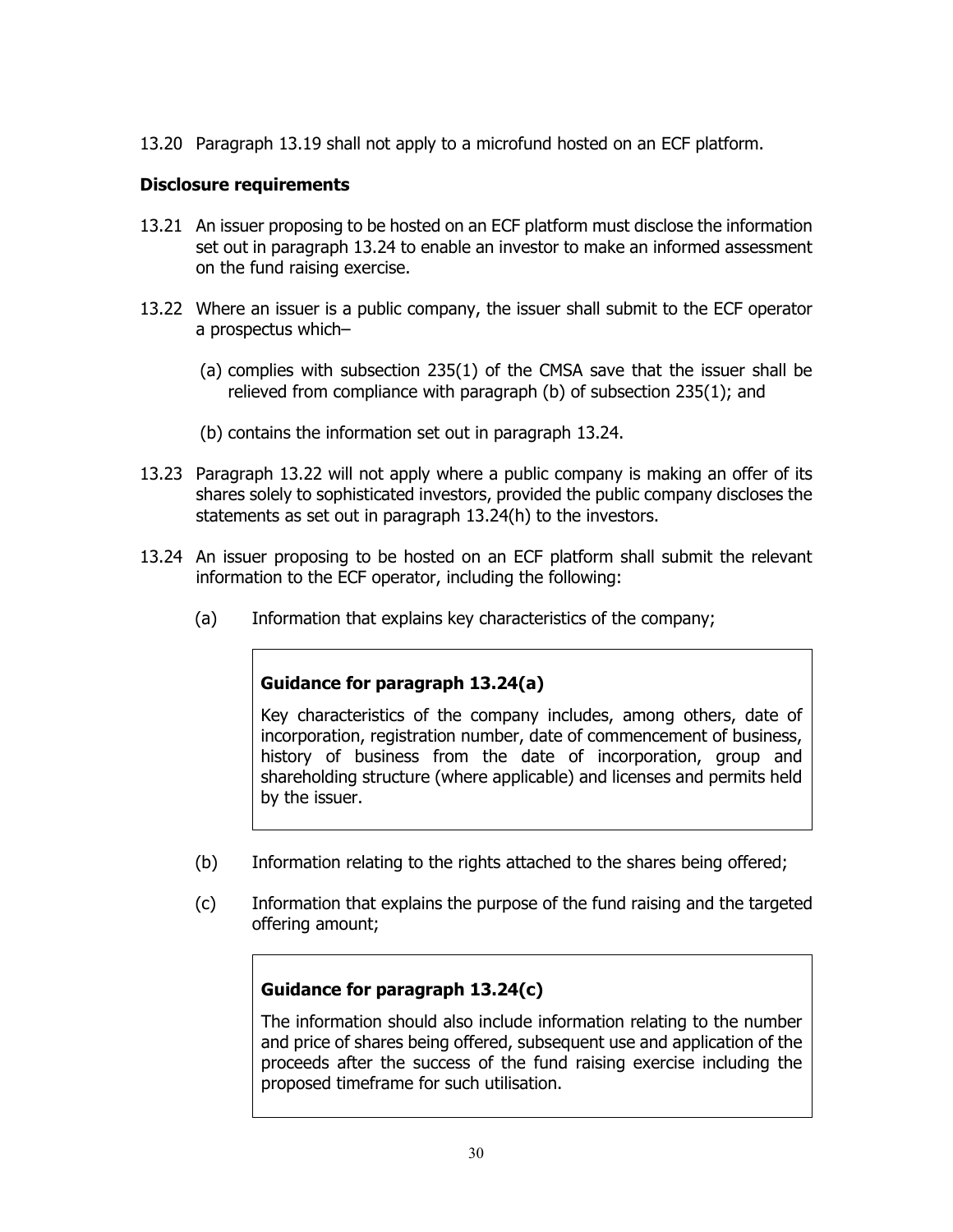13.20 Paragraph 13.19 shall not apply to a microfund hosted on an ECF platform.

**Disclosure requirements**

13.21 An issuer proposing to be hosted on an ECF platform must disclose the information set out in paragraph 13.24 to enable an investor to make an informed assessment on the fund raising exercise.

13.22 Where an issuer is a public company, the issuer shall submit to the ECF operator a prospectus which–

(a) complies with subsection 235(1) of the CMSA save that the issuer shall be relieved from compliance with paragraph (b) of subsection 235(1); and

(b) contains the information set out in paragraph 13.24.

13.23 Paragraph 13.22 will not apply where a public company is making an offer of its shares solely to sophisticated investors, provided the public company discloses the statements as set out in paragraph 13.24(h) to the investors.

13.24 An issuer proposing to be hosted on an ECF platform shall submit the relevant information to the ECF operator, including the following:

(a) Information that explains key characteristics of the company;

> **Guidance for paragraph 13.24(a)**
>
> Key characteristics of the company includes, among others, date of incorporation, registration number, date of commencement of business, history of business from the date of incorporation, group and shareholding structure (where applicable) and licenses and permits held by the issuer.

(b) Information relating to the rights attached to the shares being offered;

(c) Information that explains the purpose of the fund raising and the targeted offering amount;

> **Guidance for paragraph 13.24(c)**
>
> The information should also include information relating to the number and price of shares being offered, subsequent use and application of the proceeds after the success of the fund raising exercise including the proposed timeframe for such utilisation.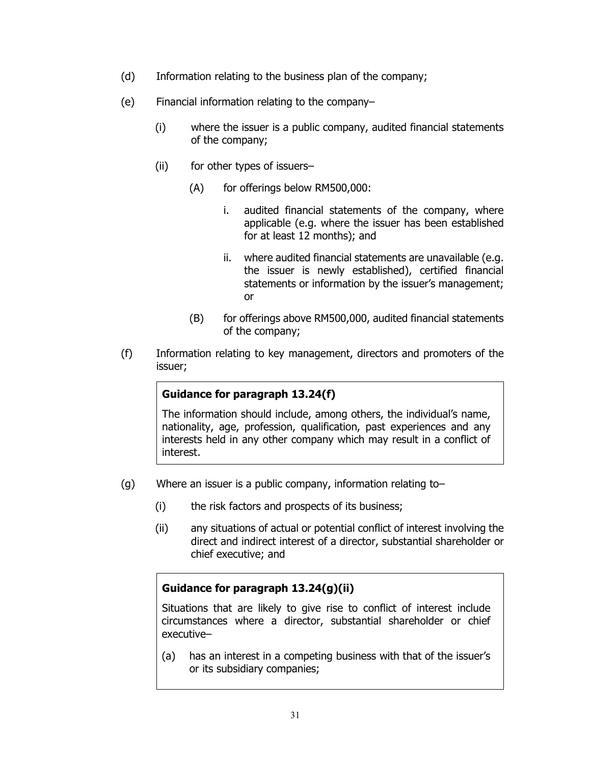(d) Information relating to the business plan of the company;

(e) Financial information relating to the company–

  (i) where the issuer is a public company, audited financial statements of the company;

  (ii) for other types of issuers–

    (A) for offerings below RM500,000:

      i. audited financial statements of the company, where applicable (e.g. where the issuer has been established for at least 12 months); and

      ii. where audited financial statements are unavailable (e.g. the issuer is newly established), certified financial statements or information by the issuer's management; or

    (B) for offerings above RM500,000, audited financial statements of the company;

(f) Information relating to key management, directors and promoters of the issuer;

> **Guidance for paragraph 13.24(f)**
>
> The information should include, among others, the individual's name, nationality, age, profession, qualification, past experiences and any interests held in any other company which may result in a conflict of interest.

(g) Where an issuer is a public company, information relating to–

  (i) the risk factors and prospects of its business;

  (ii) any situations of actual or potential conflict of interest involving the direct and indirect interest of a director, substantial shareholder or chief executive; and

> **Guidance for paragraph 13.24(g)(ii)**
>
> Situations that are likely to give rise to conflict of interest include circumstances where a director, substantial shareholder or chief executive–
>
> (a) has an interest in a competing business with that of the issuer's or its subsidiary companies;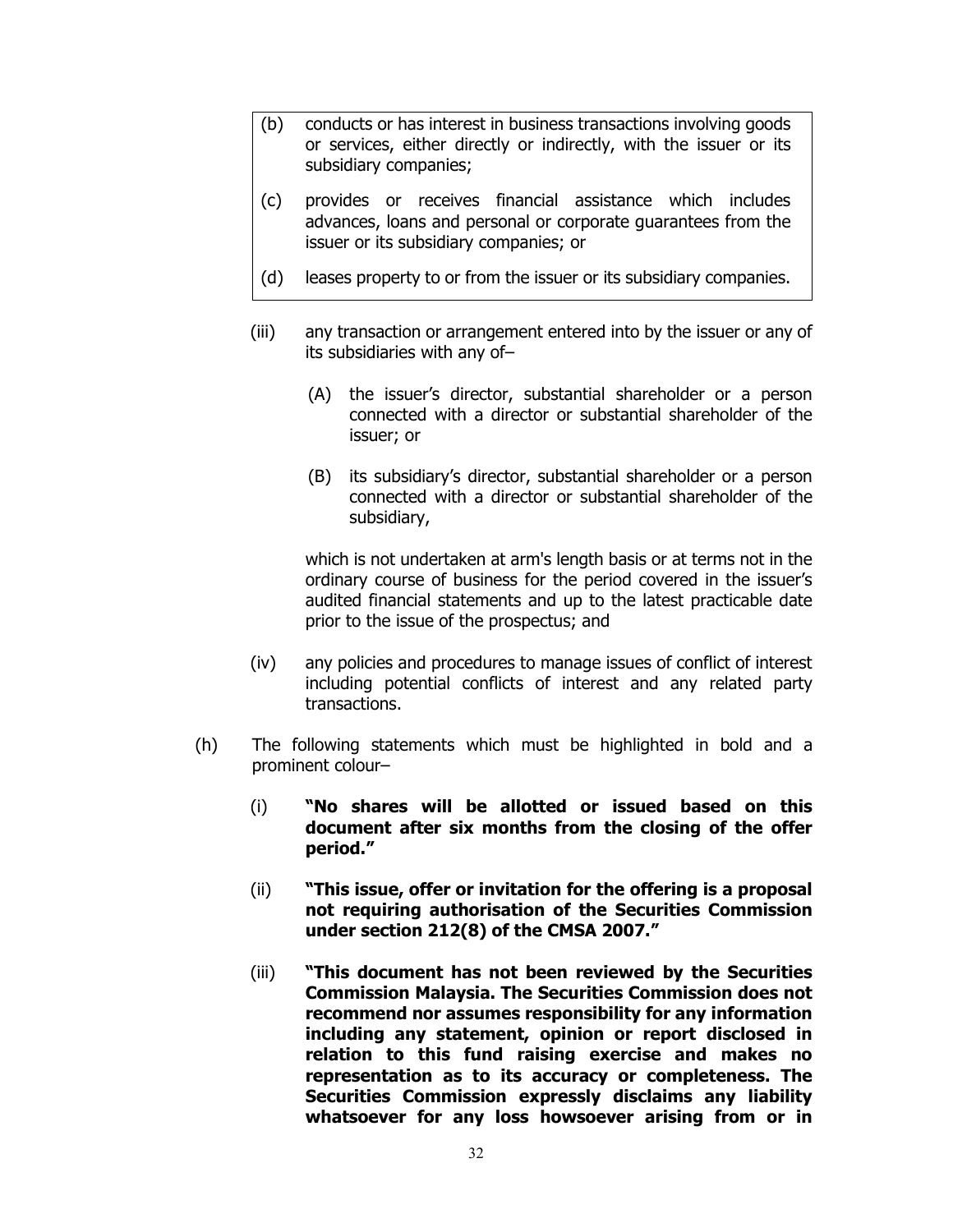| | |
|---|---|
| (b) | conducts or has interest in business transactions involving goods or services, either directly or indirectly, with the issuer or its subsidiary companies; |
| (c) | provides or receives financial assistance which includes advances, loans and personal or corporate guarantees from the issuer or its subsidiary companies; or |
| (d) | leases property to or from the issuer or its subsidiary companies. |

(iii) any transaction or arrangement entered into by the issuer or any of its subsidiaries with any of–

(A) the issuer's director, substantial shareholder or a person connected with a director or substantial shareholder of the issuer; or

(B) its subsidiary's director, substantial shareholder or a person connected with a director or substantial shareholder of the subsidiary,

which is not undertaken at arm's length basis or at terms not in the ordinary course of business for the period covered in the issuer's audited financial statements and up to the latest practicable date prior to the issue of the prospectus; and

(iv) any policies and procedures to manage issues of conflict of interest including potential conflicts of interest and any related party transactions.

(h) The following statements which must be highlighted in bold and a prominent colour–

(i) **"No shares will be allotted or issued based on this document after six months from the closing of the offer period."**

(ii) **"This issue, offer or invitation for the offering is a proposal not requiring authorisation of the Securities Commission under section 212(8) of the CMSA 2007."**

(iii) **"This document has not been reviewed by the Securities Commission Malaysia. The Securities Commission does not recommend nor assumes responsibility for any information including any statement, opinion or report disclosed in relation to this fund raising exercise and makes no representation as to its accuracy or completeness. The Securities Commission expressly disclaims any liability whatsoever for any loss howsoever arising from or in**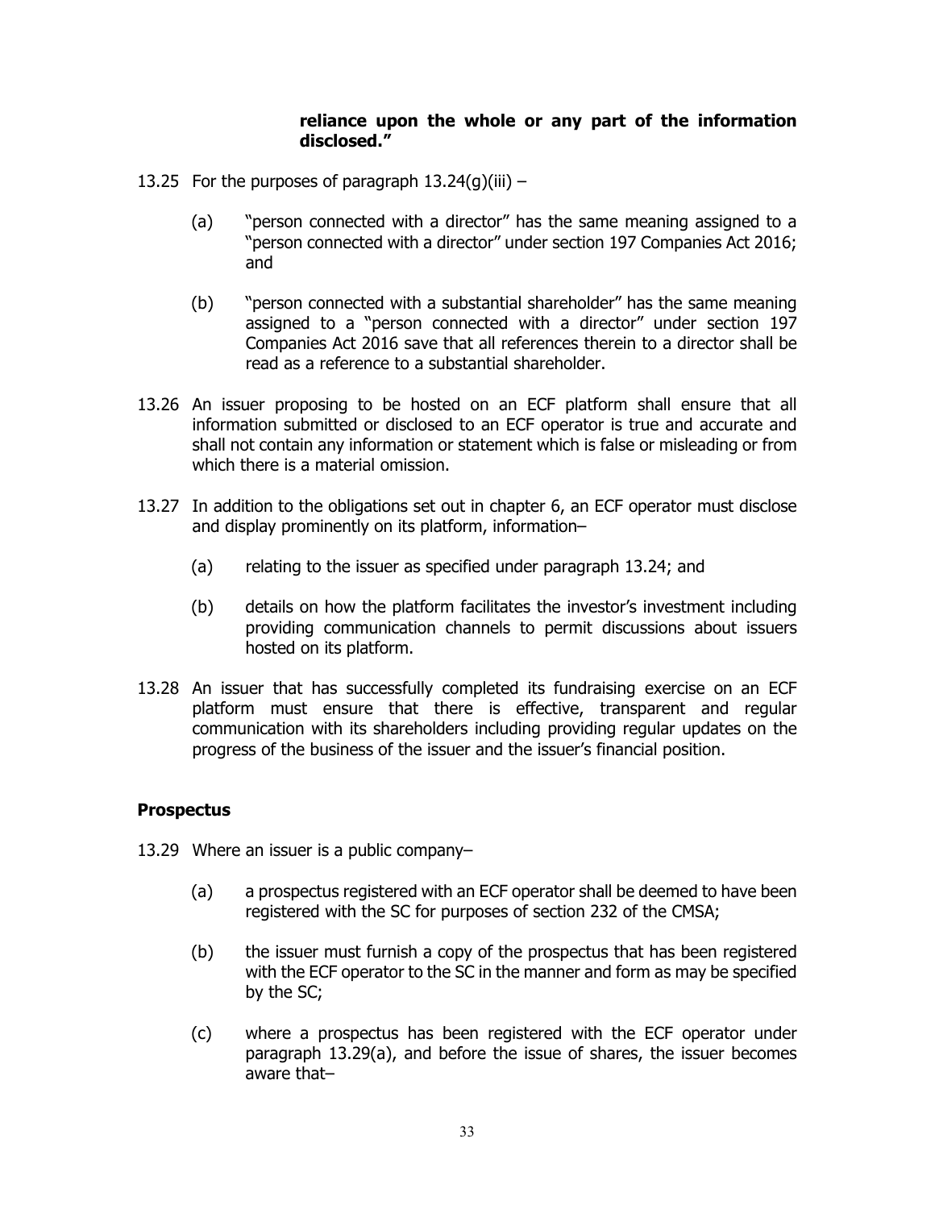**reliance upon the whole or any part of the information disclosed."**

13.25 For the purposes of paragraph 13.24(g)(iii) –

(a) "person connected with a director" has the same meaning assigned to a "person connected with a director" under section 197 Companies Act 2016; and

(b) "person connected with a substantial shareholder" has the same meaning assigned to a "person connected with a director" under section 197 Companies Act 2016 save that all references therein to a director shall be read as a reference to a substantial shareholder.

13.26 An issuer proposing to be hosted on an ECF platform shall ensure that all information submitted or disclosed to an ECF operator is true and accurate and shall not contain any information or statement which is false or misleading or from which there is a material omission.

13.27 In addition to the obligations set out in chapter 6, an ECF operator must disclose and display prominently on its platform, information–

(a) relating to the issuer as specified under paragraph 13.24; and

(b) details on how the platform facilitates the investor's investment including providing communication channels to permit discussions about issuers hosted on its platform.

13.28 An issuer that has successfully completed its fundraising exercise on an ECF platform must ensure that there is effective, transparent and regular communication with its shareholders including providing regular updates on the progress of the business of the issuer and the issuer's financial position.

**Prospectus**

13.29 Where an issuer is a public company–

(a) a prospectus registered with an ECF operator shall be deemed to have been registered with the SC for purposes of section 232 of the CMSA;

(b) the issuer must furnish a copy of the prospectus that has been registered with the ECF operator to the SC in the manner and form as may be specified by the SC;

(c) where a prospectus has been registered with the ECF operator under paragraph 13.29(a), and before the issue of shares, the issuer becomes aware that–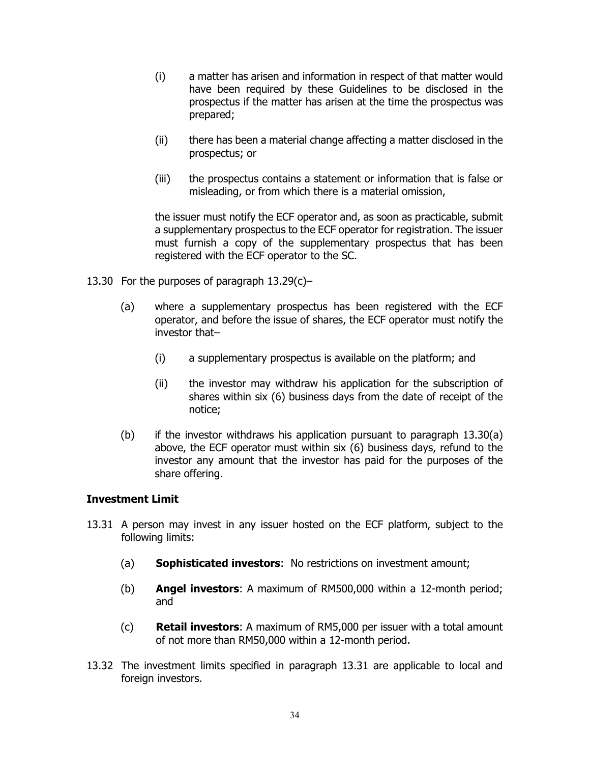(i) a matter has arisen and information in respect of that matter would have been required by these Guidelines to be disclosed in the prospectus if the matter has arisen at the time the prospectus was prepared;

(ii) there has been a material change affecting a matter disclosed in the prospectus; or

(iii) the prospectus contains a statement or information that is false or misleading, or from which there is a material omission,

the issuer must notify the ECF operator and, as soon as practicable, submit a supplementary prospectus to the ECF operator for registration. The issuer must furnish a copy of the supplementary prospectus that has been registered with the ECF operator to the SC.

13.30 For the purposes of paragraph 13.29(c)–

(a) where a supplementary prospectus has been registered with the ECF operator, and before the issue of shares, the ECF operator must notify the investor that–

(i) a supplementary prospectus is available on the platform; and

(ii) the investor may withdraw his application for the subscription of shares within six (6) business days from the date of receipt of the notice;

(b) if the investor withdraws his application pursuant to paragraph 13.30(a) above, the ECF operator must within six (6) business days, refund to the investor any amount that the investor has paid for the purposes of the share offering.

### Investment Limit

13.31 A person may invest in any issuer hosted on the ECF platform, subject to the following limits:

(a) **Sophisticated investors**: No restrictions on investment amount;

(b) **Angel investors**: A maximum of RM500,000 within a 12-month period; and

(c) **Retail investors**: A maximum of RM5,000 per issuer with a total amount of not more than RM50,000 within a 12-month period.

13.32 The investment limits specified in paragraph 13.31 are applicable to local and foreign investors.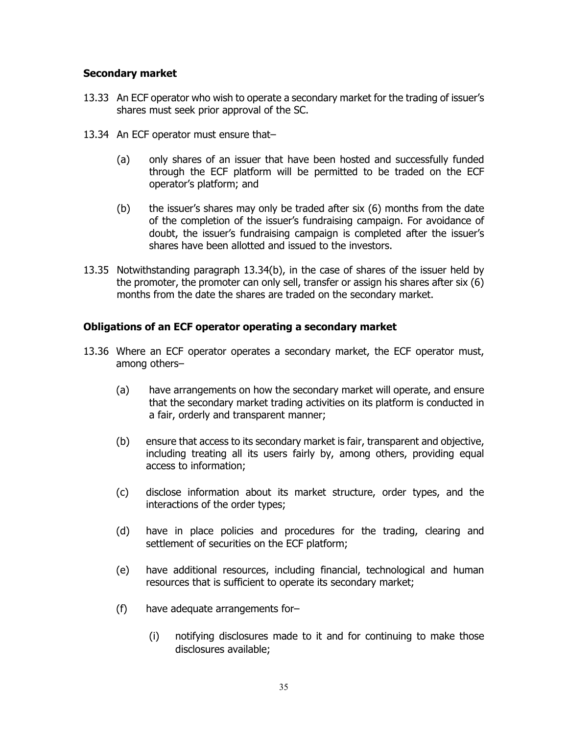**Secondary market**

13.33 An ECF operator who wish to operate a secondary market for the trading of issuer's shares must seek prior approval of the SC.

13.34 An ECF operator must ensure that–

(a) only shares of an issuer that have been hosted and successfully funded through the ECF platform will be permitted to be traded on the ECF operator's platform; and

(b) the issuer's shares may only be traded after six (6) months from the date of the completion of the issuer's fundraising campaign. For avoidance of doubt, the issuer's fundraising campaign is completed after the issuer's shares have been allotted and issued to the investors.

13.35 Notwithstanding paragraph 13.34(b), in the case of shares of the issuer held by the promoter, the promoter can only sell, transfer or assign his shares after six (6) months from the date the shares are traded on the secondary market.

**Obligations of an ECF operator operating a secondary market**

13.36 Where an ECF operator operates a secondary market, the ECF operator must, among others–

(a) have arrangements on how the secondary market will operate, and ensure that the secondary market trading activities on its platform is conducted in a fair, orderly and transparent manner;

(b) ensure that access to its secondary market is fair, transparent and objective, including treating all its users fairly by, among others, providing equal access to information;

(c) disclose information about its market structure, order types, and the interactions of the order types;

(d) have in place policies and procedures for the trading, clearing and settlement of securities on the ECF platform;

(e) have additional resources, including financial, technological and human resources that is sufficient to operate its secondary market;

(f) have adequate arrangements for–

(i) notifying disclosures made to it and for continuing to make those disclosures available;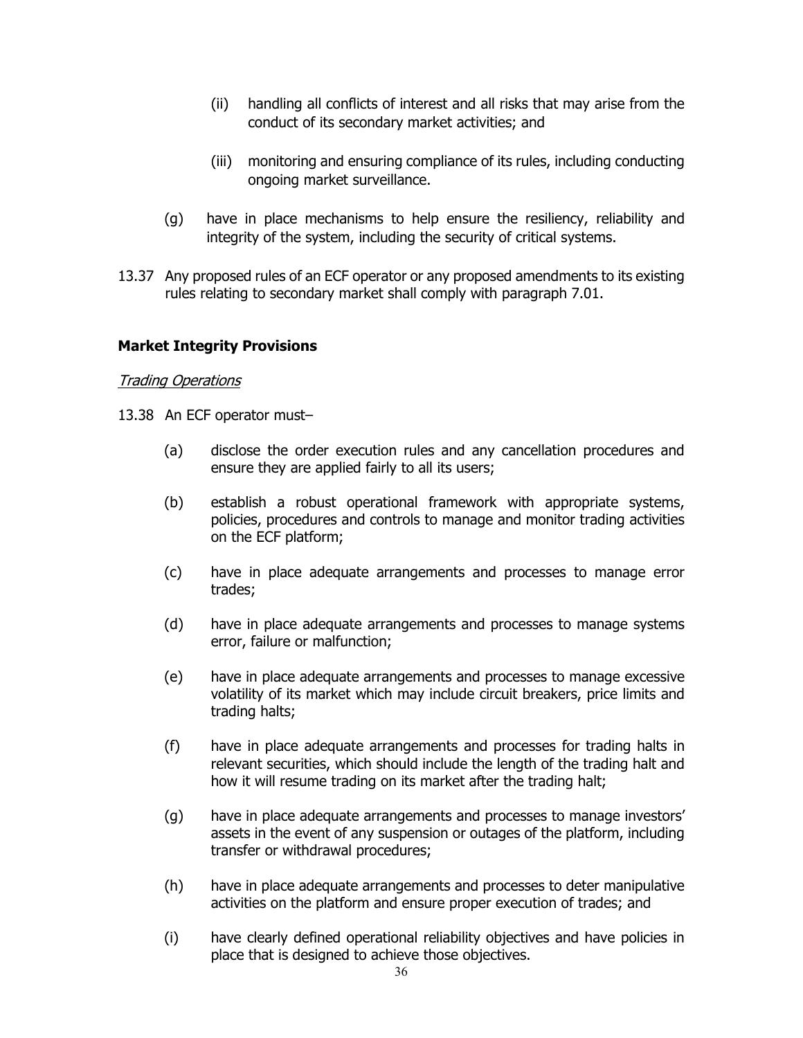(ii) handling all conflicts of interest and all risks that may arise from the conduct of its secondary market activities; and

(iii) monitoring and ensuring compliance of its rules, including conducting ongoing market surveillance.

(g) have in place mechanisms to help ensure the resiliency, reliability and integrity of the system, including the security of critical systems.

13.37 Any proposed rules of an ECF operator or any proposed amendments to its existing rules relating to secondary market shall comply with paragraph 7.01.

**Market Integrity Provisions**

*Trading Operations*

13.38 An ECF operator must–

(a) disclose the order execution rules and any cancellation procedures and ensure they are applied fairly to all its users;

(b) establish a robust operational framework with appropriate systems, policies, procedures and controls to manage and monitor trading activities on the ECF platform;

(c) have in place adequate arrangements and processes to manage error trades;

(d) have in place adequate arrangements and processes to manage systems error, failure or malfunction;

(e) have in place adequate arrangements and processes to manage excessive volatility of its market which may include circuit breakers, price limits and trading halts;

(f) have in place adequate arrangements and processes for trading halts in relevant securities, which should include the length of the trading halt and how it will resume trading on its market after the trading halt;

(g) have in place adequate arrangements and processes to manage investors' assets in the event of any suspension or outages of the platform, including transfer or withdrawal procedures;

(h) have in place adequate arrangements and processes to deter manipulative activities on the platform and ensure proper execution of trades; and

(i) have clearly defined operational reliability objectives and have policies in place that is designed to achieve those objectives.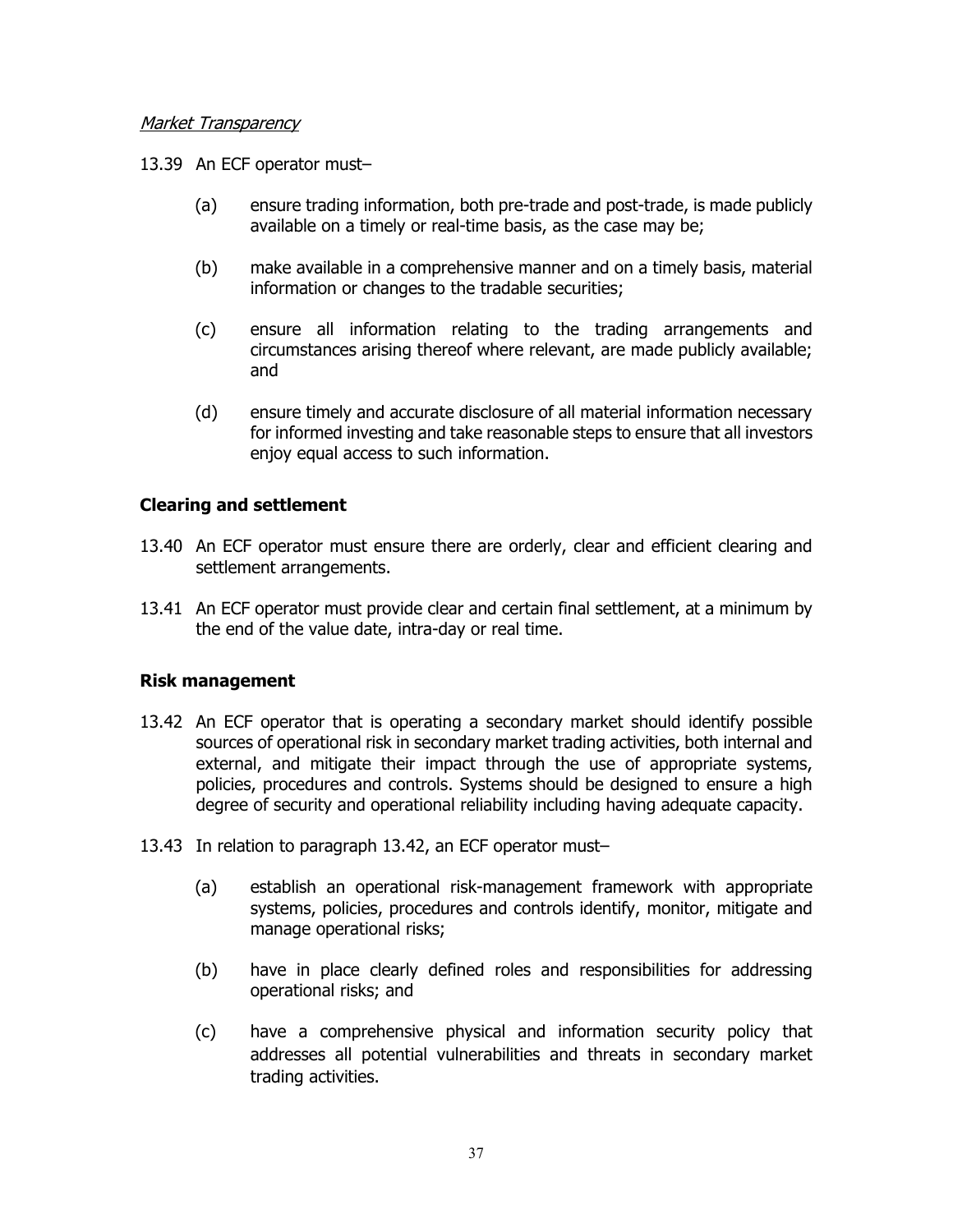*Market Transparency*

13.39 An ECF operator must–

(a) ensure trading information, both pre-trade and post-trade, is made publicly available on a timely or real-time basis, as the case may be;

(b) make available in a comprehensive manner and on a timely basis, material information or changes to the tradable securities;

(c) ensure all information relating to the trading arrangements and circumstances arising thereof where relevant, are made publicly available; and

(d) ensure timely and accurate disclosure of all material information necessary for informed investing and take reasonable steps to ensure that all investors enjoy equal access to such information.

**Clearing and settlement**

13.40 An ECF operator must ensure there are orderly, clear and efficient clearing and settlement arrangements.

13.41 An ECF operator must provide clear and certain final settlement, at a minimum by the end of the value date, intra-day or real time.

**Risk management**

13.42 An ECF operator that is operating a secondary market should identify possible sources of operational risk in secondary market trading activities, both internal and external, and mitigate their impact through the use of appropriate systems, policies, procedures and controls. Systems should be designed to ensure a high degree of security and operational reliability including having adequate capacity.

13.43 In relation to paragraph 13.42, an ECF operator must–

(a) establish an operational risk-management framework with appropriate systems, policies, procedures and controls identify, monitor, mitigate and manage operational risks;

(b) have in place clearly defined roles and responsibilities for addressing operational risks; and

(c) have a comprehensive physical and information security policy that addresses all potential vulnerabilities and threats in secondary market trading activities.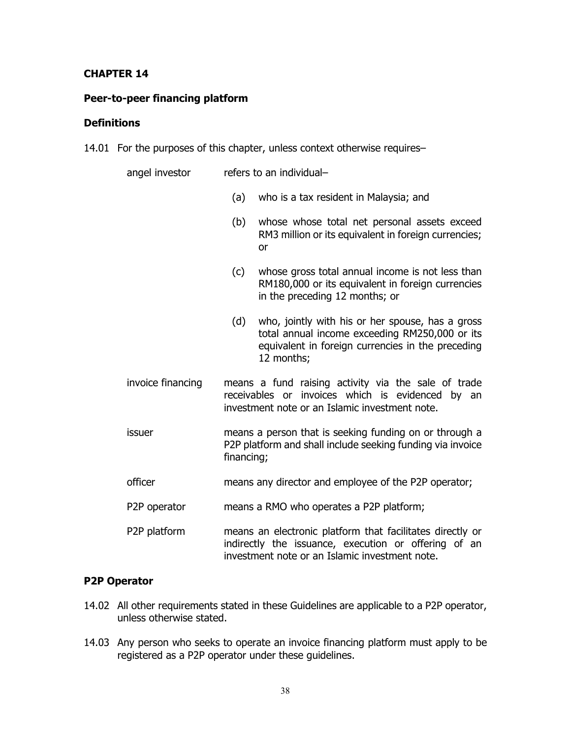## CHAPTER 14

### Peer-to-peer financing platform

### Definitions

14.01 For the purposes of this chapter, unless context otherwise requires–

angel investor refers to an individual–

- (a) who is a tax resident in Malaysia; and
- (b) whose whose total net personal assets exceed RM3 million or its equivalent in foreign currencies; or
- (c) whose gross total annual income is not less than RM180,000 or its equivalent in foreign currencies in the preceding 12 months; or
- (d) who, jointly with his or her spouse, has a gross total annual income exceeding RM250,000 or its equivalent in foreign currencies in the preceding 12 months;

invoice financing means a fund raising activity via the sale of trade receivables or invoices which is evidenced by an investment note or an Islamic investment note.

issuer means a person that is seeking funding on or through a P2P platform and shall include seeking funding via invoice financing;

officer means any director and employee of the P2P operator;

P2P operator means a RMO who operates a P2P platform;

P2P platform means an electronic platform that facilitates directly or indirectly the issuance, execution or offering of an investment note or an Islamic investment note.

### P2P Operator

14.02 All other requirements stated in these Guidelines are applicable to a P2P operator, unless otherwise stated.

14.03 Any person who seeks to operate an invoice financing platform must apply to be registered as a P2P operator under these guidelines.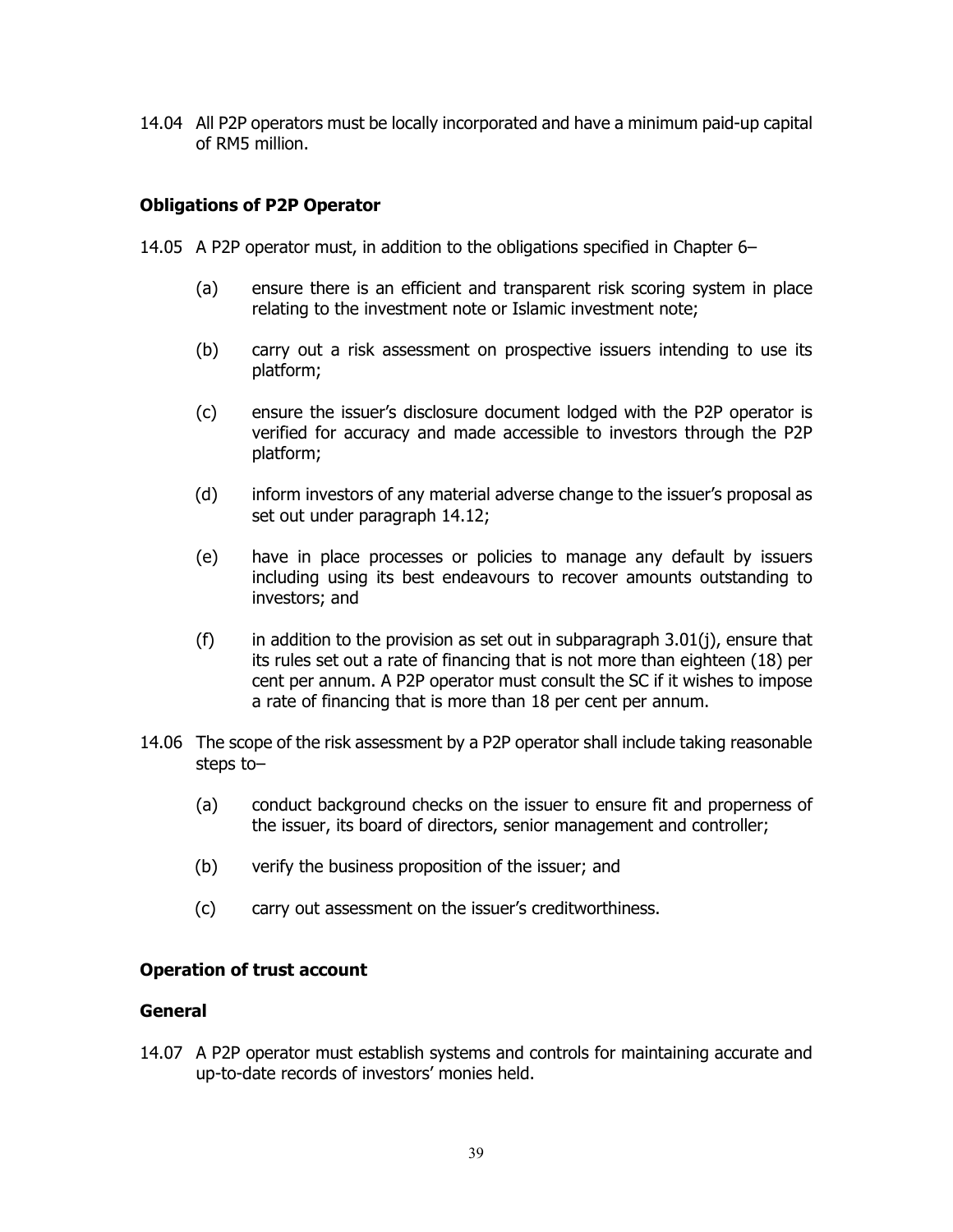14.04 All P2P operators must be locally incorporated and have a minimum paid-up capital of RM5 million.

### Obligations of P2P Operator

14.05 A P2P operator must, in addition to the obligations specified in Chapter 6–

- (a) ensure there is an efficient and transparent risk scoring system in place relating to the investment note or Islamic investment note;
- (b) carry out a risk assessment on prospective issuers intending to use its platform;
- (c) ensure the issuer's disclosure document lodged with the P2P operator is verified for accuracy and made accessible to investors through the P2P platform;
- (d) inform investors of any material adverse change to the issuer's proposal as set out under paragraph 14.12;
- (e) have in place processes or policies to manage any default by issuers including using its best endeavours to recover amounts outstanding to investors; and
- (f) in addition to the provision as set out in subparagraph 3.01(j), ensure that its rules set out a rate of financing that is not more than eighteen (18) per cent per annum. A P2P operator must consult the SC if it wishes to impose a rate of financing that is more than 18 per cent per annum.

14.06 The scope of the risk assessment by a P2P operator shall include taking reasonable steps to–

- (a) conduct background checks on the issuer to ensure fit and properness of the issuer, its board of directors, senior management and controller;
- (b) verify the business proposition of the issuer; and
- (c) carry out assessment on the issuer's creditworthiness.

### Operation of trust account

### General

14.07 A P2P operator must establish systems and controls for maintaining accurate and up-to-date records of investors' monies held.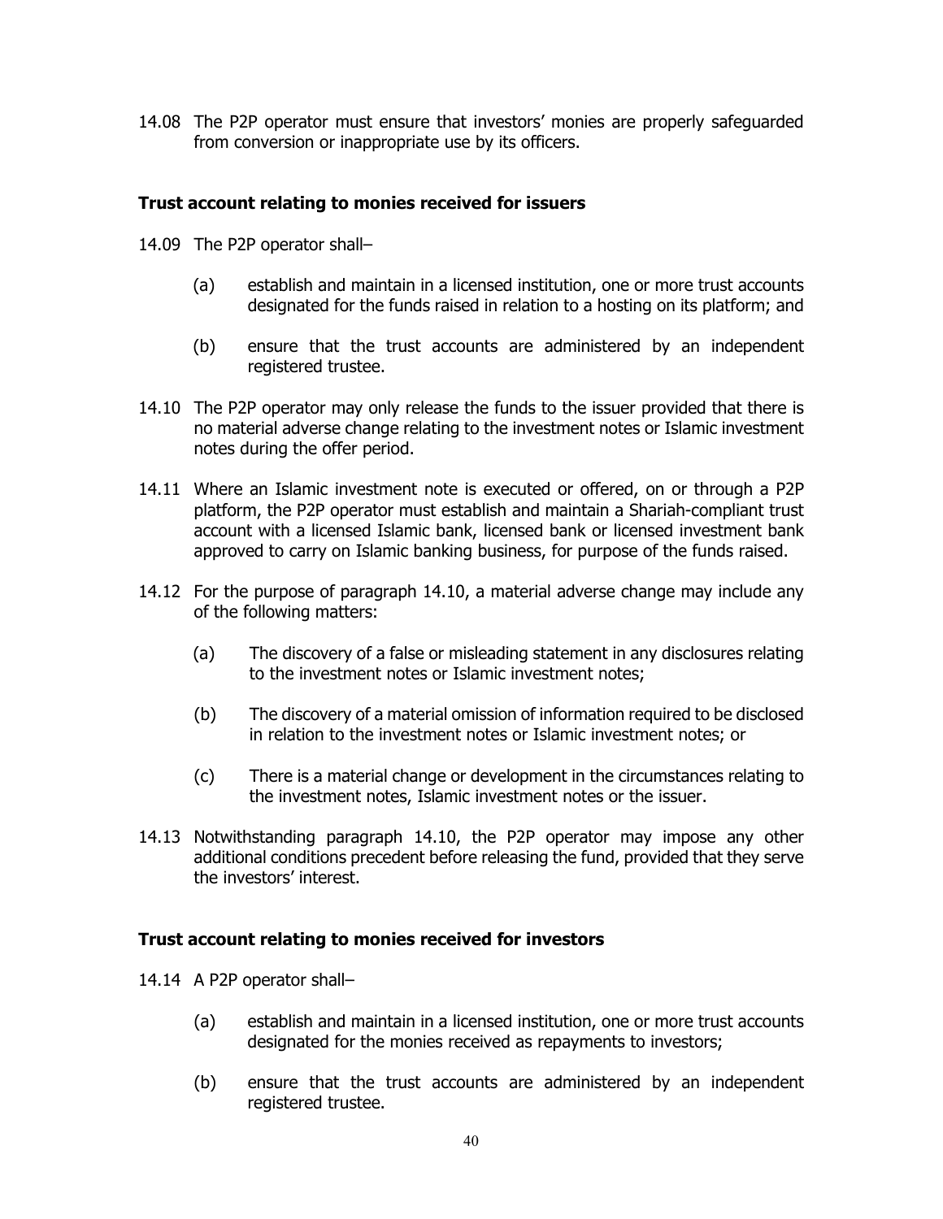14.08 The P2P operator must ensure that investors' monies are properly safeguarded from conversion or inappropriate use by its officers.

**Trust account relating to monies received for issuers**

14.09 The P2P operator shall–

(a) establish and maintain in a licensed institution, one or more trust accounts designated for the funds raised in relation to a hosting on its platform; and

(b) ensure that the trust accounts are administered by an independent registered trustee.

14.10 The P2P operator may only release the funds to the issuer provided that there is no material adverse change relating to the investment notes or Islamic investment notes during the offer period.

14.11 Where an Islamic investment note is executed or offered, on or through a P2P platform, the P2P operator must establish and maintain a Shariah-compliant trust account with a licensed Islamic bank, licensed bank or licensed investment bank approved to carry on Islamic banking business, for purpose of the funds raised.

14.12 For the purpose of paragraph 14.10, a material adverse change may include any of the following matters:

(a) The discovery of a false or misleading statement in any disclosures relating to the investment notes or Islamic investment notes;

(b) The discovery of a material omission of information required to be disclosed in relation to the investment notes or Islamic investment notes; or

(c) There is a material change or development in the circumstances relating to the investment notes, Islamic investment notes or the issuer.

14.13 Notwithstanding paragraph 14.10, the P2P operator may impose any other additional conditions precedent before releasing the fund, provided that they serve the investors' interest.

**Trust account relating to monies received for investors**

14.14 A P2P operator shall–

(a) establish and maintain in a licensed institution, one or more trust accounts designated for the monies received as repayments to investors;

(b) ensure that the trust accounts are administered by an independent registered trustee.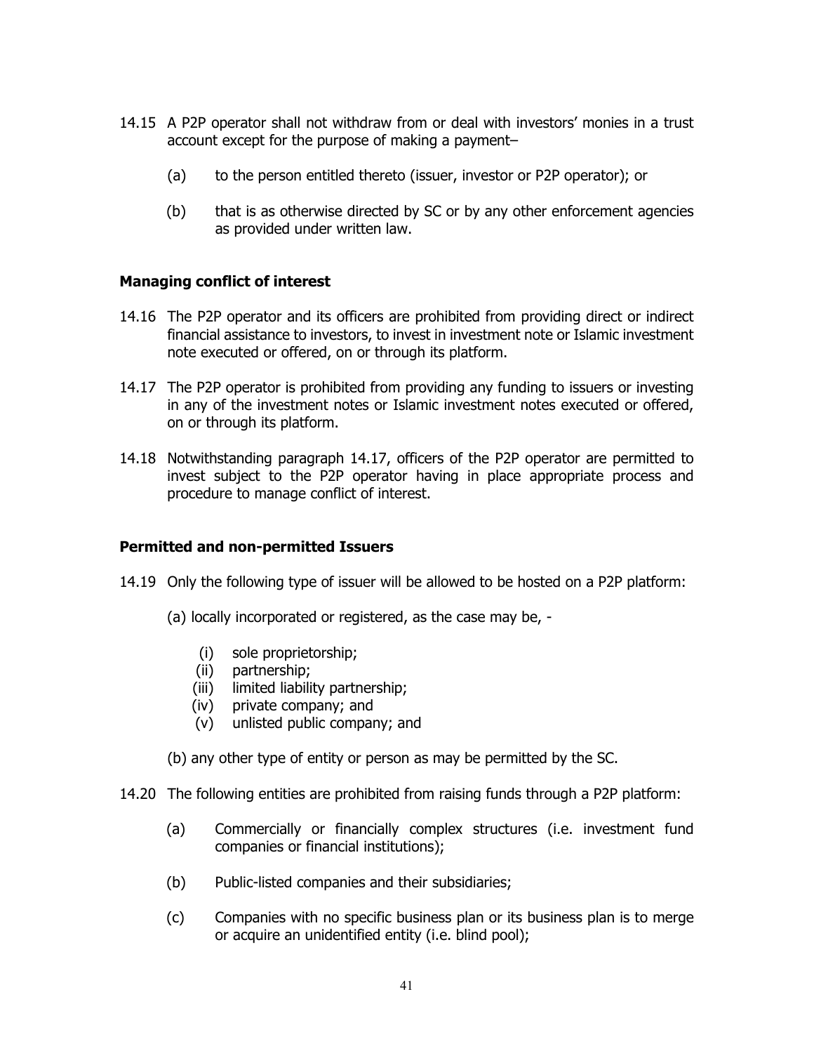14.15 A P2P operator shall not withdraw from or deal with investors' monies in a trust account except for the purpose of making a payment–

(a) to the person entitled thereto (issuer, investor or P2P operator); or

(b) that is as otherwise directed by SC or by any other enforcement agencies as provided under written law.

### Managing conflict of interest

14.16 The P2P operator and its officers are prohibited from providing direct or indirect financial assistance to investors, to invest in investment note or Islamic investment note executed or offered, on or through its platform.

14.17 The P2P operator is prohibited from providing any funding to issuers or investing in any of the investment notes or Islamic investment notes executed or offered, on or through its platform.

14.18 Notwithstanding paragraph 14.17, officers of the P2P operator are permitted to invest subject to the P2P operator having in place appropriate process and procedure to manage conflict of interest.

### Permitted and non-permitted Issuers

14.19 Only the following type of issuer will be allowed to be hosted on a P2P platform:

(a) locally incorporated or registered, as the case may be, -

(i) sole proprietorship;
(ii) partnership;
(iii) limited liability partnership;
(iv) private company; and
(v) unlisted public company; and

(b) any other type of entity or person as may be permitted by the SC.

14.20 The following entities are prohibited from raising funds through a P2P platform:

(a) Commercially or financially complex structures (i.e. investment fund companies or financial institutions);

(b) Public-listed companies and their subsidiaries;

(c) Companies with no specific business plan or its business plan is to merge or acquire an unidentified entity (i.e. blind pool);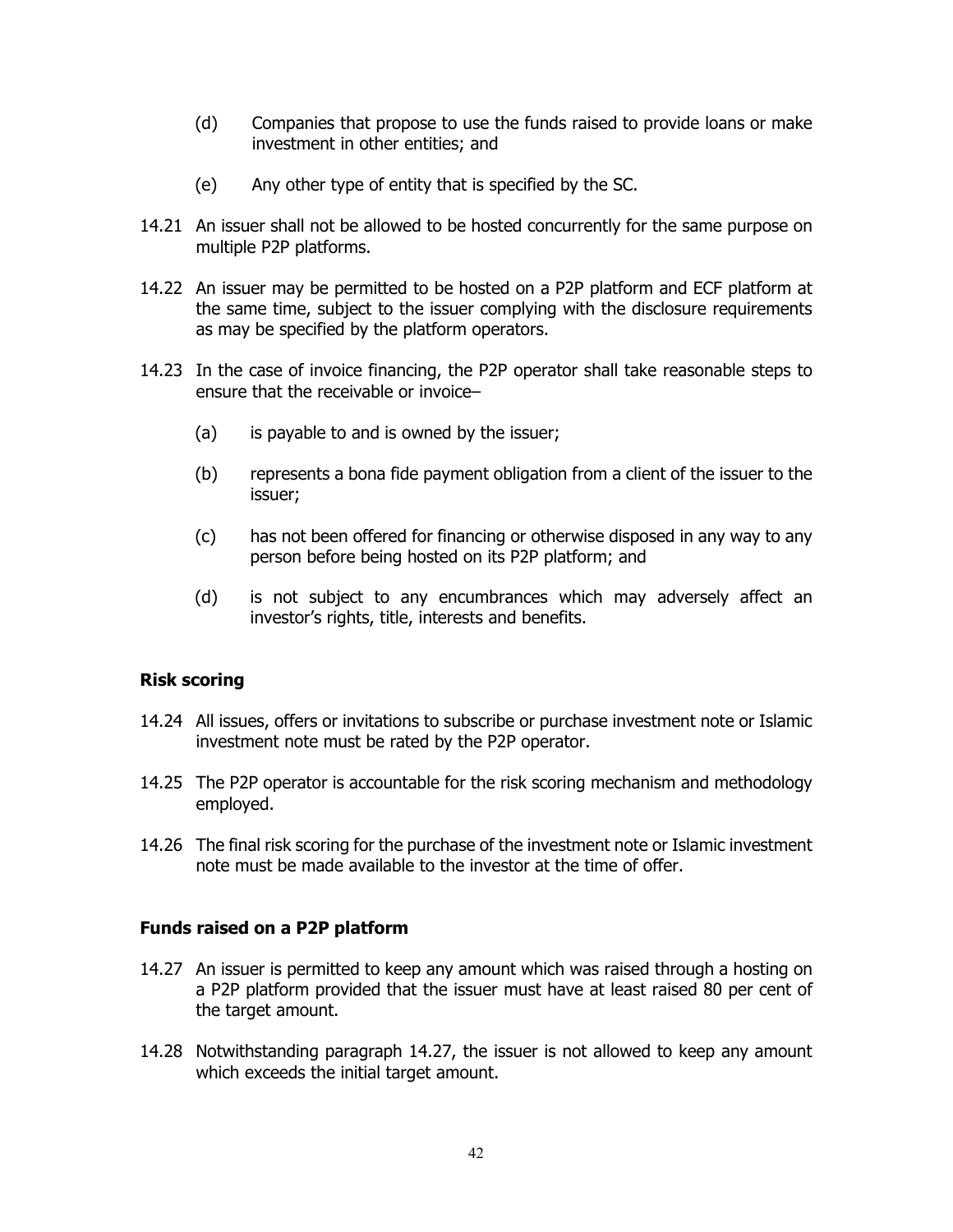(d) Companies that propose to use the funds raised to provide loans or make investment in other entities; and

(e) Any other type of entity that is specified by the SC.

14.21 An issuer shall not be allowed to be hosted concurrently for the same purpose on multiple P2P platforms.

14.22 An issuer may be permitted to be hosted on a P2P platform and ECF platform at the same time, subject to the issuer complying with the disclosure requirements as may be specified by the platform operators.

14.23 In the case of invoice financing, the P2P operator shall take reasonable steps to ensure that the receivable or invoice–

(a) is payable to and is owned by the issuer;

(b) represents a bona fide payment obligation from a client of the issuer to the issuer;

(c) has not been offered for financing or otherwise disposed in any way to any person before being hosted on its P2P platform; and

(d) is not subject to any encumbrances which may adversely affect an investor's rights, title, interests and benefits.

**Risk scoring**

14.24 All issues, offers or invitations to subscribe or purchase investment note or Islamic investment note must be rated by the P2P operator.

14.25 The P2P operator is accountable for the risk scoring mechanism and methodology employed.

14.26 The final risk scoring for the purchase of the investment note or Islamic investment note must be made available to the investor at the time of offer.

**Funds raised on a P2P platform**

14.27 An issuer is permitted to keep any amount which was raised through a hosting on a P2P platform provided that the issuer must have at least raised 80 per cent of the target amount.

14.28 Notwithstanding paragraph 14.27, the issuer is not allowed to keep any amount which exceeds the initial target amount.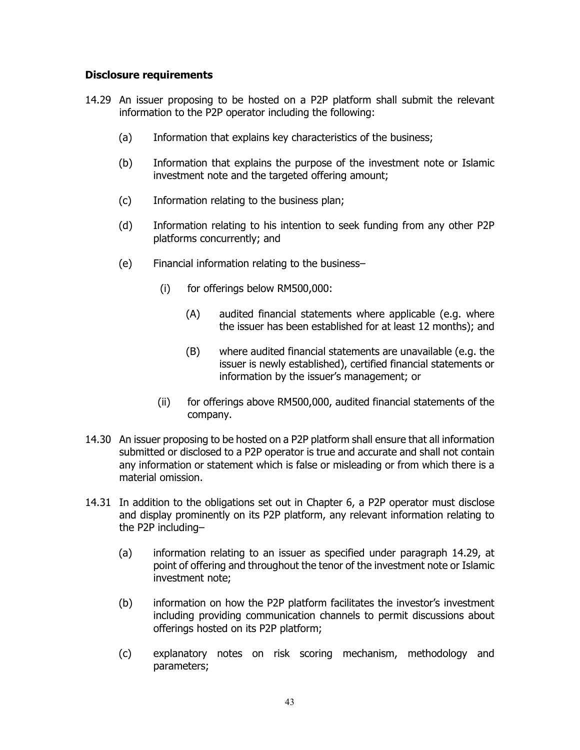### Disclosure requirements

14.29 An issuer proposing to be hosted on a P2P platform shall submit the relevant information to the P2P operator including the following:

- (a) Information that explains key characteristics of the business;
- (b) Information that explains the purpose of the investment note or Islamic investment note and the targeted offering amount;
- (c) Information relating to the business plan;
- (d) Information relating to his intention to seek funding from any other P2P platforms concurrently; and
- (e) Financial information relating to the business–
  - (i) for offerings below RM500,000:
    - (A) audited financial statements where applicable (e.g. where the issuer has been established for at least 12 months); and
    - (B) where audited financial statements are unavailable (e.g. the issuer is newly established), certified financial statements or information by the issuer's management; or
  - (ii) for offerings above RM500,000, audited financial statements of the company.

14.30 An issuer proposing to be hosted on a P2P platform shall ensure that all information submitted or disclosed to a P2P operator is true and accurate and shall not contain any information or statement which is false or misleading or from which there is a material omission.

14.31 In addition to the obligations set out in Chapter 6, a P2P operator must disclose and display prominently on its P2P platform, any relevant information relating to the P2P including–

- (a) information relating to an issuer as specified under paragraph 14.29, at point of offering and throughout the tenor of the investment note or Islamic investment note;
- (b) information on how the P2P platform facilitates the investor's investment including providing communication channels to permit discussions about offerings hosted on its P2P platform;
- (c) explanatory notes on risk scoring mechanism, methodology and parameters;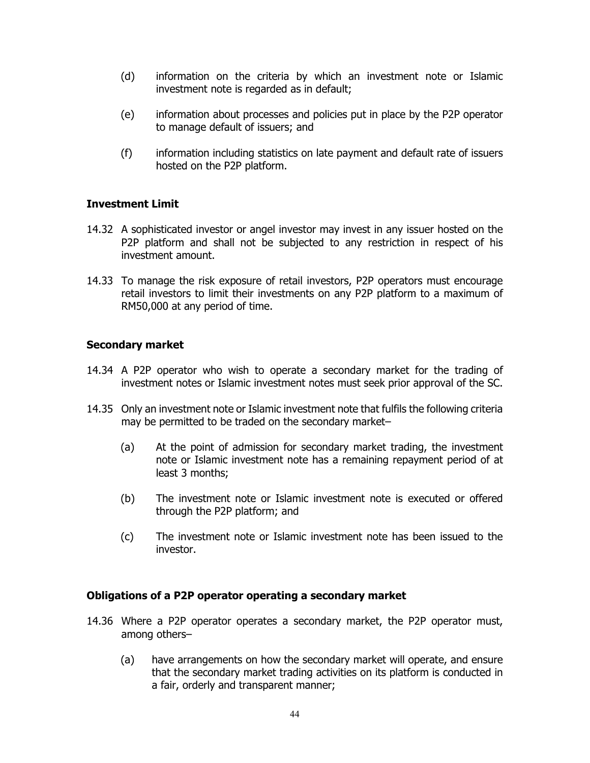(d) information on the criteria by which an investment note or Islamic investment note is regarded as in default;

(e) information about processes and policies put in place by the P2P operator to manage default of issuers; and

(f) information including statistics on late payment and default rate of issuers hosted on the P2P platform.

### Investment Limit

14.32 A sophisticated investor or angel investor may invest in any issuer hosted on the P2P platform and shall not be subjected to any restriction in respect of his investment amount.

14.33 To manage the risk exposure of retail investors, P2P operators must encourage retail investors to limit their investments on any P2P platform to a maximum of RM50,000 at any period of time.

### Secondary market

14.34 A P2P operator who wish to operate a secondary market for the trading of investment notes or Islamic investment notes must seek prior approval of the SC.

14.35 Only an investment note or Islamic investment note that fulfils the following criteria may be permitted to be traded on the secondary market–

(a) At the point of admission for secondary market trading, the investment note or Islamic investment note has a remaining repayment period of at least 3 months;

(b) The investment note or Islamic investment note is executed or offered through the P2P platform; and

(c) The investment note or Islamic investment note has been issued to the investor.

### Obligations of a P2P operator operating a secondary market

14.36 Where a P2P operator operates a secondary market, the P2P operator must, among others–

(a) have arrangements on how the secondary market will operate, and ensure that the secondary market trading activities on its platform is conducted in a fair, orderly and transparent manner;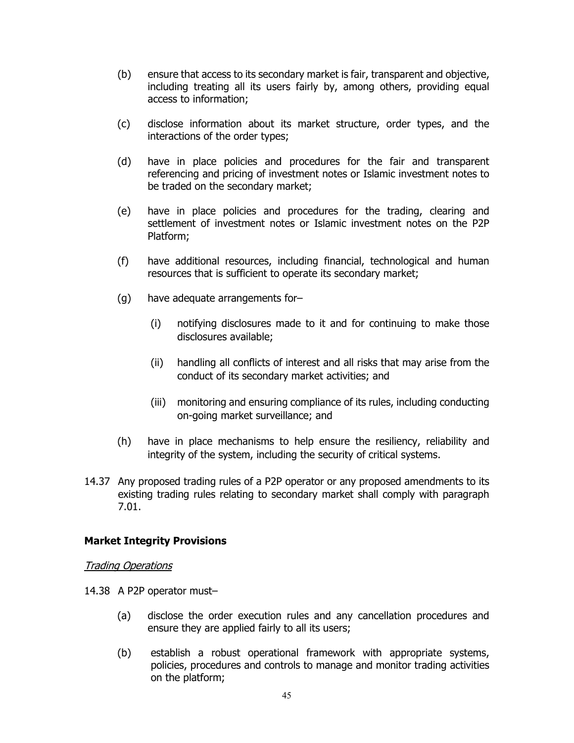(b) ensure that access to its secondary market is fair, transparent and objective, including treating all its users fairly by, among others, providing equal access to information;

(c) disclose information about its market structure, order types, and the interactions of the order types;

(d) have in place policies and procedures for the fair and transparent referencing and pricing of investment notes or Islamic investment notes to be traded on the secondary market;

(e) have in place policies and procedures for the trading, clearing and settlement of investment notes or Islamic investment notes on the P2P Platform;

(f) have additional resources, including financial, technological and human resources that is sufficient to operate its secondary market;

(g) have adequate arrangements for–

   (i) notifying disclosures made to it and for continuing to make those disclosures available;

   (ii) handling all conflicts of interest and all risks that may arise from the conduct of its secondary market activities; and

   (iii) monitoring and ensuring compliance of its rules, including conducting on-going market surveillance; and

(h) have in place mechanisms to help ensure the resiliency, reliability and integrity of the system, including the security of critical systems.

14.37 Any proposed trading rules of a P2P operator or any proposed amendments to its existing trading rules relating to secondary market shall comply with paragraph 7.01.

**Market Integrity Provisions**

*Trading Operations*

14.38 A P2P operator must–

(a) disclose the order execution rules and any cancellation procedures and ensure they are applied fairly to all its users;

(b) establish a robust operational framework with appropriate systems, policies, procedures and controls to manage and monitor trading activities on the platform;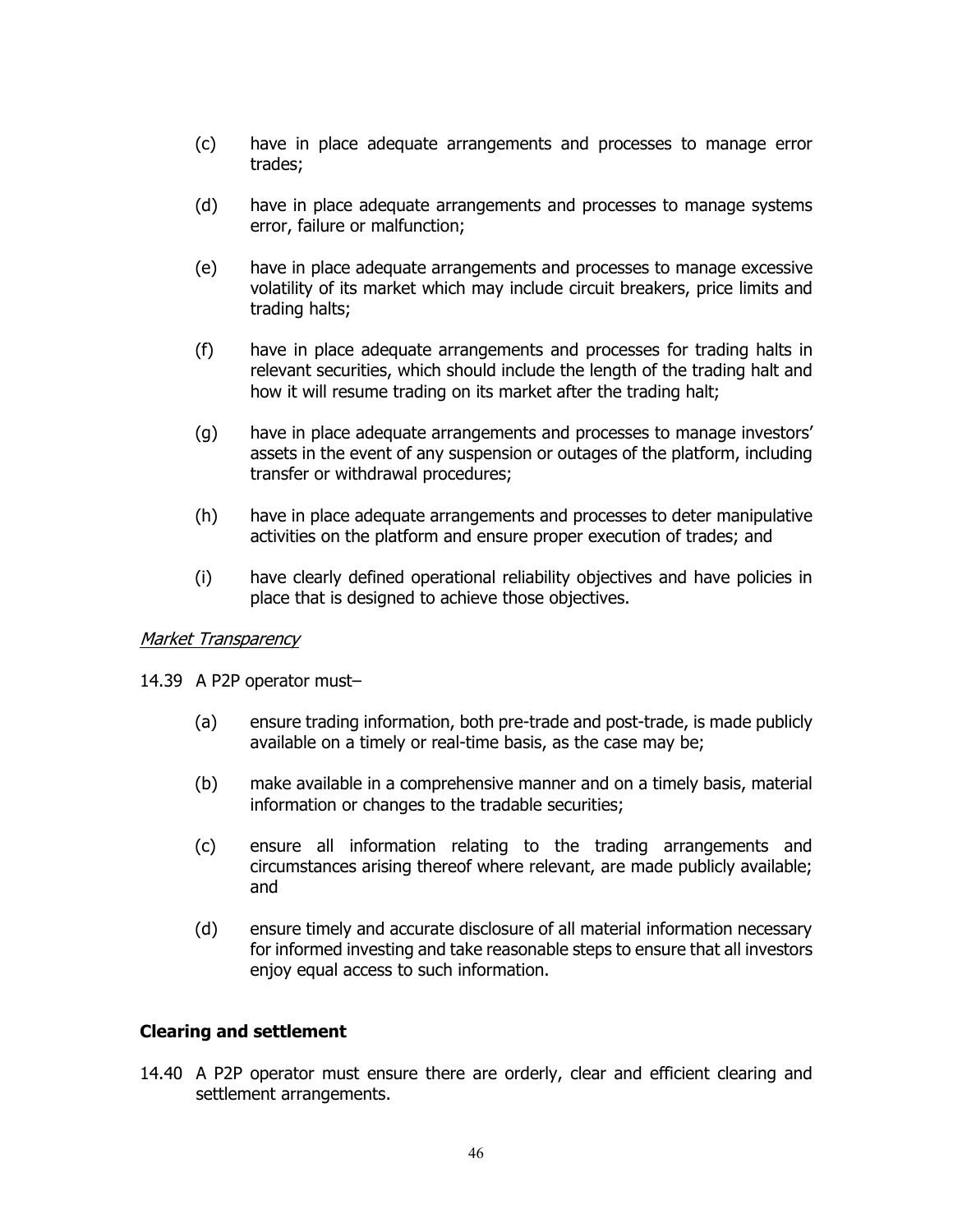(c) have in place adequate arrangements and processes to manage error trades;

(d) have in place adequate arrangements and processes to manage systems error, failure or malfunction;

(e) have in place adequate arrangements and processes to manage excessive volatility of its market which may include circuit breakers, price limits and trading halts;

(f) have in place adequate arrangements and processes for trading halts in relevant securities, which should include the length of the trading halt and how it will resume trading on its market after the trading halt;

(g) have in place adequate arrangements and processes to manage investors' assets in the event of any suspension or outages of the platform, including transfer or withdrawal procedures;

(h) have in place adequate arrangements and processes to deter manipulative activities on the platform and ensure proper execution of trades; and

(i) have clearly defined operational reliability objectives and have policies in place that is designed to achieve those objectives.

*Market Transparency*

14.39 A P2P operator must–

(a) ensure trading information, both pre-trade and post-trade, is made publicly available on a timely or real-time basis, as the case may be;

(b) make available in a comprehensive manner and on a timely basis, material information or changes to the tradable securities;

(c) ensure all information relating to the trading arrangements and circumstances arising thereof where relevant, are made publicly available; and

(d) ensure timely and accurate disclosure of all material information necessary for informed investing and take reasonable steps to ensure that all investors enjoy equal access to such information.

**Clearing and settlement**

14.40 A P2P operator must ensure there are orderly, clear and efficient clearing and settlement arrangements.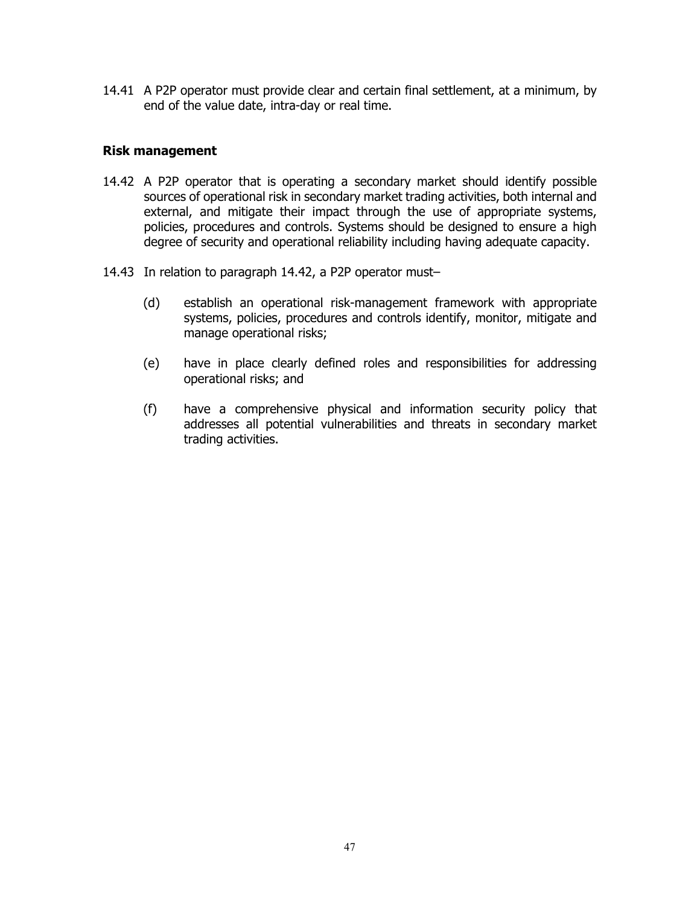14.41 A P2P operator must provide clear and certain final settlement, at a minimum, by end of the value date, intra-day or real time.

**Risk management**

14.42 A P2P operator that is operating a secondary market should identify possible sources of operational risk in secondary market trading activities, both internal and external, and mitigate their impact through the use of appropriate systems, policies, procedures and controls. Systems should be designed to ensure a high degree of security and operational reliability including having adequate capacity.

14.43 In relation to paragraph 14.42, a P2P operator must–

(d) establish an operational risk-management framework with appropriate systems, policies, procedures and controls identify, monitor, mitigate and manage operational risks;

(e) have in place clearly defined roles and responsibilities for addressing operational risks; and

(f) have a comprehensive physical and information security policy that addresses all potential vulnerabilities and threats in secondary market trading activities.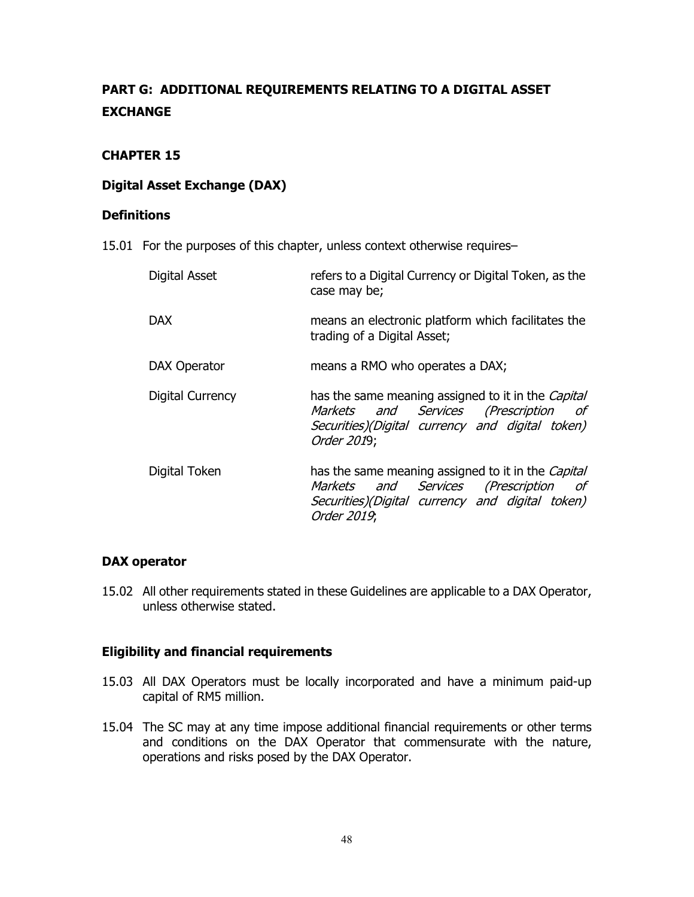## PART G: ADDITIONAL REQUIREMENTS RELATING TO A DIGITAL ASSET EXCHANGE

### CHAPTER 15

### Digital Asset Exchange (DAX)

### Definitions

15.01 For the purposes of this chapter, unless context otherwise requires–

| | |
|---|---|
| Digital Asset | refers to a Digital Currency or Digital Token, as the case may be; |
| DAX | means an electronic platform which facilitates the trading of a Digital Asset; |
| DAX Operator | means a RMO who operates a DAX; |
| Digital Currency | has the same meaning assigned to it in the *Capital Markets and Services (Prescription of Securities)(Digital currency and digital token) Order 201*9; |
| Digital Token | has the same meaning assigned to it in the *Capital Markets and Services (Prescription of Securities)(Digital currency and digital token) Order 2019*; |

### DAX operator

15.02 All other requirements stated in these Guidelines are applicable to a DAX Operator, unless otherwise stated.

### Eligibility and financial requirements

15.03 All DAX Operators must be locally incorporated and have a minimum paid-up capital of RM5 million.

15.04 The SC may at any time impose additional financial requirements or other terms and conditions on the DAX Operator that commensurate with the nature, operations and risks posed by the DAX Operator.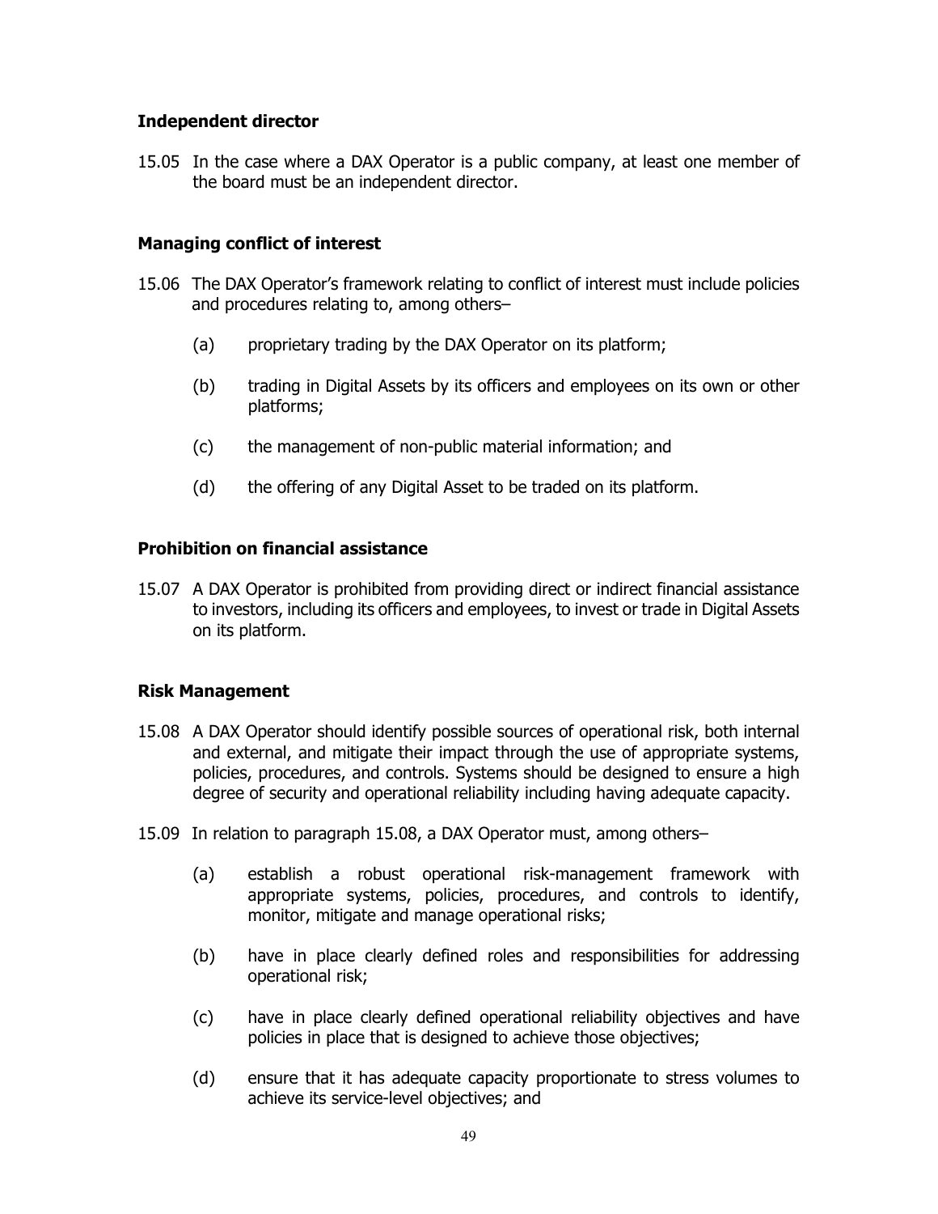**Independent director**

15.05 In the case where a DAX Operator is a public company, at least one member of the board must be an independent director.

**Managing conflict of interest**

15.06 The DAX Operator's framework relating to conflict of interest must include policies and procedures relating to, among others–

(a) proprietary trading by the DAX Operator on its platform;

(b) trading in Digital Assets by its officers and employees on its own or other platforms;

(c) the management of non-public material information; and

(d) the offering of any Digital Asset to be traded on its platform.

**Prohibition on financial assistance**

15.07 A DAX Operator is prohibited from providing direct or indirect financial assistance to investors, including its officers and employees, to invest or trade in Digital Assets on its platform.

**Risk Management**

15.08 A DAX Operator should identify possible sources of operational risk, both internal and external, and mitigate their impact through the use of appropriate systems, policies, procedures, and controls. Systems should be designed to ensure a high degree of security and operational reliability including having adequate capacity.

15.09 In relation to paragraph 15.08, a DAX Operator must, among others–

(a) establish a robust operational risk-management framework with appropriate systems, policies, procedures, and controls to identify, monitor, mitigate and manage operational risks;

(b) have in place clearly defined roles and responsibilities for addressing operational risk;

(c) have in place clearly defined operational reliability objectives and have policies in place that is designed to achieve those objectives;

(d) ensure that it has adequate capacity proportionate to stress volumes to achieve its service-level objectives; and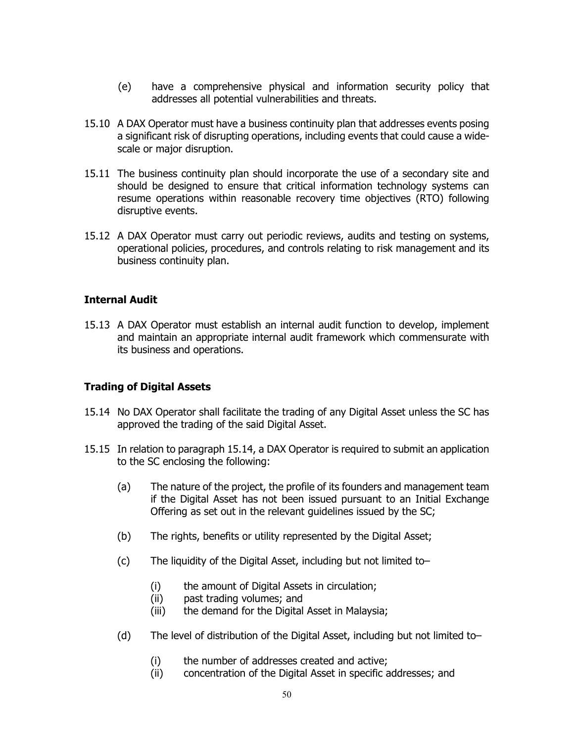(e) have a comprehensive physical and information security policy that addresses all potential vulnerabilities and threats.

15.10 A DAX Operator must have a business continuity plan that addresses events posing a significant risk of disrupting operations, including events that could cause a wide-scale or major disruption.

15.11 The business continuity plan should incorporate the use of a secondary site and should be designed to ensure that critical information technology systems can resume operations within reasonable recovery time objectives (RTO) following disruptive events.

15.12 A DAX Operator must carry out periodic reviews, audits and testing on systems, operational policies, procedures, and controls relating to risk management and its business continuity plan.

**Internal Audit**

15.13 A DAX Operator must establish an internal audit function to develop, implement and maintain an appropriate internal audit framework which commensurate with its business and operations.

**Trading of Digital Assets**

15.14 No DAX Operator shall facilitate the trading of any Digital Asset unless the SC has approved the trading of the said Digital Asset.

15.15 In relation to paragraph 15.14, a DAX Operator is required to submit an application to the SC enclosing the following:

(a) The nature of the project, the profile of its founders and management team if the Digital Asset has not been issued pursuant to an Initial Exchange Offering as set out in the relevant guidelines issued by the SC;

(b) The rights, benefits or utility represented by the Digital Asset;

(c) The liquidity of the Digital Asset, including but not limited to–

(i) the amount of Digital Assets in circulation;
(ii) past trading volumes; and
(iii) the demand for the Digital Asset in Malaysia;

(d) The level of distribution of the Digital Asset, including but not limited to–

(i) the number of addresses created and active;
(ii) concentration of the Digital Asset in specific addresses; and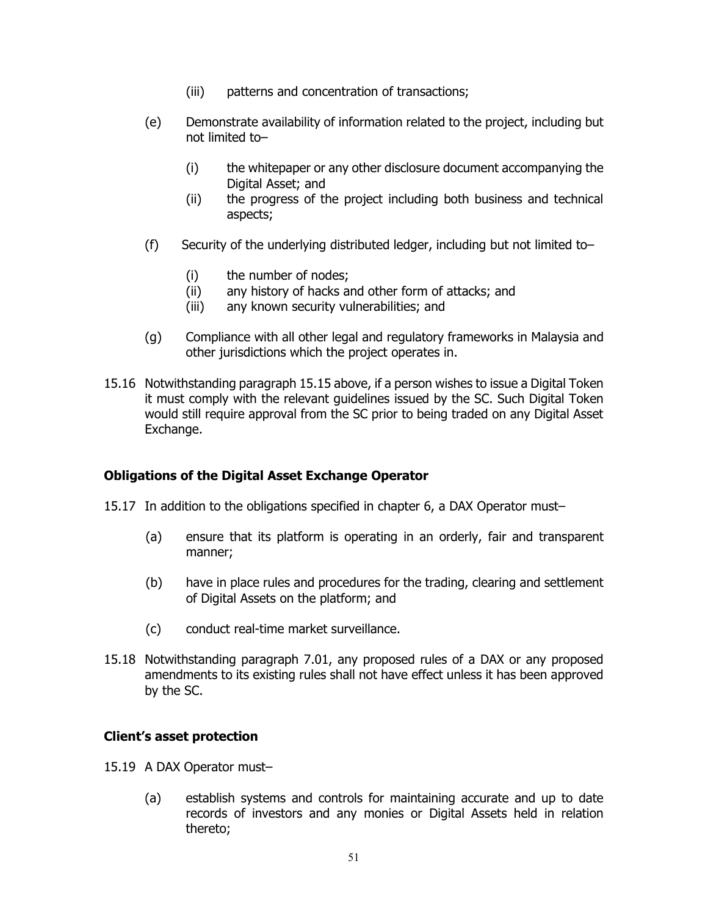(iii) patterns and concentration of transactions;

(e) Demonstrate availability of information related to the project, including but not limited to–

(i) the whitepaper or any other disclosure document accompanying the Digital Asset; and
(ii) the progress of the project including both business and technical aspects;

(f) Security of the underlying distributed ledger, including but not limited to–

(i) the number of nodes;
(ii) any history of hacks and other form of attacks; and
(iii) any known security vulnerabilities; and

(g) Compliance with all other legal and regulatory frameworks in Malaysia and other jurisdictions which the project operates in.

15.16 Notwithstanding paragraph 15.15 above, if a person wishes to issue a Digital Token it must comply with the relevant guidelines issued by the SC. Such Digital Token would still require approval from the SC prior to being traded on any Digital Asset Exchange.

**Obligations of the Digital Asset Exchange Operator**

15.17 In addition to the obligations specified in chapter 6, a DAX Operator must–

(a) ensure that its platform is operating in an orderly, fair and transparent manner;

(b) have in place rules and procedures for the trading, clearing and settlement of Digital Assets on the platform; and

(c) conduct real-time market surveillance.

15.18 Notwithstanding paragraph 7.01, any proposed rules of a DAX or any proposed amendments to its existing rules shall not have effect unless it has been approved by the SC.

**Client's asset protection**

15.19 A DAX Operator must–

(a) establish systems and controls for maintaining accurate and up to date records of investors and any monies or Digital Assets held in relation thereto;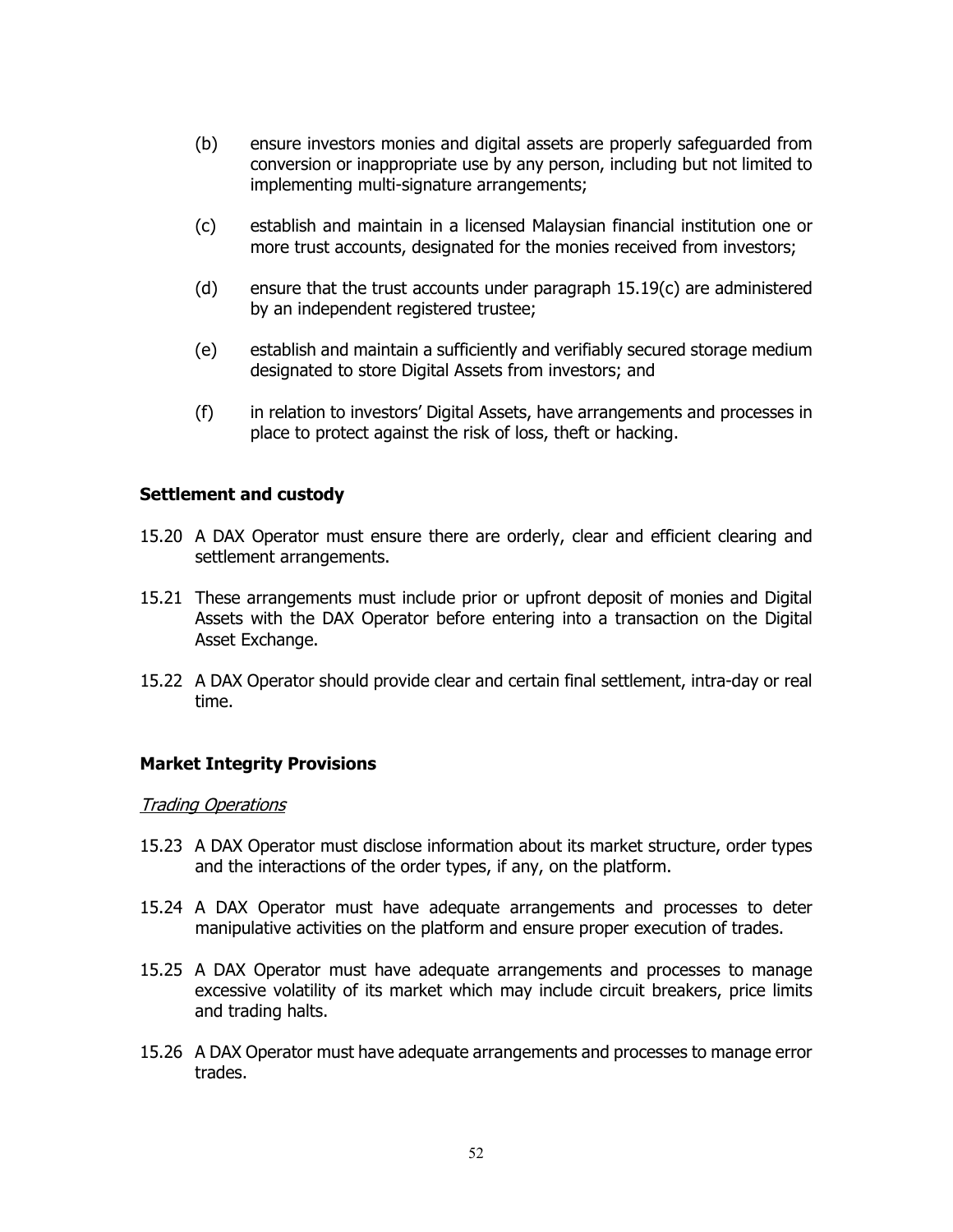(b) ensure investors monies and digital assets are properly safeguarded from conversion or inappropriate use by any person, including but not limited to implementing multi-signature arrangements;

(c) establish and maintain in a licensed Malaysian financial institution one or more trust accounts, designated for the monies received from investors;

(d) ensure that the trust accounts under paragraph 15.19(c) are administered by an independent registered trustee;

(e) establish and maintain a sufficiently and verifiably secured storage medium designated to store Digital Assets from investors; and

(f) in relation to investors' Digital Assets, have arrangements and processes in place to protect against the risk of loss, theft or hacking.

### Settlement and custody

15.20 A DAX Operator must ensure there are orderly, clear and efficient clearing and settlement arrangements.

15.21 These arrangements must include prior or upfront deposit of monies and Digital Assets with the DAX Operator before entering into a transaction on the Digital Asset Exchange.

15.22 A DAX Operator should provide clear and certain final settlement, intra-day or real time.

### Market Integrity Provisions

*Trading Operations*

15.23 A DAX Operator must disclose information about its market structure, order types and the interactions of the order types, if any, on the platform.

15.24 A DAX Operator must have adequate arrangements and processes to deter manipulative activities on the platform and ensure proper execution of trades.

15.25 A DAX Operator must have adequate arrangements and processes to manage excessive volatility of its market which may include circuit breakers, price limits and trading halts.

15.26 A DAX Operator must have adequate arrangements and processes to manage error trades.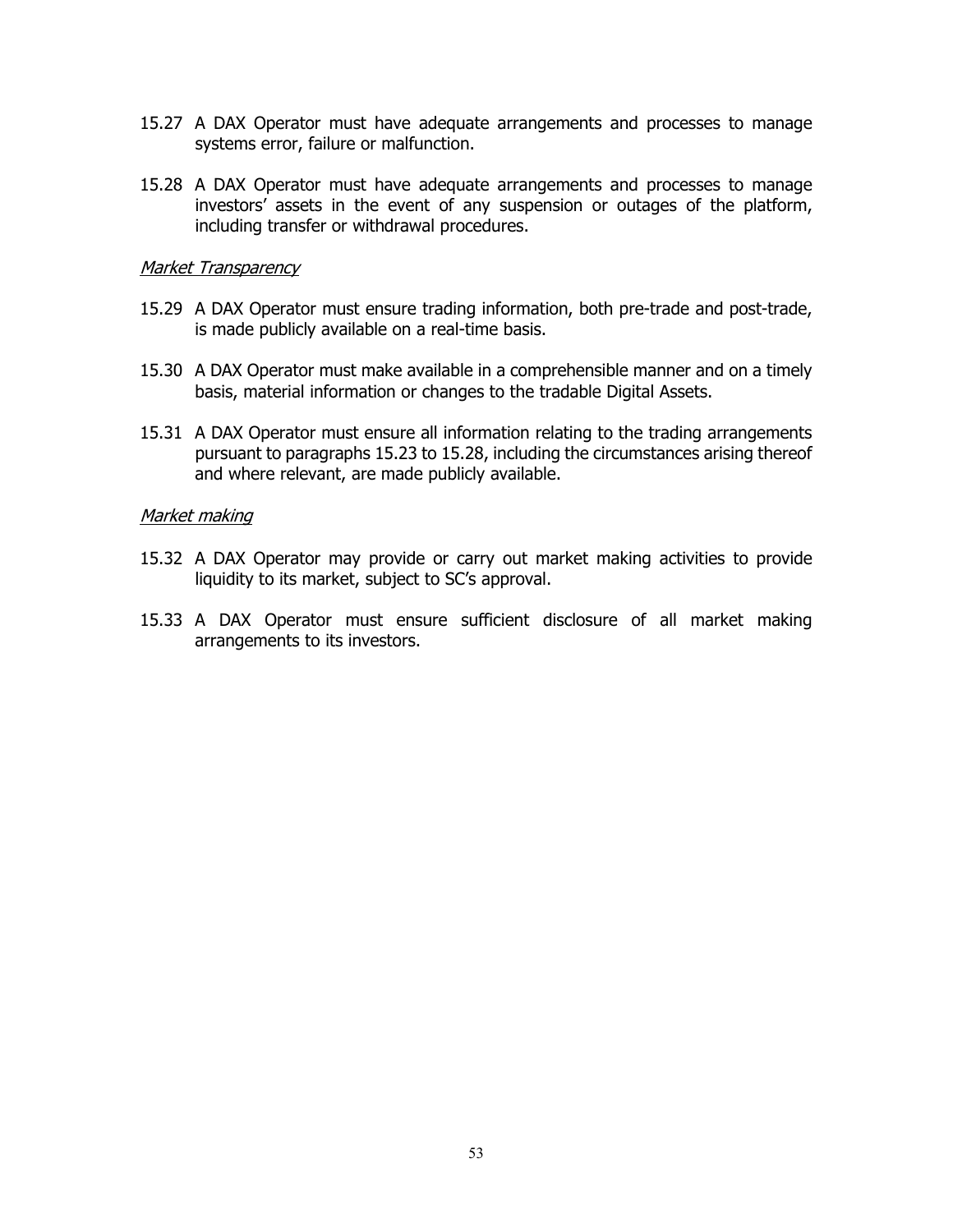15.27 A DAX Operator must have adequate arrangements and processes to manage systems error, failure or malfunction.

15.28 A DAX Operator must have adequate arrangements and processes to manage investors' assets in the event of any suspension or outages of the platform, including transfer or withdrawal procedures.

*Market Transparency*

15.29 A DAX Operator must ensure trading information, both pre-trade and post-trade, is made publicly available on a real-time basis.

15.30 A DAX Operator must make available in a comprehensible manner and on a timely basis, material information or changes to the tradable Digital Assets.

15.31 A DAX Operator must ensure all information relating to the trading arrangements pursuant to paragraphs 15.23 to 15.28, including the circumstances arising thereof and where relevant, are made publicly available.

*Market making*

15.32 A DAX Operator may provide or carry out market making activities to provide liquidity to its market, subject to SC's approval.

15.33 A DAX Operator must ensure sufficient disclosure of all market making arrangements to its investors.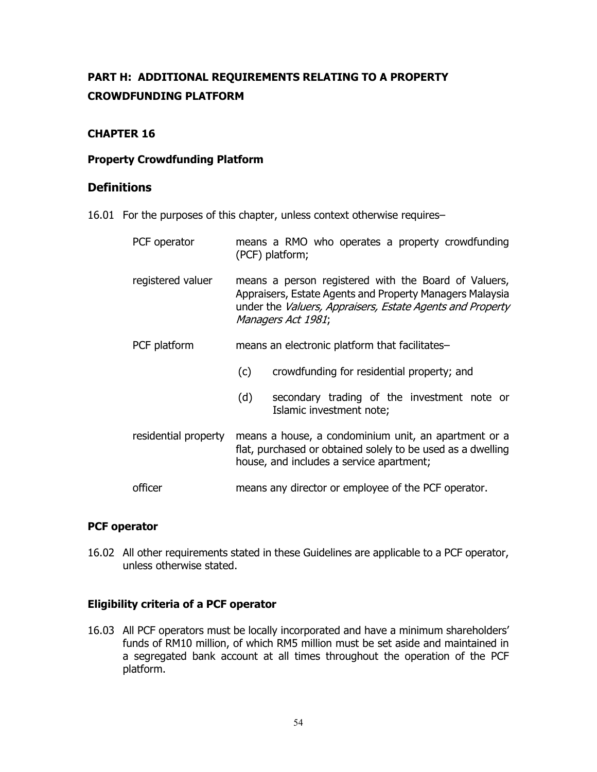# PART H: ADDITIONAL REQUIREMENTS RELATING TO A PROPERTY CROWDFUNDING PLATFORM

## CHAPTER 16

### Property Crowdfunding Platform

## Definitions

16.01 For the purposes of this chapter, unless context otherwise requires–

| | |
|---|---|
| PCF operator | means a RMO who operates a property crowdfunding (PCF) platform; |
| registered valuer | means a person registered with the Board of Valuers, Appraisers, Estate Agents and Property Managers Malaysia under the *Valuers, Appraisers, Estate Agents and Property Managers Act 1981*; |
| PCF platform | means an electronic platform that facilitates–<br>(c) crowdfunding for residential property; and<br>(d) secondary trading of the investment note or Islamic investment note; |
| residential property | means a house, a condominium unit, an apartment or a flat, purchased or obtained solely to be used as a dwelling house, and includes a service apartment; |
| officer | means any director or employee of the PCF operator. |

### PCF operator

16.02 All other requirements stated in these Guidelines are applicable to a PCF operator, unless otherwise stated.

### Eligibility criteria of a PCF operator

16.03 All PCF operators must be locally incorporated and have a minimum shareholders' funds of RM10 million, of which RM5 million must be set aside and maintained in a segregated bank account at all times throughout the operation of the PCF platform.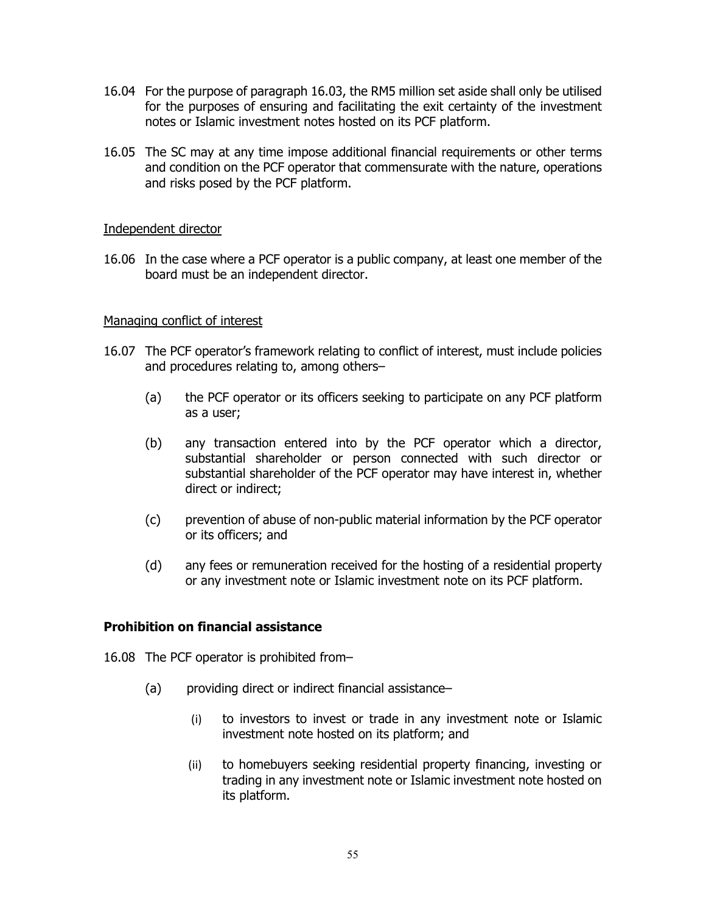16.04 For the purpose of paragraph 16.03, the RM5 million set aside shall only be utilised for the purposes of ensuring and facilitating the exit certainty of the investment notes or Islamic investment notes hosted on its PCF platform.

16.05 The SC may at any time impose additional financial requirements or other terms and condition on the PCF operator that commensurate with the nature, operations and risks posed by the PCF platform.

<u>Independent director</u>

16.06 In the case where a PCF operator is a public company, at least one member of the board must be an independent director.

<u>Managing conflict of interest</u>

16.07 The PCF operator's framework relating to conflict of interest, must include policies and procedures relating to, among others–

(a) the PCF operator or its officers seeking to participate on any PCF platform as a user;

(b) any transaction entered into by the PCF operator which a director, substantial shareholder or person connected with such director or substantial shareholder of the PCF operator may have interest in, whether direct or indirect;

(c) prevention of abuse of non-public material information by the PCF operator or its officers; and

(d) any fees or remuneration received for the hosting of a residential property or any investment note or Islamic investment note on its PCF platform.

**Prohibition on financial assistance**

16.08 The PCF operator is prohibited from–

(a) providing direct or indirect financial assistance–

(i) to investors to invest or trade in any investment note or Islamic investment note hosted on its platform; and

(ii) to homebuyers seeking residential property financing, investing or trading in any investment note or Islamic investment note hosted on its platform.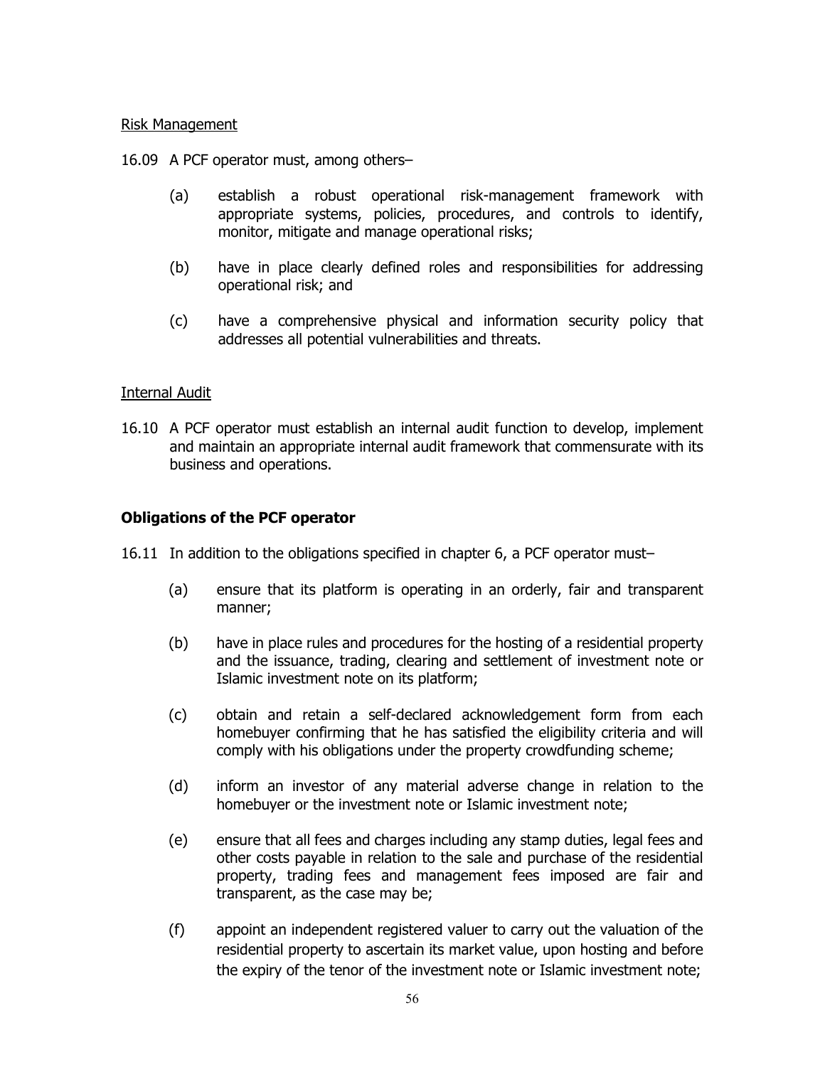Risk Management

16.09 A PCF operator must, among others–

(a) establish a robust operational risk-management framework with appropriate systems, policies, procedures, and controls to identify, monitor, mitigate and manage operational risks;

(b) have in place clearly defined roles and responsibilities for addressing operational risk; and

(c) have a comprehensive physical and information security policy that addresses all potential vulnerabilities and threats.

Internal Audit

16.10 A PCF operator must establish an internal audit function to develop, implement and maintain an appropriate internal audit framework that commensurate with its business and operations.

**Obligations of the PCF operator**

16.11 In addition to the obligations specified in chapter 6, a PCF operator must–

(a) ensure that its platform is operating in an orderly, fair and transparent manner;

(b) have in place rules and procedures for the hosting of a residential property and the issuance, trading, clearing and settlement of investment note or Islamic investment note on its platform;

(c) obtain and retain a self-declared acknowledgement form from each homebuyer confirming that he has satisfied the eligibility criteria and will comply with his obligations under the property crowdfunding scheme;

(d) inform an investor of any material adverse change in relation to the homebuyer or the investment note or Islamic investment note;

(e) ensure that all fees and charges including any stamp duties, legal fees and other costs payable in relation to the sale and purchase of the residential property, trading fees and management fees imposed are fair and transparent, as the case may be;

(f) appoint an independent registered valuer to carry out the valuation of the residential property to ascertain its market value, upon hosting and before the expiry of the tenor of the investment note or Islamic investment note;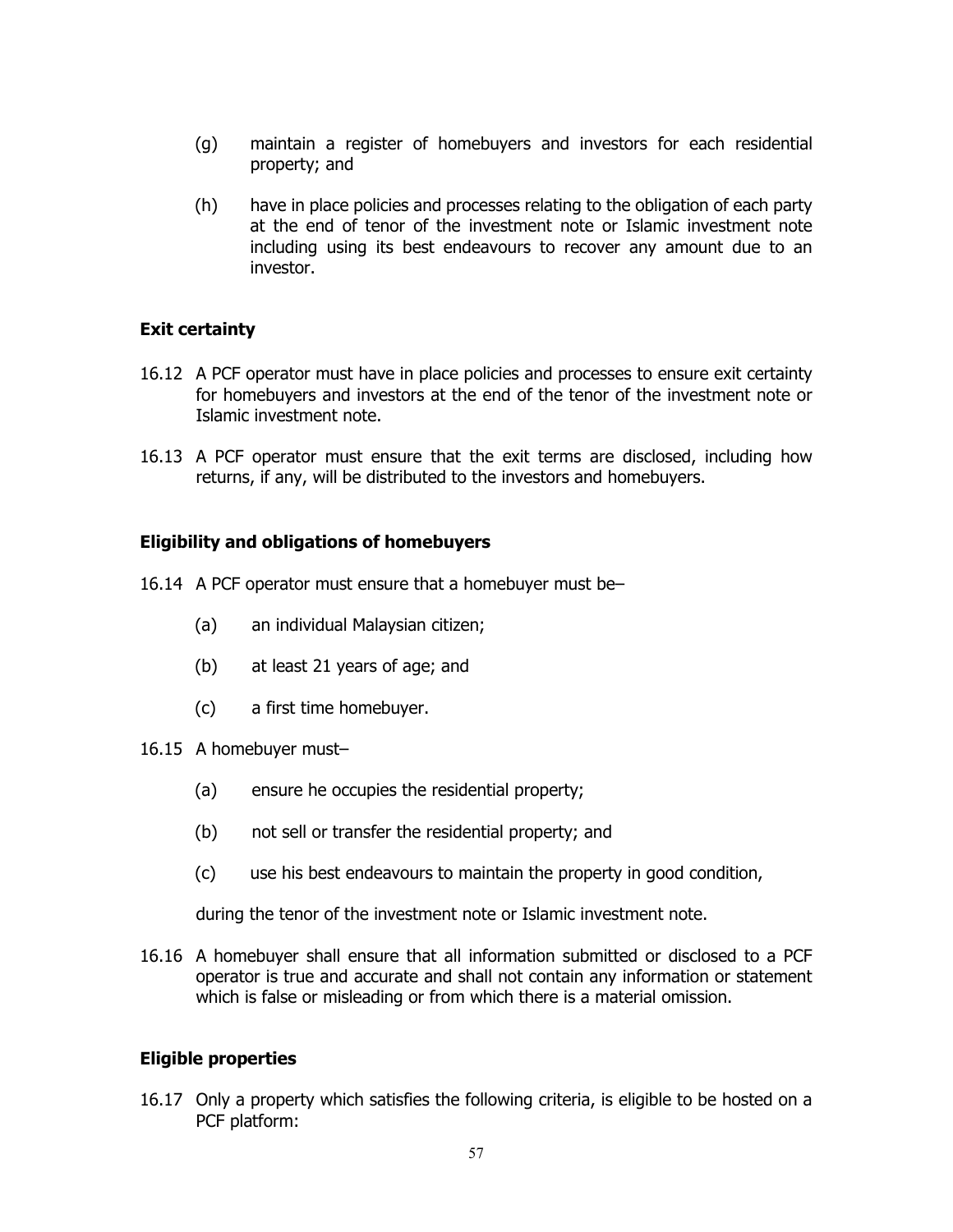(g) maintain a register of homebuyers and investors for each residential property; and

(h) have in place policies and processes relating to the obligation of each party at the end of tenor of the investment note or Islamic investment note including using its best endeavours to recover any amount due to an investor.

### Exit certainty

16.12 A PCF operator must have in place policies and processes to ensure exit certainty for homebuyers and investors at the end of the tenor of the investment note or Islamic investment note.

16.13 A PCF operator must ensure that the exit terms are disclosed, including how returns, if any, will be distributed to the investors and homebuyers.

### Eligibility and obligations of homebuyers

16.14 A PCF operator must ensure that a homebuyer must be–

(a) an individual Malaysian citizen;

(b) at least 21 years of age; and

(c) a first time homebuyer.

16.15 A homebuyer must–

(a) ensure he occupies the residential property;

(b) not sell or transfer the residential property; and

(c) use his best endeavours to maintain the property in good condition,

during the tenor of the investment note or Islamic investment note.

16.16 A homebuyer shall ensure that all information submitted or disclosed to a PCF operator is true and accurate and shall not contain any information or statement which is false or misleading or from which there is a material omission.

### Eligible properties

16.17 Only a property which satisfies the following criteria, is eligible to be hosted on a PCF platform: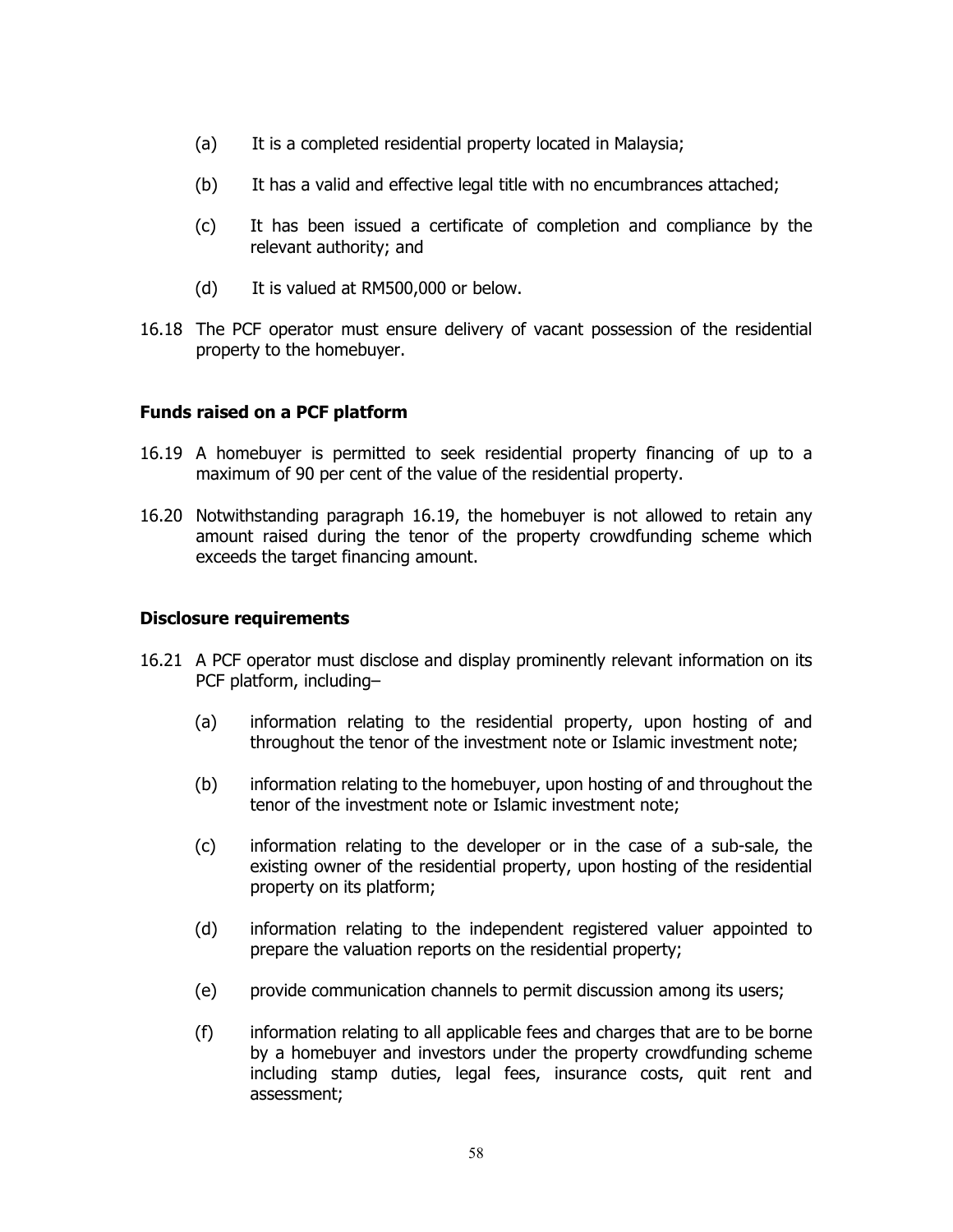(a) It is a completed residential property located in Malaysia;

(b) It has a valid and effective legal title with no encumbrances attached;

(c) It has been issued a certificate of completion and compliance by the relevant authority; and

(d) It is valued at RM500,000 or below.

16.18 The PCF operator must ensure delivery of vacant possession of the residential property to the homebuyer.

### Funds raised on a PCF platform

16.19 A homebuyer is permitted to seek residential property financing of up to a maximum of 90 per cent of the value of the residential property.

16.20 Notwithstanding paragraph 16.19, the homebuyer is not allowed to retain any amount raised during the tenor of the property crowdfunding scheme which exceeds the target financing amount.

### Disclosure requirements

16.21 A PCF operator must disclose and display prominently relevant information on its PCF platform, including–

(a) information relating to the residential property, upon hosting of and throughout the tenor of the investment note or Islamic investment note;

(b) information relating to the homebuyer, upon hosting of and throughout the tenor of the investment note or Islamic investment note;

(c) information relating to the developer or in the case of a sub-sale, the existing owner of the residential property, upon hosting of the residential property on its platform;

(d) information relating to the independent registered valuer appointed to prepare the valuation reports on the residential property;

(e) provide communication channels to permit discussion among its users;

(f) information relating to all applicable fees and charges that are to be borne by a homebuyer and investors under the property crowdfunding scheme including stamp duties, legal fees, insurance costs, quit rent and assessment;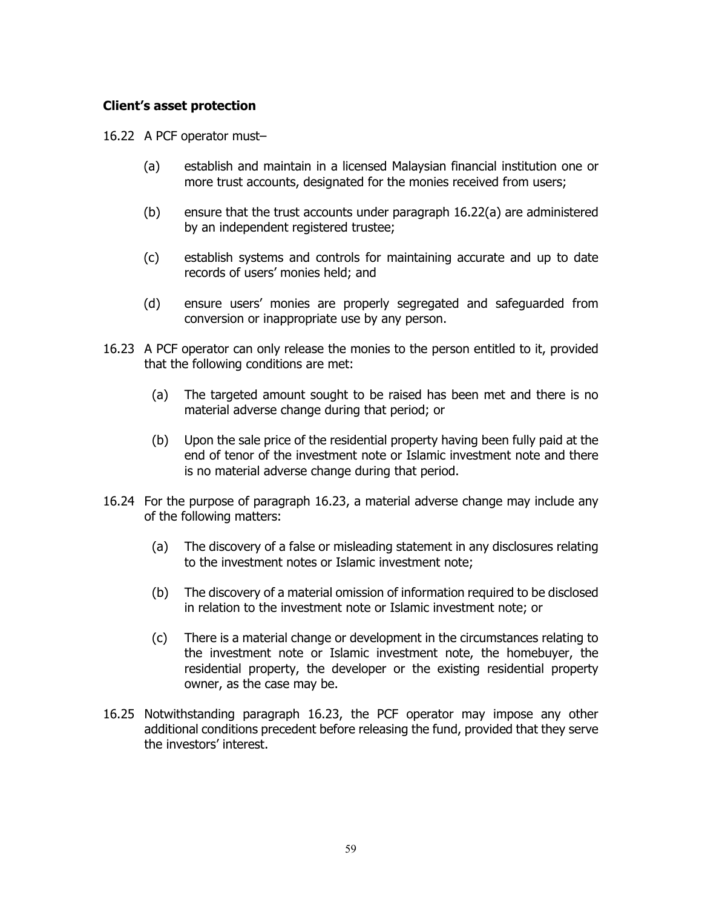**Client's asset protection**

16.22 A PCF operator must–

(a) establish and maintain in a licensed Malaysian financial institution one or more trust accounts, designated for the monies received from users;

(b) ensure that the trust accounts under paragraph 16.22(a) are administered by an independent registered trustee;

(c) establish systems and controls for maintaining accurate and up to date records of users' monies held; and

(d) ensure users' monies are properly segregated and safeguarded from conversion or inappropriate use by any person.

16.23 A PCF operator can only release the monies to the person entitled to it, provided that the following conditions are met:

(a) The targeted amount sought to be raised has been met and there is no material adverse change during that period; or

(b) Upon the sale price of the residential property having been fully paid at the end of tenor of the investment note or Islamic investment note and there is no material adverse change during that period.

16.24 For the purpose of paragraph 16.23, a material adverse change may include any of the following matters:

(a) The discovery of a false or misleading statement in any disclosures relating to the investment notes or Islamic investment note;

(b) The discovery of a material omission of information required to be disclosed in relation to the investment note or Islamic investment note; or

(c) There is a material change or development in the circumstances relating to the investment note or Islamic investment note, the homebuyer, the residential property, the developer or the existing residential property owner, as the case may be.

16.25 Notwithstanding paragraph 16.23, the PCF operator may impose any other additional conditions precedent before releasing the fund, provided that they serve the investors' interest.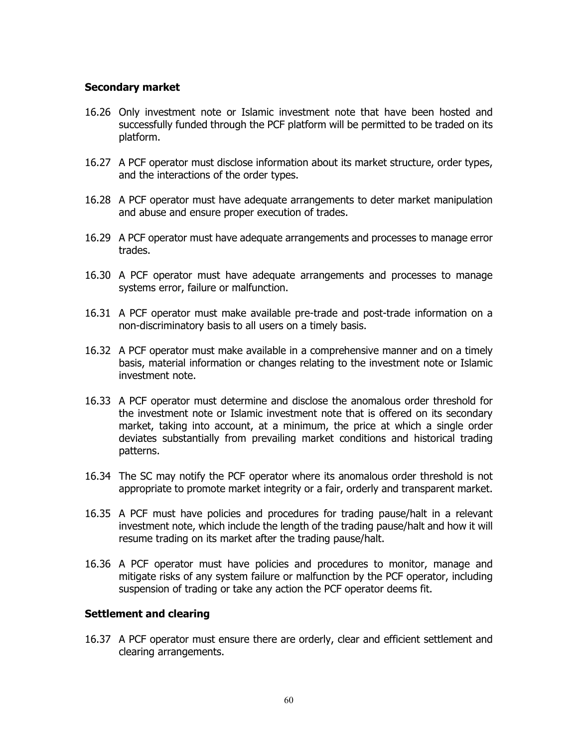### Secondary market

16.26 Only investment note or Islamic investment note that have been hosted and successfully funded through the PCF platform will be permitted to be traded on its platform.

16.27 A PCF operator must disclose information about its market structure, order types, and the interactions of the order types.

16.28 A PCF operator must have adequate arrangements to deter market manipulation and abuse and ensure proper execution of trades.

16.29 A PCF operator must have adequate arrangements and processes to manage error trades.

16.30 A PCF operator must have adequate arrangements and processes to manage systems error, failure or malfunction.

16.31 A PCF operator must make available pre-trade and post-trade information on a non-discriminatory basis to all users on a timely basis.

16.32 A PCF operator must make available in a comprehensive manner and on a timely basis, material information or changes relating to the investment note or Islamic investment note.

16.33 A PCF operator must determine and disclose the anomalous order threshold for the investment note or Islamic investment note that is offered on its secondary market, taking into account, at a minimum, the price at which a single order deviates substantially from prevailing market conditions and historical trading patterns.

16.34 The SC may notify the PCF operator where its anomalous order threshold is not appropriate to promote market integrity or a fair, orderly and transparent market.

16.35 A PCF must have policies and procedures for trading pause/halt in a relevant investment note, which include the length of the trading pause/halt and how it will resume trading on its market after the trading pause/halt.

16.36 A PCF operator must have policies and procedures to monitor, manage and mitigate risks of any system failure or malfunction by the PCF operator, including suspension of trading or take any action the PCF operator deems fit.

### Settlement and clearing

16.37 A PCF operator must ensure there are orderly, clear and efficient settlement and clearing arrangements.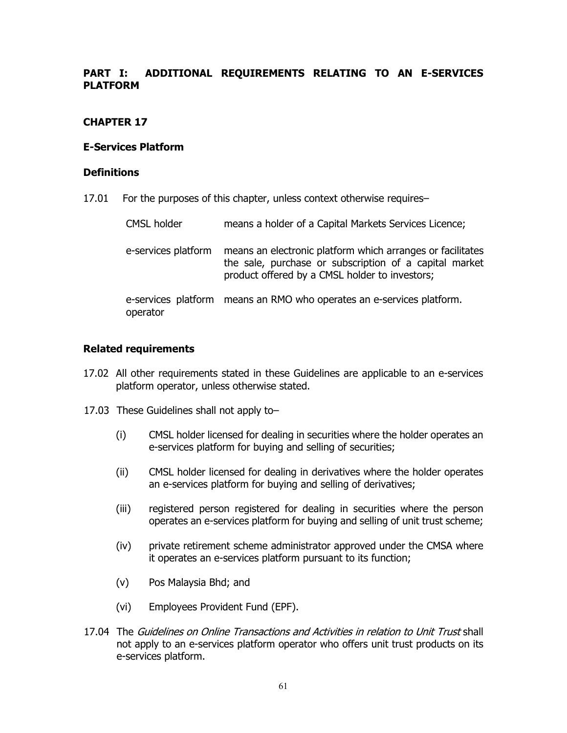## PART I: ADDITIONAL REQUIREMENTS RELATING TO AN E-SERVICES PLATFORM

## CHAPTER 17

### E-Services Platform

### Definitions

17.01 For the purposes of this chapter, unless context otherwise requires–

| | |
|---|---|
| CMSL holder | means a holder of a Capital Markets Services Licence; |
| e-services platform | means an electronic platform which arranges or facilitates the sale, purchase or subscription of a capital market product offered by a CMSL holder to investors; |
| e-services platform operator | means an RMO who operates an e-services platform. |

### Related requirements

17.02 All other requirements stated in these Guidelines are applicable to an e-services platform operator, unless otherwise stated.

17.03 These Guidelines shall not apply to–

(i) CMSL holder licensed for dealing in securities where the holder operates an e-services platform for buying and selling of securities;

(ii) CMSL holder licensed for dealing in derivatives where the holder operates an e-services platform for buying and selling of derivatives;

(iii) registered person registered for dealing in securities where the person operates an e-services platform for buying and selling of unit trust scheme;

(iv) private retirement scheme administrator approved under the CMSA where it operates an e-services platform pursuant to its function;

(v) Pos Malaysia Bhd; and

(vi) Employees Provident Fund (EPF).

17.04 The *Guidelines on Online Transactions and Activities in relation to Unit Trust* shall not apply to an e-services platform operator who offers unit trust products on its e-services platform.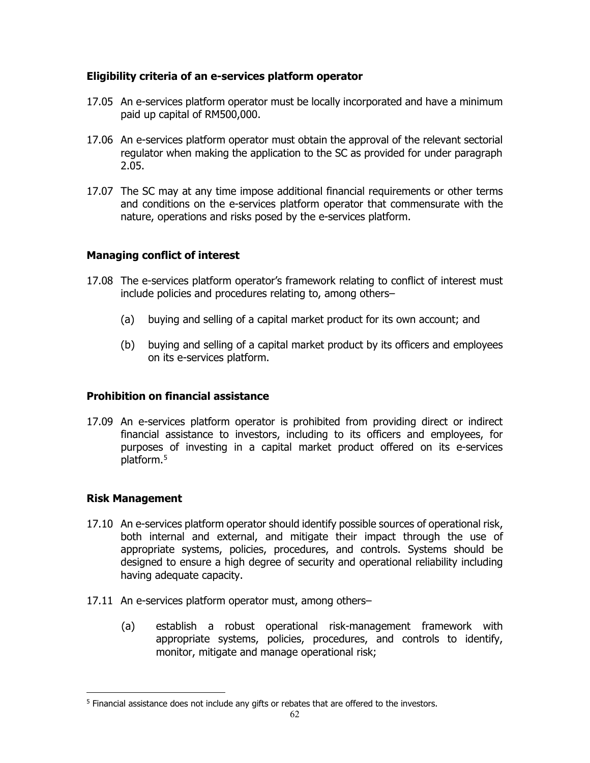### Eligibility criteria of an e-services platform operator

17.05 An e-services platform operator must be locally incorporated and have a minimum paid up capital of RM500,000.

17.06 An e-services platform operator must obtain the approval of the relevant sectorial regulator when making the application to the SC as provided for under paragraph 2.05.

17.07 The SC may at any time impose additional financial requirements or other terms and conditions on the e-services platform operator that commensurate with the nature, operations and risks posed by the e-services platform.

### Managing conflict of interest

17.08 The e-services platform operator's framework relating to conflict of interest must include policies and procedures relating to, among others–

(a) buying and selling of a capital market product for its own account; and

(b) buying and selling of a capital market product by its officers and employees on its e-services platform.

### Prohibition on financial assistance

17.09 An e-services platform operator is prohibited from providing direct or indirect financial assistance to investors, including to its officers and employees, for purposes of investing in a capital market product offered on its e-services platform.[5]

### Risk Management

17.10 An e-services platform operator should identify possible sources of operational risk, both internal and external, and mitigate their impact through the use of appropriate systems, policies, procedures, and controls. Systems should be designed to ensure a high degree of security and operational reliability including having adequate capacity.

17.11 An e-services platform operator must, among others–

(a) establish a robust operational risk-management framework with appropriate systems, policies, procedures, and controls to identify, monitor, mitigate and manage operational risk;

---

[5] Financial assistance does not include any gifts or rebates that are offered to the investors.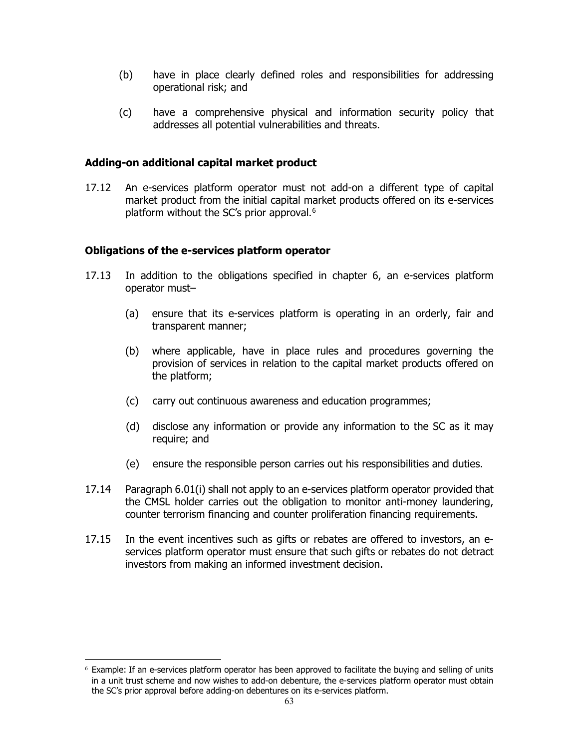(b) have in place clearly defined roles and responsibilities for addressing operational risk; and

(c) have a comprehensive physical and information security policy that addresses all potential vulnerabilities and threats.

**Adding-on additional capital market product**

17.12 An e-services platform operator must not add-on a different type of capital market product from the initial capital market products offered on its e-services platform without the SC's prior approval.[6]

**Obligations of the e-services platform operator**

17.13 In addition to the obligations specified in chapter 6, an e-services platform operator must–

(a) ensure that its e-services platform is operating in an orderly, fair and transparent manner;

(b) where applicable, have in place rules and procedures governing the provision of services in relation to the capital market products offered on the platform;

(c) carry out continuous awareness and education programmes;

(d) disclose any information or provide any information to the SC as it may require; and

(e) ensure the responsible person carries out his responsibilities and duties.

17.14 Paragraph 6.01(i) shall not apply to an e-services platform operator provided that the CMSL holder carries out the obligation to monitor anti-money laundering, counter terrorism financing and counter proliferation financing requirements.

17.15 In the event incentives such as gifts or rebates are offered to investors, an e-services platform operator must ensure that such gifts or rebates do not detract investors from making an informed investment decision.

---

[6] Example: If an e-services platform operator has been approved to facilitate the buying and selling of units in a unit trust scheme and now wishes to add-on debenture, the e-services platform operator must obtain the SC's prior approval before adding-on debentures on its e-services platform.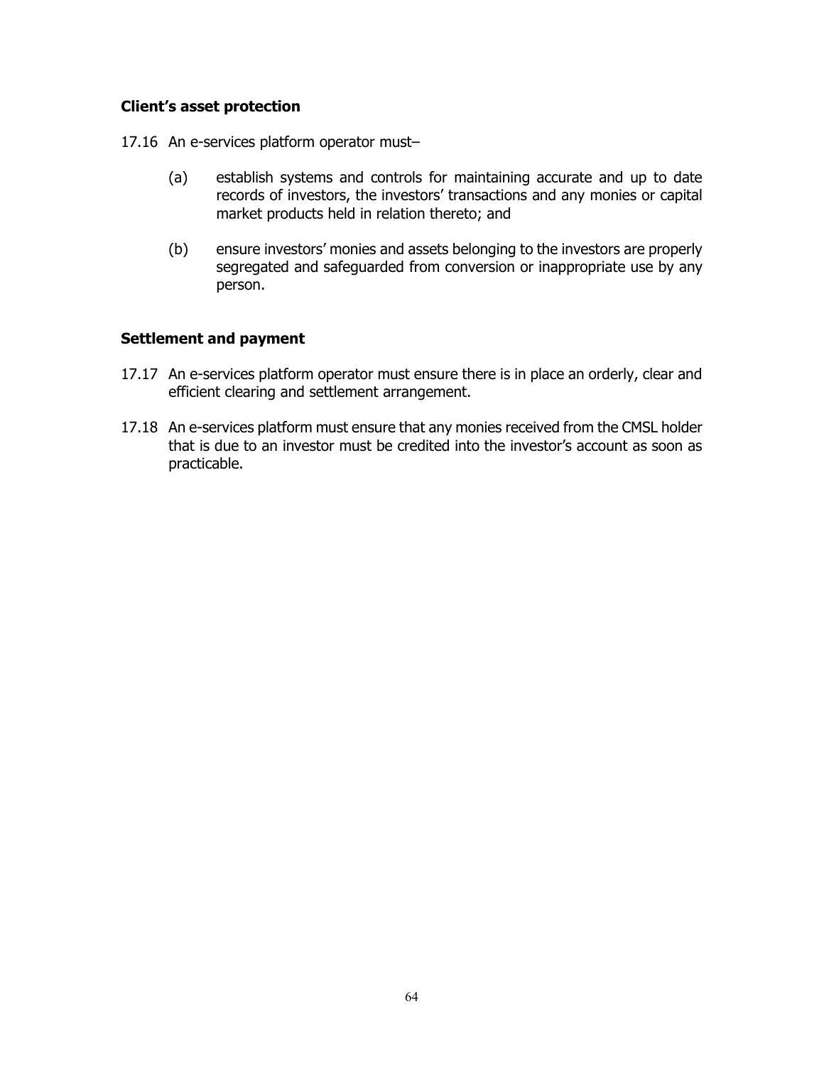**Client's asset protection**

17.16 An e-services platform operator must–

(a) establish systems and controls for maintaining accurate and up to date records of investors, the investors' transactions and any monies or capital market products held in relation thereto; and

(b) ensure investors' monies and assets belonging to the investors are properly segregated and safeguarded from conversion or inappropriate use by any person.

**Settlement and payment**

17.17 An e-services platform operator must ensure there is in place an orderly, clear and efficient clearing and settlement arrangement.

17.18 An e-services platform must ensure that any monies received from the CMSL holder that is due to an investor must be credited into the investor's account as soon as practicable.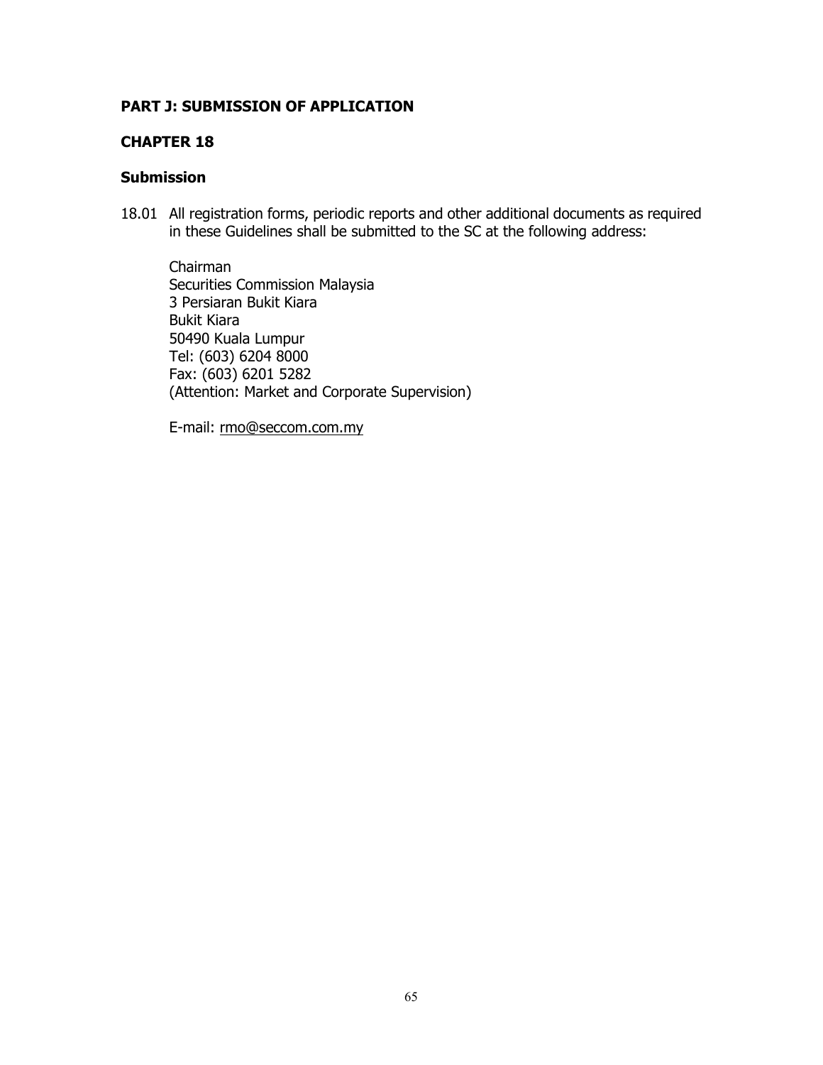## PART J: SUBMISSION OF APPLICATION

## CHAPTER 18

### Submission

18.01 All registration forms, periodic reports and other additional documents as required in these Guidelines shall be submitted to the SC at the following address:

Chairman
Securities Commission Malaysia
3 Persiaran Bukit Kiara
Bukit Kiara
50490 Kuala Lumpur
Tel: (603) 6204 8000
Fax: (603) 6201 5282
(Attention: Market and Corporate Supervision)

E-mail: rmo@seccom.com.my